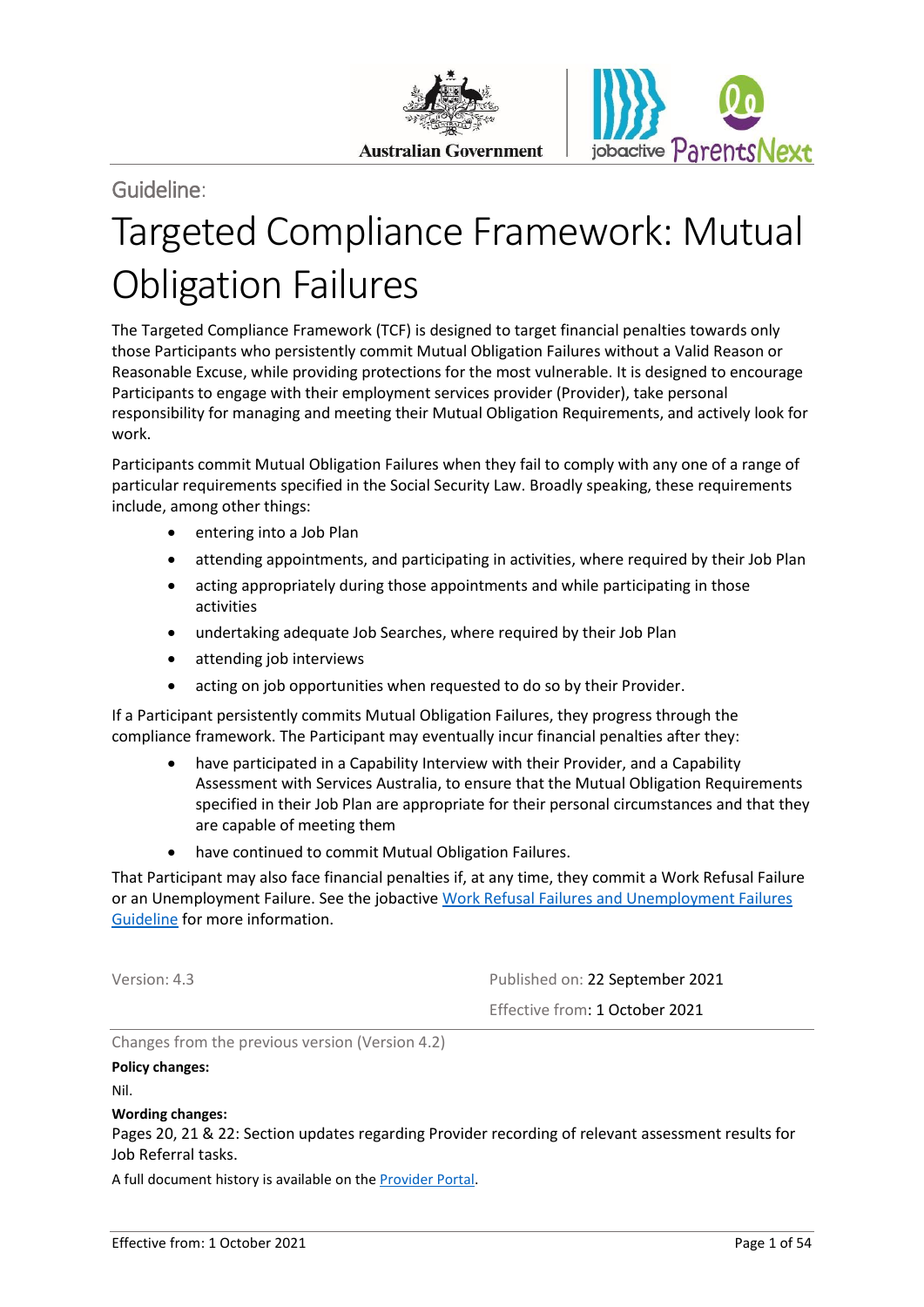Guideline:

# Targeted Compliance Framework: Mutual Obligation Failures

The Targeted Compliance Framework (TCF) is designed to target financial penalties towards only those Participants who persistently commit Mutual Obligation Failures without a Valid Reason or Reasonable Excuse, while providing protections for the most vulnerable. It is designed to encourage Participants to engage with their employment services provider (Provider), take personal responsibility for managing and meeting their Mutual Obligation Requirements, and actively look for work.

Participants commit Mutual Obligation Failures when they fail to comply with any one of a range of particular requirements specified in the Social Security Law. Broadly speaking, these requirements include, among other things:

- entering into a Job Plan
- attending appointments, and participating in activities, where required by their Job Plan
- acting appropriately during those appointments and while participating in those activities
- undertaking adequate Job Searches, where required by their Job Plan
- attending job interviews
- acting on job opportunities when requested to do so by their Provider.

If a Participant persistently commits Mutual Obligation Failures, they progress through the compliance framework. The Participant may eventually incur financial penalties after they:

- have participated in a Capability Interview with their Provider, and a Capability Assessment with Services Australia, to ensure that the Mutual Obligation Requirements specified in their Job Plan are appropriate for their personal circumstances and that they are capable of meeting them
- have continued to commit Mutual Obligation Failures.

That Participant may also face financial penalties if, at any time, they commit a Work Refusal Failure or an Unemployment Failure. See the jobactive Work Refusal Failures and Unemployment Failures Guideline for more information.

Version: 4.3

Published on: 22 September 2021

Effective from: 1 October 2021

Changes from the previous version (Version 4.2)

**Policy changes:**

Nil.

**Wording changes:**

Pages 20, 21 & 22: Section updates regarding Provider recording of relevant assessment results for Job Referral tasks.

A full document history is available on the Provider Portal.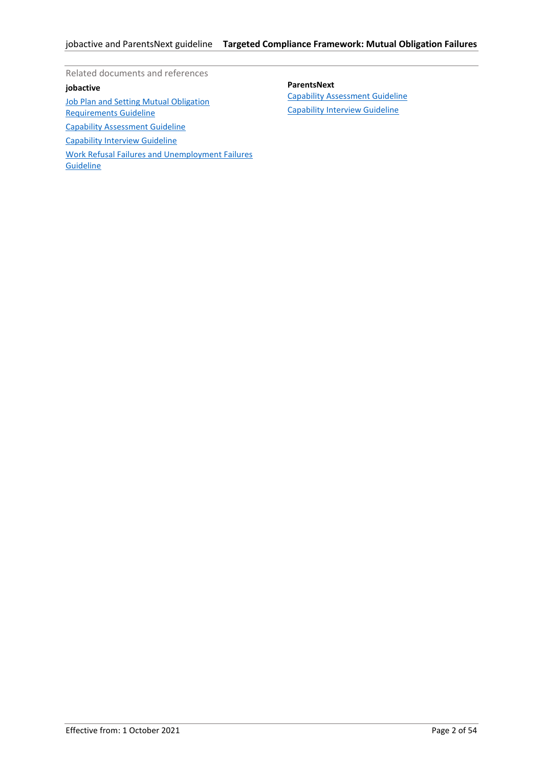Related documents and references

**jobactive**

Job Plan and Setting Mutual Obligation Requirements Guideline

Capability Assessment Guideline

Capability Interview Guideline

Work Refusal Failures and Unemployment Failures Guideline

**ParentsNext**

Capability Assessment Guideline

Capability Interview Guideline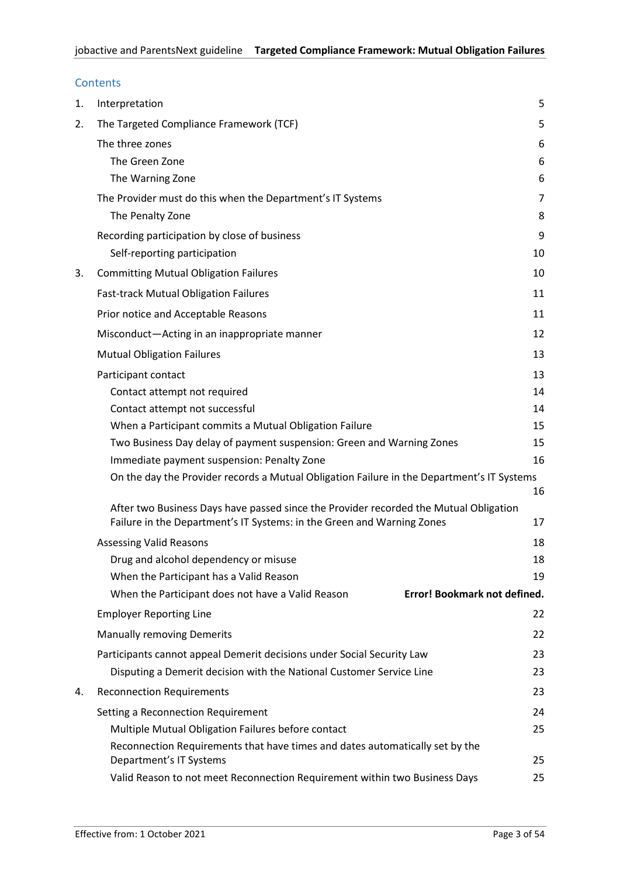## Contents

1. Interpretation 5
2. The Targeted Compliance Framework (TCF) 5
    - The three zones 6
        - The Green Zone 6
        - The Warning Zone 6
    - The Provider must do this when the Department's IT Systems 7
        - The Penalty Zone 8
    - Recording participation by close of business 9
        - Self-reporting participation 10
3. Committing Mutual Obligation Failures 10
    - Fast-track Mutual Obligation Failures 11
    - Prior notice and Acceptable Reasons 11
    - Misconduct—Acting in an inappropriate manner 12
    - Mutual Obligation Failures 13
    - Participant contact 13
        - Contact attempt not required 14
        - Contact attempt not successful 14
        - When a Participant commits a Mutual Obligation Failure 15
        - Two Business Day delay of payment suspension: Green and Warning Zones 15
        - Immediate payment suspension: Penalty Zone 16
        - On the day the Provider records a Mutual Obligation Failure in the Department's IT Systems 16
        - After two Business Days have passed since the Provider recorded the Mutual Obligation Failure in the Department's IT Systems: in the Green and Warning Zones 17
    - Assessing Valid Reasons 18
        - Drug and alcohol dependency or misuse 18
        - When the Participant has a Valid Reason 19
        - When the Participant does not have a Valid Reason **Error! Bookmark not defined.**
    - Employer Reporting Line 22
    - Manually removing Demerits 22
    - Participants cannot appeal Demerit decisions under Social Security Law 23
        - Disputing a Demerit decision with the National Customer Service Line 23
4. Reconnection Requirements 23
    - Setting a Reconnection Requirement 24
        - Multiple Mutual Obligation Failures before contact 25
        - Reconnection Requirements that have times and dates automatically set by the Department's IT Systems 25
        - Valid Reason to not meet Reconnection Requirement within two Business Days 25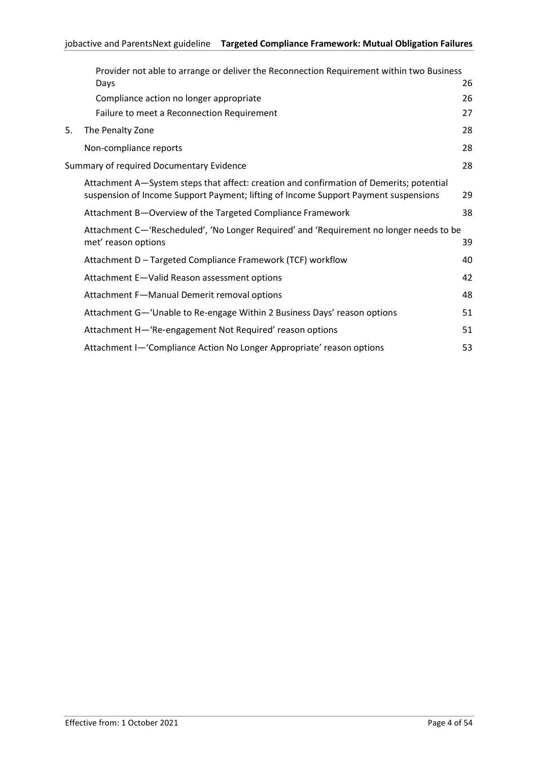Provider not able to arrange or deliver the Reconnection Requirement within two Business Days 26

Compliance action no longer appropriate 26

Failure to meet a Reconnection Requirement 27

5. The Penalty Zone 28

Non-compliance reports 28

Summary of required Documentary Evidence 28

Attachment A—System steps that affect: creation and confirmation of Demerits; potential suspension of Income Support Payment; lifting of Income Support Payment suspensions 29

Attachment B—Overview of the Targeted Compliance Framework 38

Attachment C—'Rescheduled', 'No Longer Required' and 'Requirement no longer needs to be met' reason options 39

Attachment D – Targeted Compliance Framework (TCF) workflow 40

Attachment E—Valid Reason assessment options 42

Attachment F—Manual Demerit removal options 48

Attachment G—'Unable to Re-engage Within 2 Business Days' reason options 51

Attachment H—'Re-engagement Not Required' reason options 51

Attachment I—'Compliance Action No Longer Appropriate' reason options 53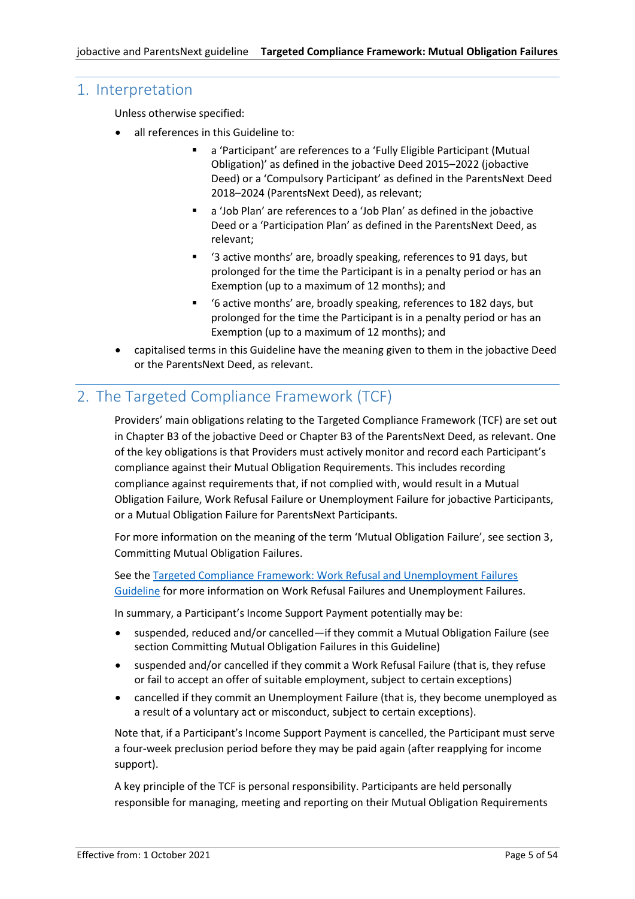## 1. Interpretation

Unless otherwise specified:

- all references in this Guideline to:
    - a 'Participant' are references to a 'Fully Eligible Participant (Mutual Obligation)' as defined in the jobactive Deed 2015–2022 (jobactive Deed) or a 'Compulsory Participant' as defined in the ParentsNext Deed 2018–2024 (ParentsNext Deed), as relevant;
    - a 'Job Plan' are references to a 'Job Plan' as defined in the jobactive Deed or a 'Participation Plan' as defined in the ParentsNext Deed, as relevant;
    - '3 active months' are, broadly speaking, references to 91 days, but prolonged for the time the Participant is in a penalty period or has an Exemption (up to a maximum of 12 months); and
    - '6 active months' are, broadly speaking, references to 182 days, but prolonged for the time the Participant is in a penalty period or has an Exemption (up to a maximum of 12 months); and
- capitalised terms in this Guideline have the meaning given to them in the jobactive Deed or the ParentsNext Deed, as relevant.

## 2. The Targeted Compliance Framework (TCF)

Providers' main obligations relating to the Targeted Compliance Framework (TCF) are set out in Chapter B3 of the jobactive Deed or Chapter B3 of the ParentsNext Deed, as relevant. One of the key obligations is that Providers must actively monitor and record each Participant's compliance against their Mutual Obligation Requirements. This includes recording compliance against requirements that, if not complied with, would result in a Mutual Obligation Failure, Work Refusal Failure or Unemployment Failure for jobactive Participants, or a Mutual Obligation Failure for ParentsNext Participants.

For more information on the meaning of the term 'Mutual Obligation Failure', see section 3, Committing Mutual Obligation Failures.

See the Targeted Compliance Framework: Work Refusal and Unemployment Failures Guideline for more information on Work Refusal Failures and Unemployment Failures.

In summary, a Participant's Income Support Payment potentially may be:

- suspended, reduced and/or cancelled—if they commit a Mutual Obligation Failure (see section Committing Mutual Obligation Failures in this Guideline)
- suspended and/or cancelled if they commit a Work Refusal Failure (that is, they refuse or fail to accept an offer of suitable employment, subject to certain exceptions)
- cancelled if they commit an Unemployment Failure (that is, they become unemployed as a result of a voluntary act or misconduct, subject to certain exceptions).

Note that, if a Participant's Income Support Payment is cancelled, the Participant must serve a four-week preclusion period before they may be paid again (after reapplying for income support).

A key principle of the TCF is personal responsibility. Participants are held personally responsible for managing, meeting and reporting on their Mutual Obligation Requirements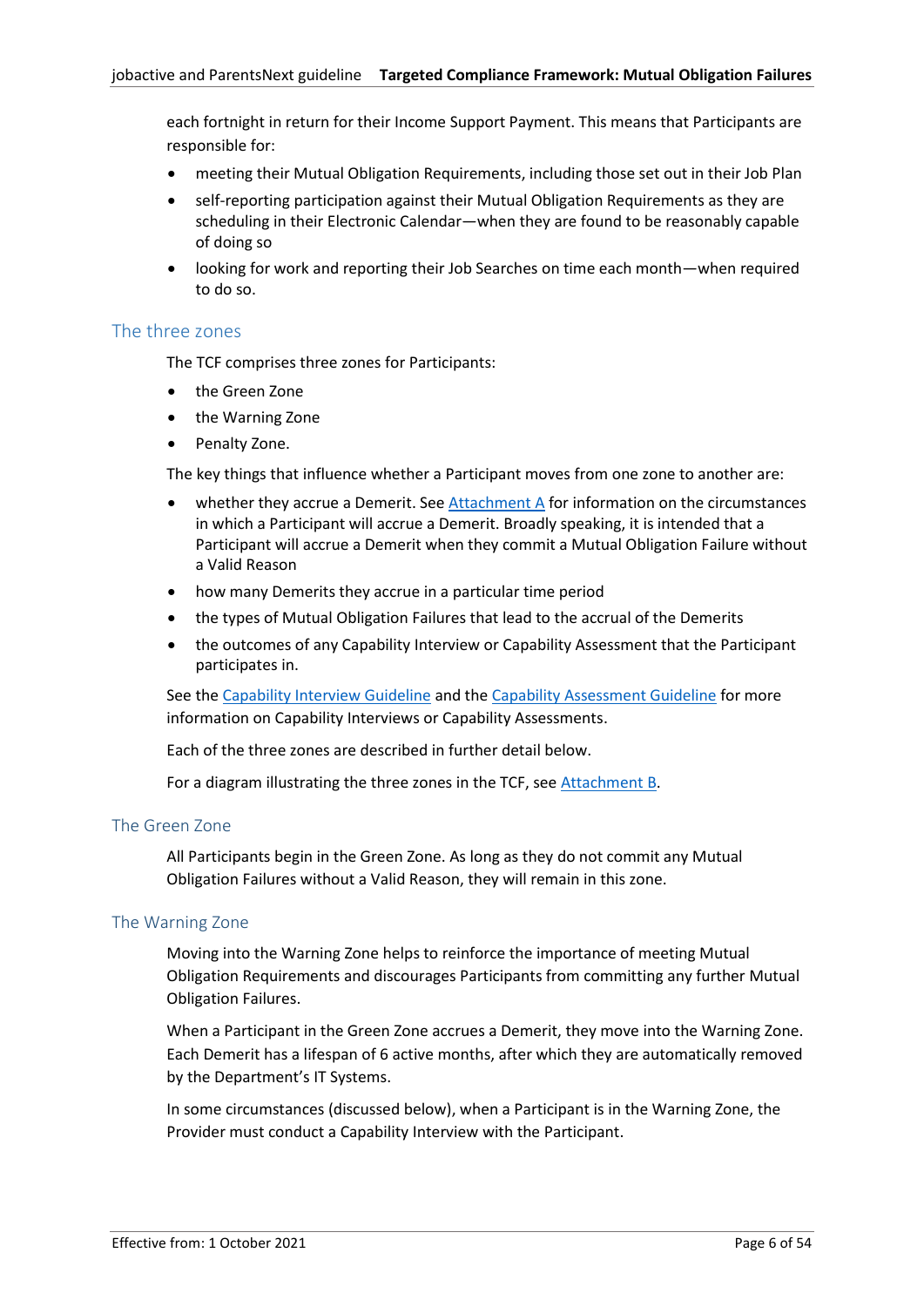each fortnight in return for their Income Support Payment. This means that Participants are responsible for:

- meeting their Mutual Obligation Requirements, including those set out in their Job Plan
- self-reporting participation against their Mutual Obligation Requirements as they are scheduling in their Electronic Calendar—when they are found to be reasonably capable of doing so
- looking for work and reporting their Job Searches on time each month—when required to do so.

## The three zones

The TCF comprises three zones for Participants:

- the Green Zone
- the Warning Zone
- Penalty Zone.

The key things that influence whether a Participant moves from one zone to another are:

- whether they accrue a Demerit. See Attachment A for information on the circumstances in which a Participant will accrue a Demerit. Broadly speaking, it is intended that a Participant will accrue a Demerit when they commit a Mutual Obligation Failure without a Valid Reason
- how many Demerits they accrue in a particular time period
- the types of Mutual Obligation Failures that lead to the accrual of the Demerits
- the outcomes of any Capability Interview or Capability Assessment that the Participant participates in.

See the Capability Interview Guideline and the Capability Assessment Guideline for more information on Capability Interviews or Capability Assessments.

Each of the three zones are described in further detail below.

For a diagram illustrating the three zones in the TCF, see Attachment B.

## The Green Zone

All Participants begin in the Green Zone. As long as they do not commit any Mutual Obligation Failures without a Valid Reason, they will remain in this zone.

## The Warning Zone

Moving into the Warning Zone helps to reinforce the importance of meeting Mutual Obligation Requirements and discourages Participants from committing any further Mutual Obligation Failures.

When a Participant in the Green Zone accrues a Demerit, they move into the Warning Zone. Each Demerit has a lifespan of 6 active months, after which they are automatically removed by the Department's IT Systems.

In some circumstances (discussed below), when a Participant is in the Warning Zone, the Provider must conduct a Capability Interview with the Participant.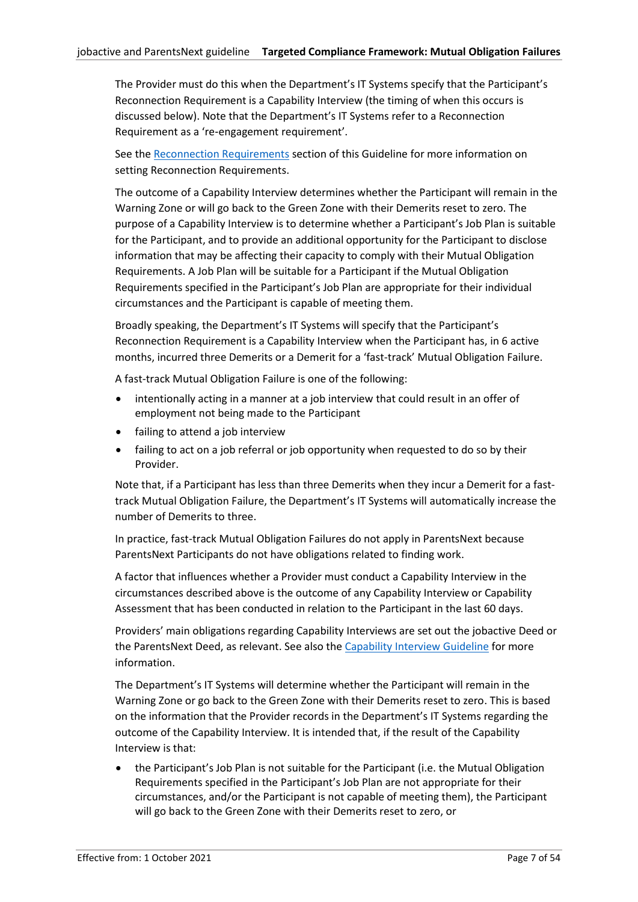The Provider must do this when the Department's IT Systems specify that the Participant's Reconnection Requirement is a Capability Interview (the timing of when this occurs is discussed below). Note that the Department's IT Systems refer to a Reconnection Requirement as a 're-engagement requirement'.

See the Reconnection Requirements section of this Guideline for more information on setting Reconnection Requirements.

The outcome of a Capability Interview determines whether the Participant will remain in the Warning Zone or will go back to the Green Zone with their Demerits reset to zero. The purpose of a Capability Interview is to determine whether a Participant's Job Plan is suitable for the Participant, and to provide an additional opportunity for the Participant to disclose information that may be affecting their capacity to comply with their Mutual Obligation Requirements. A Job Plan will be suitable for a Participant if the Mutual Obligation Requirements specified in the Participant's Job Plan are appropriate for their individual circumstances and the Participant is capable of meeting them.

Broadly speaking, the Department's IT Systems will specify that the Participant's Reconnection Requirement is a Capability Interview when the Participant has, in 6 active months, incurred three Demerits or a Demerit for a 'fast-track' Mutual Obligation Failure.

A fast-track Mutual Obligation Failure is one of the following:

- intentionally acting in a manner at a job interview that could result in an offer of employment not being made to the Participant
- failing to attend a job interview
- failing to act on a job referral or job opportunity when requested to do so by their Provider.

Note that, if a Participant has less than three Demerits when they incur a Demerit for a fast-track Mutual Obligation Failure, the Department's IT Systems will automatically increase the number of Demerits to three.

In practice, fast-track Mutual Obligation Failures do not apply in ParentsNext because ParentsNext Participants do not have obligations related to finding work.

A factor that influences whether a Provider must conduct a Capability Interview in the circumstances described above is the outcome of any Capability Interview or Capability Assessment that has been conducted in relation to the Participant in the last 60 days.

Providers' main obligations regarding Capability Interviews are set out the jobactive Deed or the ParentsNext Deed, as relevant. See also the Capability Interview Guideline for more information.

The Department's IT Systems will determine whether the Participant will remain in the Warning Zone or go back to the Green Zone with their Demerits reset to zero. This is based on the information that the Provider records in the Department's IT Systems regarding the outcome of the Capability Interview. It is intended that, if the result of the Capability Interview is that:

- the Participant's Job Plan is not suitable for the Participant (i.e. the Mutual Obligation Requirements specified in the Participant's Job Plan are not appropriate for their circumstances, and/or the Participant is not capable of meeting them), the Participant will go back to the Green Zone with their Demerits reset to zero, or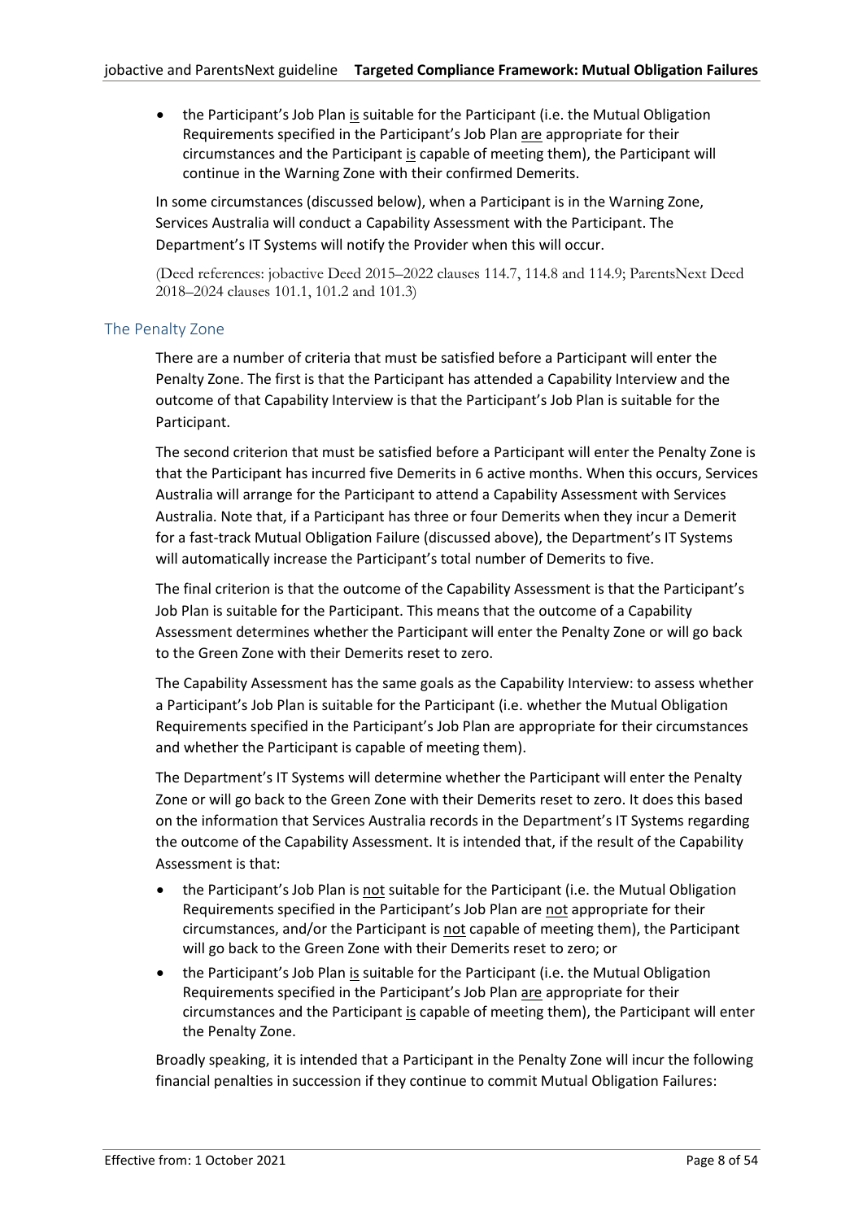- the Participant's Job Plan is suitable for the Participant (i.e. the Mutual Obligation Requirements specified in the Participant's Job Plan are appropriate for their circumstances and the Participant is capable of meeting them), the Participant will continue in the Warning Zone with their confirmed Demerits.

In some circumstances (discussed below), when a Participant is in the Warning Zone, Services Australia will conduct a Capability Assessment with the Participant. The Department's IT Systems will notify the Provider when this will occur.

(Deed references: jobactive Deed 2015–2022 clauses 114.7, 114.8 and 114.9; ParentsNext Deed 2018–2024 clauses 101.1, 101.2 and 101.3)

## The Penalty Zone

There are a number of criteria that must be satisfied before a Participant will enter the Penalty Zone. The first is that the Participant has attended a Capability Interview and the outcome of that Capability Interview is that the Participant's Job Plan is suitable for the Participant.

The second criterion that must be satisfied before a Participant will enter the Penalty Zone is that the Participant has incurred five Demerits in 6 active months. When this occurs, Services Australia will arrange for the Participant to attend a Capability Assessment with Services Australia. Note that, if a Participant has three or four Demerits when they incur a Demerit for a fast-track Mutual Obligation Failure (discussed above), the Department's IT Systems will automatically increase the Participant's total number of Demerits to five.

The final criterion is that the outcome of the Capability Assessment is that the Participant's Job Plan is suitable for the Participant. This means that the outcome of a Capability Assessment determines whether the Participant will enter the Penalty Zone or will go back to the Green Zone with their Demerits reset to zero.

The Capability Assessment has the same goals as the Capability Interview: to assess whether a Participant's Job Plan is suitable for the Participant (i.e. whether the Mutual Obligation Requirements specified in the Participant's Job Plan are appropriate for their circumstances and whether the Participant is capable of meeting them).

The Department's IT Systems will determine whether the Participant will enter the Penalty Zone or will go back to the Green Zone with their Demerits reset to zero. It does this based on the information that Services Australia records in the Department's IT Systems regarding the outcome of the Capability Assessment. It is intended that, if the result of the Capability Assessment is that:

- the Participant's Job Plan is not suitable for the Participant (i.e. the Mutual Obligation Requirements specified in the Participant's Job Plan are not appropriate for their circumstances, and/or the Participant is not capable of meeting them), the Participant will go back to the Green Zone with their Demerits reset to zero; or
- the Participant's Job Plan is suitable for the Participant (i.e. the Mutual Obligation Requirements specified in the Participant's Job Plan are appropriate for their circumstances and the Participant is capable of meeting them), the Participant will enter the Penalty Zone.

Broadly speaking, it is intended that a Participant in the Penalty Zone will incur the following financial penalties in succession if they continue to commit Mutual Obligation Failures: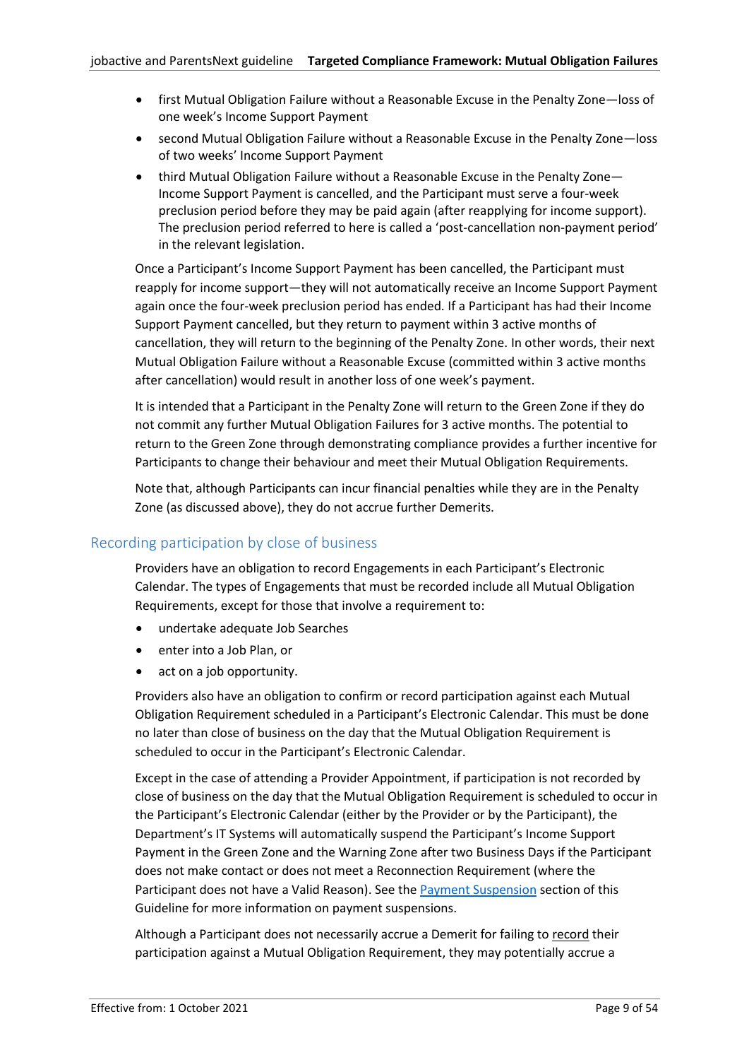- first Mutual Obligation Failure without a Reasonable Excuse in the Penalty Zone—loss of one week's Income Support Payment
- second Mutual Obligation Failure without a Reasonable Excuse in the Penalty Zone—loss of two weeks' Income Support Payment
- third Mutual Obligation Failure without a Reasonable Excuse in the Penalty Zone—Income Support Payment is cancelled, and the Participant must serve a four-week preclusion period before they may be paid again (after reapplying for income support). The preclusion period referred to here is called a 'post-cancellation non-payment period' in the relevant legislation.

Once a Participant's Income Support Payment has been cancelled, the Participant must reapply for income support—they will not automatically receive an Income Support Payment again once the four-week preclusion period has ended. If a Participant has had their Income Support Payment cancelled, but they return to payment within 3 active months of cancellation, they will return to the beginning of the Penalty Zone. In other words, their next Mutual Obligation Failure without a Reasonable Excuse (committed within 3 active months after cancellation) would result in another loss of one week's payment.

It is intended that a Participant in the Penalty Zone will return to the Green Zone if they do not commit any further Mutual Obligation Failures for 3 active months. The potential to return to the Green Zone through demonstrating compliance provides a further incentive for Participants to change their behaviour and meet their Mutual Obligation Requirements.

Note that, although Participants can incur financial penalties while they are in the Penalty Zone (as discussed above), they do not accrue further Demerits.

## Recording participation by close of business

Providers have an obligation to record Engagements in each Participant's Electronic Calendar. The types of Engagements that must be recorded include all Mutual Obligation Requirements, except for those that involve a requirement to:

- undertake adequate Job Searches
- enter into a Job Plan, or
- act on a job opportunity.

Providers also have an obligation to confirm or record participation against each Mutual Obligation Requirement scheduled in a Participant's Electronic Calendar. This must be done no later than close of business on the day that the Mutual Obligation Requirement is scheduled to occur in the Participant's Electronic Calendar.

Except in the case of attending a Provider Appointment, if participation is not recorded by close of business on the day that the Mutual Obligation Requirement is scheduled to occur in the Participant's Electronic Calendar (either by the Provider or by the Participant), the Department's IT Systems will automatically suspend the Participant's Income Support Payment in the Green Zone and the Warning Zone after two Business Days if the Participant does not make contact or does not meet a Reconnection Requirement (where the Participant does not have a Valid Reason). See the Payment Suspension section of this Guideline for more information on payment suspensions.

Although a Participant does not necessarily accrue a Demerit for failing to record their participation against a Mutual Obligation Requirement, they may potentially accrue a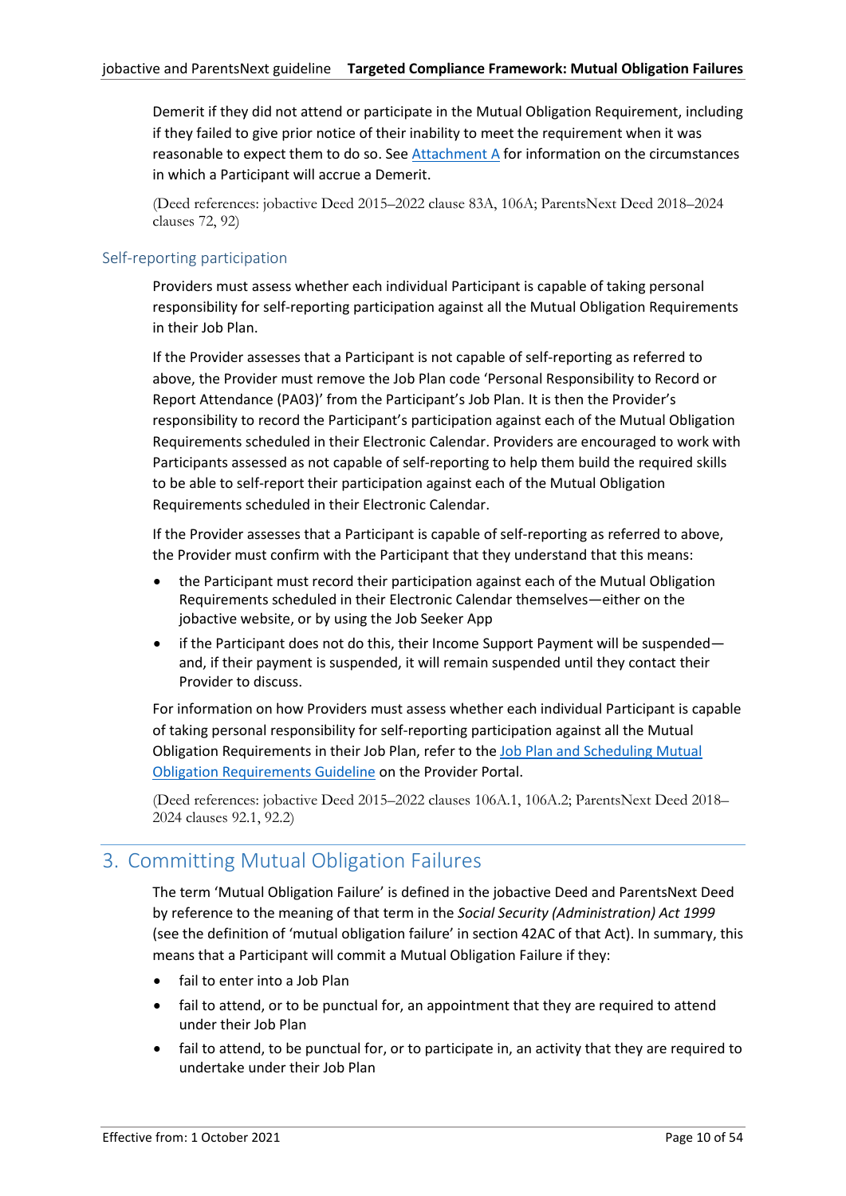Demerit if they did not attend or participate in the Mutual Obligation Requirement, including if they failed to give prior notice of their inability to meet the requirement when it was reasonable to expect them to do so. See [Attachment A](#) for information on the circumstances in which a Participant will accrue a Demerit.

(Deed references: jobactive Deed 2015–2022 clause 83A, 106A; ParentsNext Deed 2018–2024 clauses 72, 92)

### Self-reporting participation

Providers must assess whether each individual Participant is capable of taking personal responsibility for self-reporting participation against all the Mutual Obligation Requirements in their Job Plan.

If the Provider assesses that a Participant is not capable of self-reporting as referred to above, the Provider must remove the Job Plan code 'Personal Responsibility to Record or Report Attendance (PA03)' from the Participant's Job Plan. It is then the Provider's responsibility to record the Participant's participation against each of the Mutual Obligation Requirements scheduled in their Electronic Calendar. Providers are encouraged to work with Participants assessed as not capable of self-reporting to help them build the required skills to be able to self-report their participation against each of the Mutual Obligation Requirements scheduled in their Electronic Calendar.

If the Provider assesses that a Participant is capable of self-reporting as referred to above, the Provider must confirm with the Participant that they understand that this means:

- the Participant must record their participation against each of the Mutual Obligation Requirements scheduled in their Electronic Calendar themselves—either on the jobactive website, or by using the Job Seeker App
- if the Participant does not do this, their Income Support Payment will be suspended—and, if their payment is suspended, it will remain suspended until they contact their Provider to discuss.

For information on how Providers must assess whether each individual Participant is capable of taking personal responsibility for self-reporting participation against all the Mutual Obligation Requirements in their Job Plan, refer to the [Job Plan and Scheduling Mutual Obligation Requirements Guideline](#) on the Provider Portal.

(Deed references: jobactive Deed 2015–2022 clauses 106A.1, 106A.2; ParentsNext Deed 2018–2024 clauses 92.1, 92.2)

## 3. Committing Mutual Obligation Failures

The term 'Mutual Obligation Failure' is defined in the jobactive Deed and ParentsNext Deed by reference to the meaning of that term in the *Social Security (Administration) Act 1999* (see the definition of 'mutual obligation failure' in section 42AC of that Act). In summary, this means that a Participant will commit a Mutual Obligation Failure if they:

- fail to enter into a Job Plan
- fail to attend, or to be punctual for, an appointment that they are required to attend under their Job Plan
- fail to attend, to be punctual for, or to participate in, an activity that they are required to undertake under their Job Plan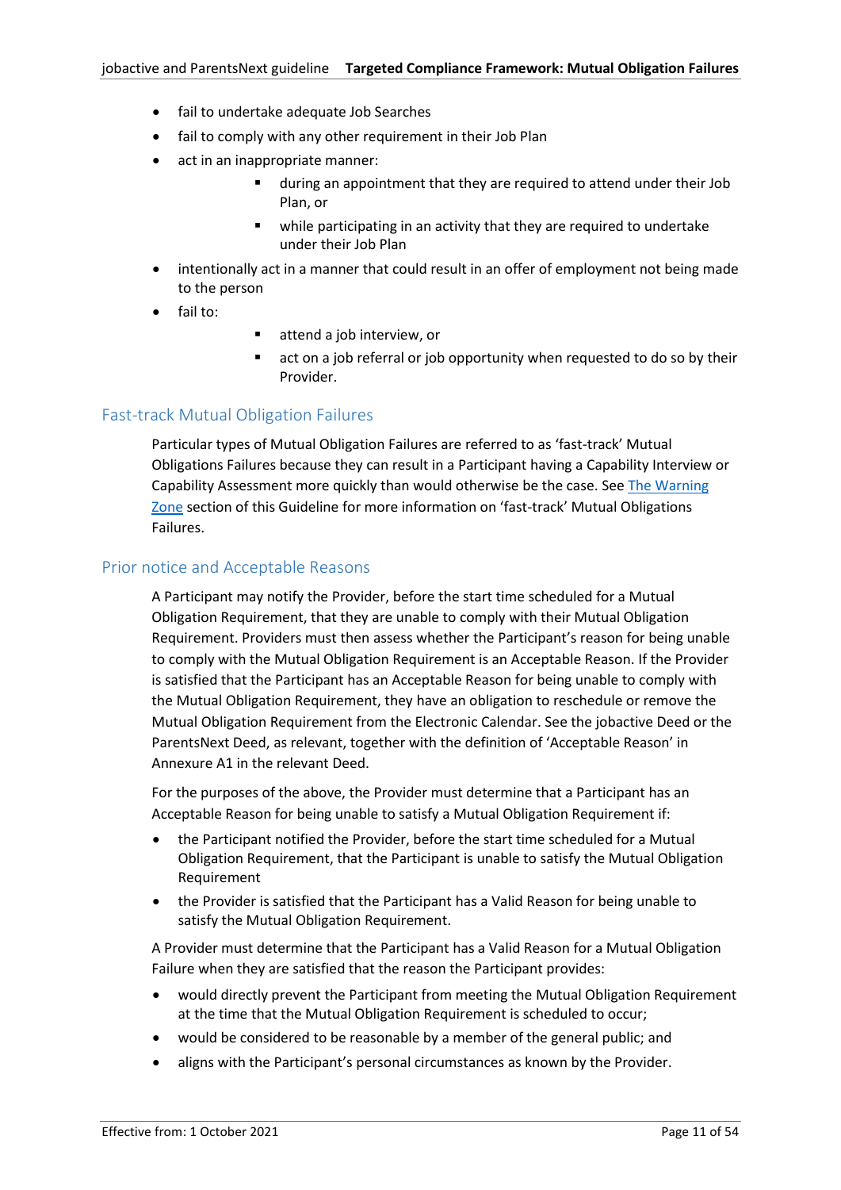- fail to undertake adequate Job Searches
- fail to comply with any other requirement in their Job Plan
- act in an inappropriate manner:
  - during an appointment that they are required to attend under their Job Plan, or
  - while participating in an activity that they are required to undertake under their Job Plan
- intentionally act in a manner that could result in an offer of employment not being made to the person
- fail to:
  - attend a job interview, or
  - act on a job referral or job opportunity when requested to do so by their Provider.

## Fast-track Mutual Obligation Failures

Particular types of Mutual Obligation Failures are referred to as 'fast-track' Mutual Obligations Failures because they can result in a Participant having a Capability Interview or Capability Assessment more quickly than would otherwise be the case. See The Warning Zone section of this Guideline for more information on 'fast-track' Mutual Obligations Failures.

## Prior notice and Acceptable Reasons

A Participant may notify the Provider, before the start time scheduled for a Mutual Obligation Requirement, that they are unable to comply with their Mutual Obligation Requirement. Providers must then assess whether the Participant's reason for being unable to comply with the Mutual Obligation Requirement is an Acceptable Reason. If the Provider is satisfied that the Participant has an Acceptable Reason for being unable to comply with the Mutual Obligation Requirement, they have an obligation to reschedule or remove the Mutual Obligation Requirement from the Electronic Calendar. See the jobactive Deed or the ParentsNext Deed, as relevant, together with the definition of 'Acceptable Reason' in Annexure A1 in the relevant Deed.

For the purposes of the above, the Provider must determine that a Participant has an Acceptable Reason for being unable to satisfy a Mutual Obligation Requirement if:

- the Participant notified the Provider, before the start time scheduled for a Mutual Obligation Requirement, that the Participant is unable to satisfy the Mutual Obligation Requirement
- the Provider is satisfied that the Participant has a Valid Reason for being unable to satisfy the Mutual Obligation Requirement.

A Provider must determine that the Participant has a Valid Reason for a Mutual Obligation Failure when they are satisfied that the reason the Participant provides:

- would directly prevent the Participant from meeting the Mutual Obligation Requirement at the time that the Mutual Obligation Requirement is scheduled to occur;
- would be considered to be reasonable by a member of the general public; and
- aligns with the Participant's personal circumstances as known by the Provider.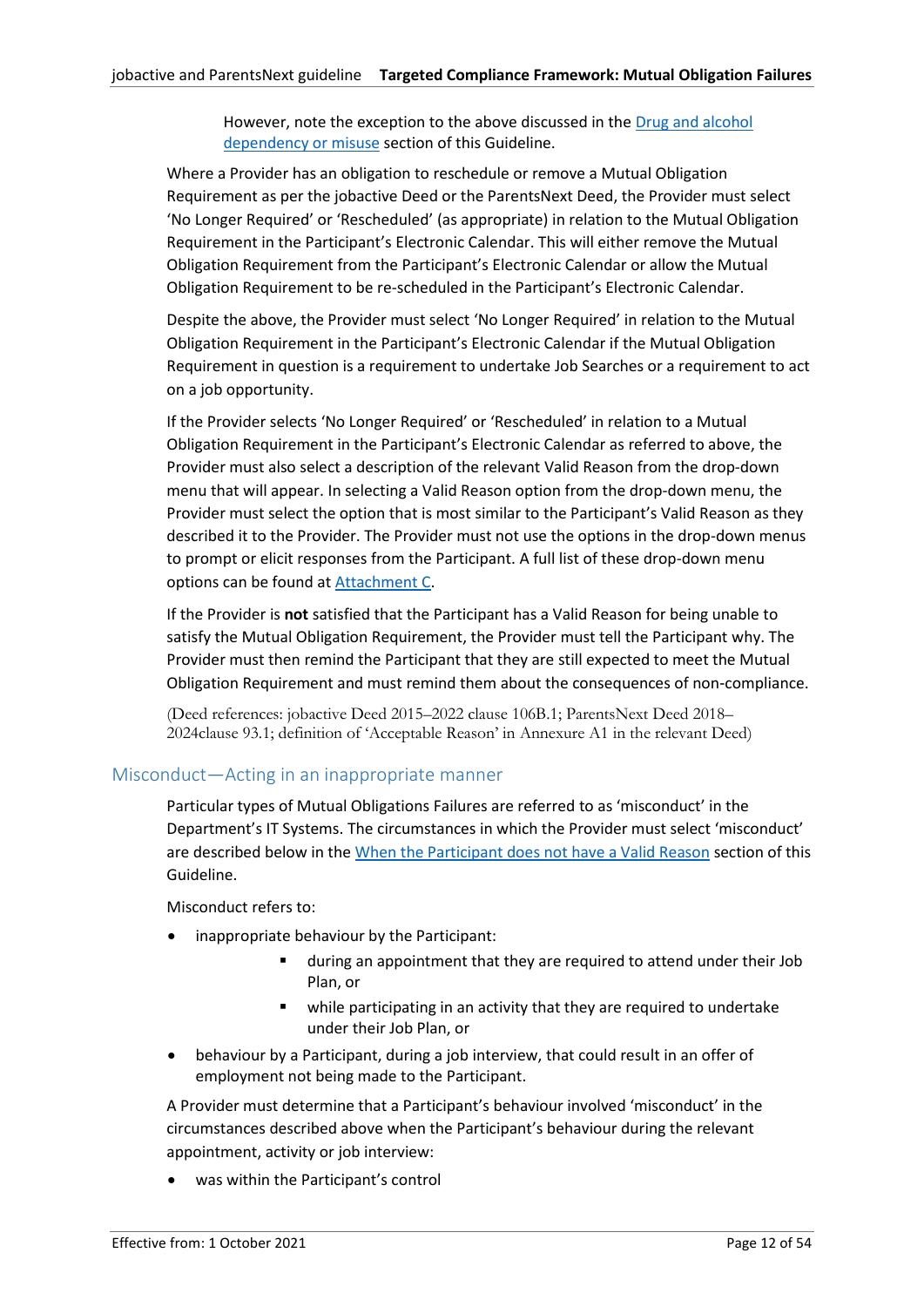However, note the exception to the above discussed in the [Drug and alcohol dependency or misuse] section of this Guideline.

Where a Provider has an obligation to reschedule or remove a Mutual Obligation Requirement as per the jobactive Deed or the ParentsNext Deed, the Provider must select 'No Longer Required' or 'Rescheduled' (as appropriate) in relation to the Mutual Obligation Requirement in the Participant's Electronic Calendar. This will either remove the Mutual Obligation Requirement from the Participant's Electronic Calendar or allow the Mutual Obligation Requirement to be re-scheduled in the Participant's Electronic Calendar.

Despite the above, the Provider must select 'No Longer Required' in relation to the Mutual Obligation Requirement in the Participant's Electronic Calendar if the Mutual Obligation Requirement in question is a requirement to undertake Job Searches or a requirement to act on a job opportunity.

If the Provider selects 'No Longer Required' or 'Rescheduled' in relation to a Mutual Obligation Requirement in the Participant's Electronic Calendar as referred to above, the Provider must also select a description of the relevant Valid Reason from the drop-down menu that will appear. In selecting a Valid Reason option from the drop-down menu, the Provider must select the option that is most similar to the Participant's Valid Reason as they described it to the Provider. The Provider must not use the options in the drop-down menus to prompt or elicit responses from the Participant. A full list of these drop-down menu options can be found at [Attachment C].

If the Provider is **not** satisfied that the Participant has a Valid Reason for being unable to satisfy the Mutual Obligation Requirement, the Provider must tell the Participant why. The Provider must then remind the Participant that they are still expected to meet the Mutual Obligation Requirement and must remind them about the consequences of non-compliance.

(Deed references: jobactive Deed 2015–2022 clause 106B.1; ParentsNext Deed 2018–2024clause 93.1; definition of 'Acceptable Reason' in Annexure A1 in the relevant Deed)

## Misconduct—Acting in an inappropriate manner

Particular types of Mutual Obligations Failures are referred to as 'misconduct' in the Department's IT Systems. The circumstances in which the Provider must select 'misconduct' are described below in the [When the Participant does not have a Valid Reason] section of this Guideline.

Misconduct refers to:

- inappropriate behaviour by the Participant:
  - during an appointment that they are required to attend under their Job Plan, or
  - while participating in an activity that they are required to undertake under their Job Plan, or
- behaviour by a Participant, during a job interview, that could result in an offer of employment not being made to the Participant.

A Provider must determine that a Participant's behaviour involved 'misconduct' in the circumstances described above when the Participant's behaviour during the relevant appointment, activity or job interview:

- was within the Participant's control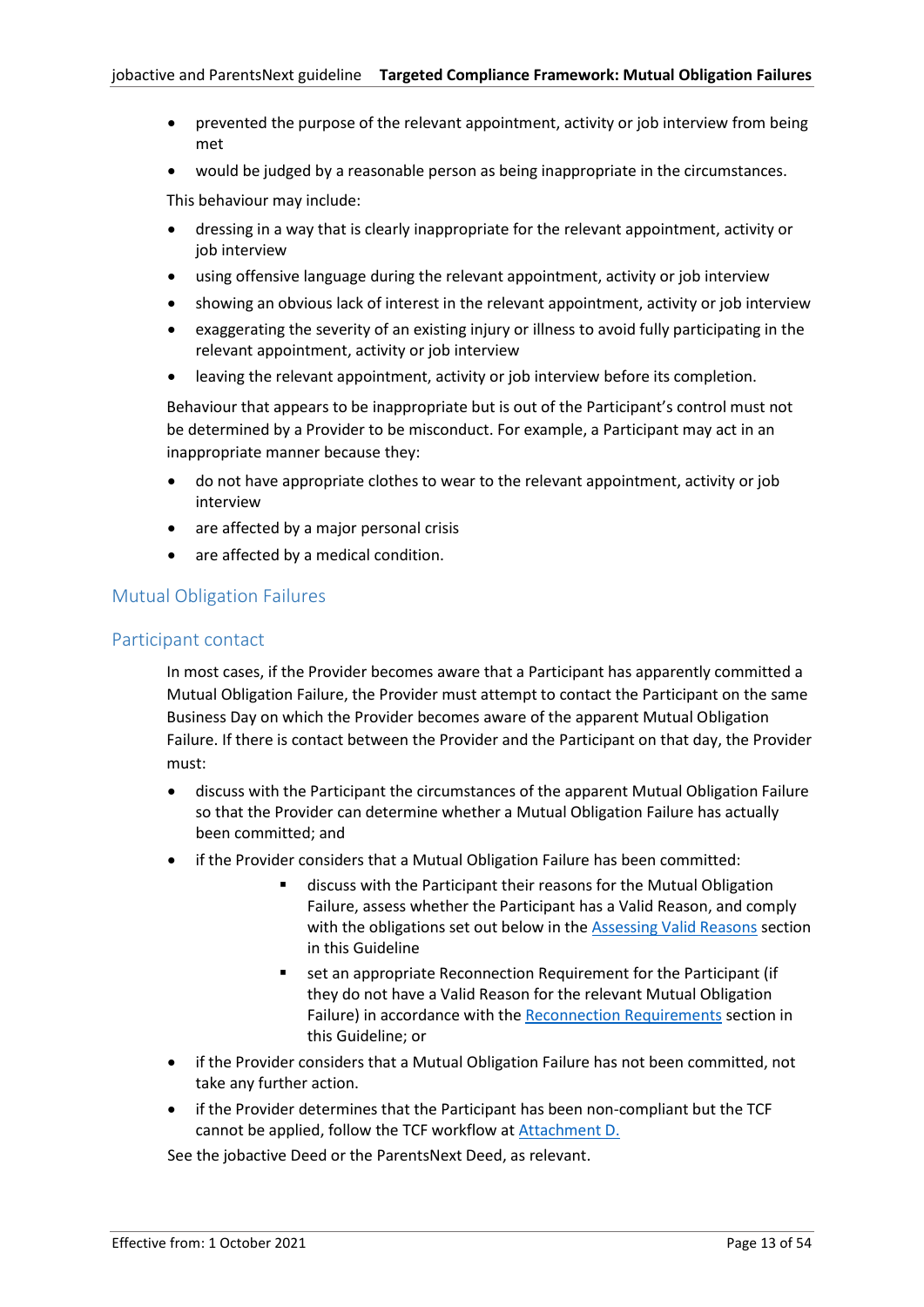- prevented the purpose of the relevant appointment, activity or job interview from being met
- would be judged by a reasonable person as being inappropriate in the circumstances.

This behaviour may include:

- dressing in a way that is clearly inappropriate for the relevant appointment, activity or job interview
- using offensive language during the relevant appointment, activity or job interview
- showing an obvious lack of interest in the relevant appointment, activity or job interview
- exaggerating the severity of an existing injury or illness to avoid fully participating in the relevant appointment, activity or job interview
- leaving the relevant appointment, activity or job interview before its completion.

Behaviour that appears to be inappropriate but is out of the Participant's control must not be determined by a Provider to be misconduct. For example, a Participant may act in an inappropriate manner because they:

- do not have appropriate clothes to wear to the relevant appointment, activity or job interview
- are affected by a major personal crisis
- are affected by a medical condition.

## Mutual Obligation Failures

### Participant contact

In most cases, if the Provider becomes aware that a Participant has apparently committed a Mutual Obligation Failure, the Provider must attempt to contact the Participant on the same Business Day on which the Provider becomes aware of the apparent Mutual Obligation Failure. If there is contact between the Provider and the Participant on that day, the Provider must:

- discuss with the Participant the circumstances of the apparent Mutual Obligation Failure so that the Provider can determine whether a Mutual Obligation Failure has actually been committed; and
- if the Provider considers that a Mutual Obligation Failure has been committed:
    - discuss with the Participant their reasons for the Mutual Obligation Failure, assess whether the Participant has a Valid Reason, and comply with the obligations set out below in the Assessing Valid Reasons section in this Guideline
    - set an appropriate Reconnection Requirement for the Participant (if they do not have a Valid Reason for the relevant Mutual Obligation Failure) in accordance with the Reconnection Requirements section in this Guideline; or
- if the Provider considers that a Mutual Obligation Failure has not been committed, not take any further action.
- if the Provider determines that the Participant has been non-compliant but the TCF cannot be applied, follow the TCF workflow at Attachment D.

See the jobactive Deed or the ParentsNext Deed, as relevant.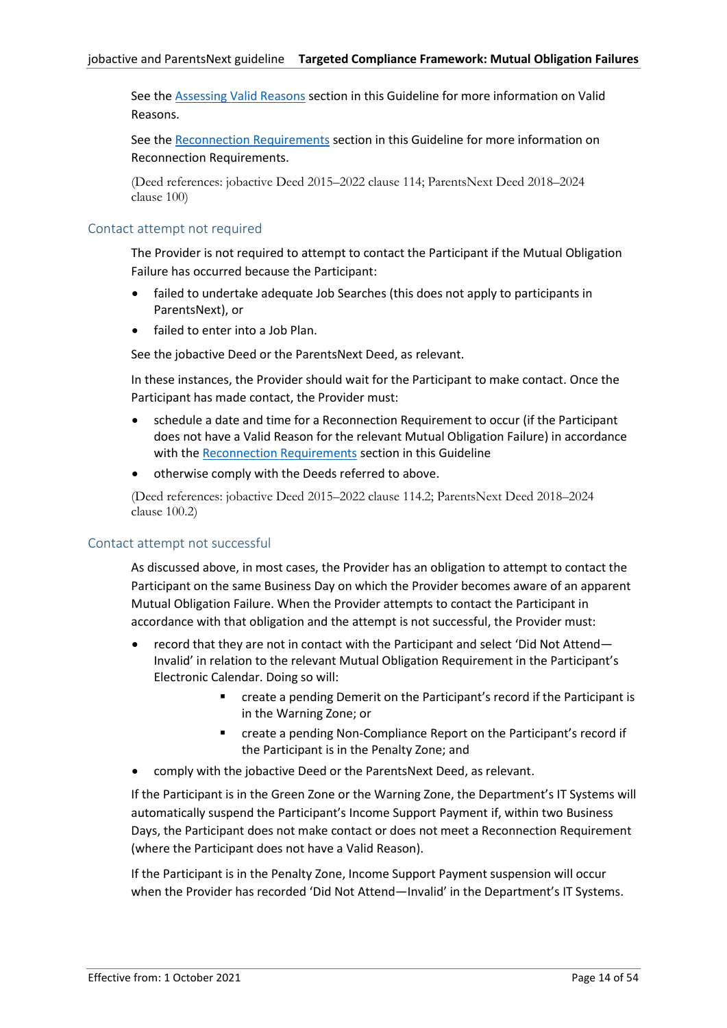See the Assessing Valid Reasons section in this Guideline for more information on Valid Reasons.

See the Reconnection Requirements section in this Guideline for more information on Reconnection Requirements.

(Deed references: jobactive Deed 2015–2022 clause 114; ParentsNext Deed 2018–2024 clause 100)

### Contact attempt not required

The Provider is not required to attempt to contact the Participant if the Mutual Obligation Failure has occurred because the Participant:

- failed to undertake adequate Job Searches (this does not apply to participants in ParentsNext), or
- failed to enter into a Job Plan.

See the jobactive Deed or the ParentsNext Deed, as relevant.

In these instances, the Provider should wait for the Participant to make contact. Once the Participant has made contact, the Provider must:

- schedule a date and time for a Reconnection Requirement to occur (if the Participant does not have a Valid Reason for the relevant Mutual Obligation Failure) in accordance with the Reconnection Requirements section in this Guideline
- otherwise comply with the Deeds referred to above.

(Deed references: jobactive Deed 2015–2022 clause 114.2; ParentsNext Deed 2018–2024 clause 100.2)

### Contact attempt not successful

As discussed above, in most cases, the Provider has an obligation to attempt to contact the Participant on the same Business Day on which the Provider becomes aware of an apparent Mutual Obligation Failure. When the Provider attempts to contact the Participant in accordance with that obligation and the attempt is not successful, the Provider must:

- record that they are not in contact with the Participant and select 'Did Not Attend—Invalid' in relation to the relevant Mutual Obligation Requirement in the Participant's Electronic Calendar. Doing so will:
  - create a pending Demerit on the Participant's record if the Participant is in the Warning Zone; or
  - create a pending Non-Compliance Report on the Participant's record if the Participant is in the Penalty Zone; and
- comply with the jobactive Deed or the ParentsNext Deed, as relevant.

If the Participant is in the Green Zone or the Warning Zone, the Department's IT Systems will automatically suspend the Participant's Income Support Payment if, within two Business Days, the Participant does not make contact or does not meet a Reconnection Requirement (where the Participant does not have a Valid Reason).

If the Participant is in the Penalty Zone, Income Support Payment suspension will occur when the Provider has recorded 'Did Not Attend—Invalid' in the Department's IT Systems.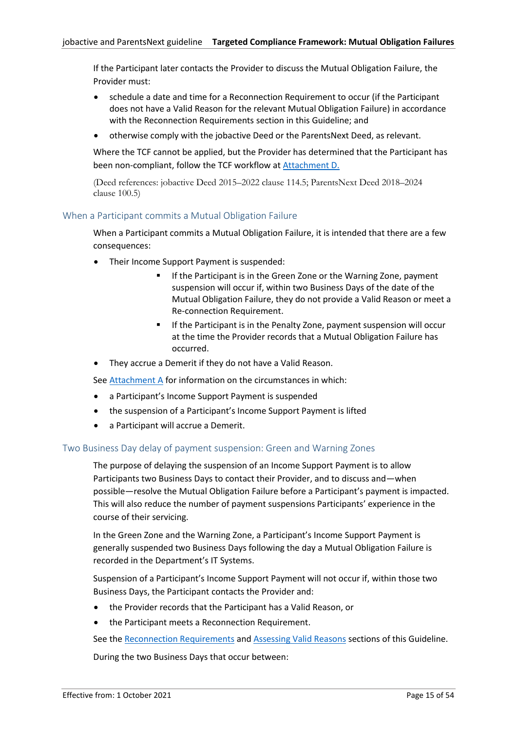If the Participant later contacts the Provider to discuss the Mutual Obligation Failure, the Provider must:

- schedule a date and time for a Reconnection Requirement to occur (if the Participant does not have a Valid Reason for the relevant Mutual Obligation Failure) in accordance with the Reconnection Requirements section in this Guideline; and
- otherwise comply with the jobactive Deed or the ParentsNext Deed, as relevant.

Where the TCF cannot be applied, but the Provider has determined that the Participant has been non-compliant, follow the TCF workflow at Attachment D.

(Deed references: jobactive Deed 2015–2022 clause 114.5; ParentsNext Deed 2018–2024 clause 100.5)

## When a Participant commits a Mutual Obligation Failure

When a Participant commits a Mutual Obligation Failure, it is intended that there are a few consequences:

- Their Income Support Payment is suspended:
  - If the Participant is in the Green Zone or the Warning Zone, payment suspension will occur if, within two Business Days of the date of the Mutual Obligation Failure, they do not provide a Valid Reason or meet a Re-connection Requirement.
  - If the Participant is in the Penalty Zone, payment suspension will occur at the time the Provider records that a Mutual Obligation Failure has occurred.
- They accrue a Demerit if they do not have a Valid Reason.

See Attachment A for information on the circumstances in which:

- a Participant's Income Support Payment is suspended
- the suspension of a Participant's Income Support Payment is lifted
- a Participant will accrue a Demerit.

## Two Business Day delay of payment suspension: Green and Warning Zones

The purpose of delaying the suspension of an Income Support Payment is to allow Participants two Business Days to contact their Provider, and to discuss and—when possible—resolve the Mutual Obligation Failure before a Participant's payment is impacted. This will also reduce the number of payment suspensions Participants' experience in the course of their servicing.

In the Green Zone and the Warning Zone, a Participant's Income Support Payment is generally suspended two Business Days following the day a Mutual Obligation Failure is recorded in the Department's IT Systems.

Suspension of a Participant's Income Support Payment will not occur if, within those two Business Days, the Participant contacts the Provider and:

- the Provider records that the Participant has a Valid Reason, or
- the Participant meets a Reconnection Requirement.

See the Reconnection Requirements and Assessing Valid Reasons sections of this Guideline.

During the two Business Days that occur between: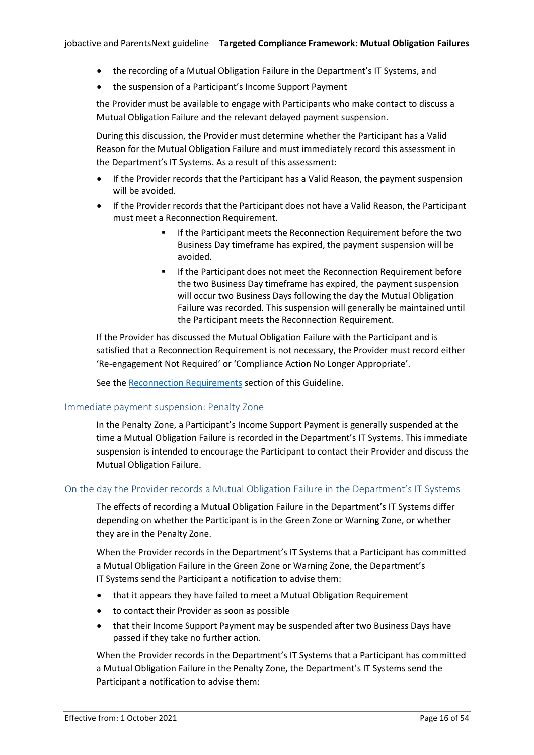- the recording of a Mutual Obligation Failure in the Department's IT Systems, and
- the suspension of a Participant's Income Support Payment

the Provider must be available to engage with Participants who make contact to discuss a Mutual Obligation Failure and the relevant delayed payment suspension.

During this discussion, the Provider must determine whether the Participant has a Valid Reason for the Mutual Obligation Failure and must immediately record this assessment in the Department's IT Systems. As a result of this assessment:

- If the Provider records that the Participant has a Valid Reason, the payment suspension will be avoided.
- If the Provider records that the Participant does not have a Valid Reason, the Participant must meet a Reconnection Requirement.
    - If the Participant meets the Reconnection Requirement before the two Business Day timeframe has expired, the payment suspension will be avoided.
    - If the Participant does not meet the Reconnection Requirement before the two Business Day timeframe has expired, the payment suspension will occur two Business Days following the day the Mutual Obligation Failure was recorded. This suspension will generally be maintained until the Participant meets the Reconnection Requirement.

If the Provider has discussed the Mutual Obligation Failure with the Participant and is satisfied that a Reconnection Requirement is not necessary, the Provider must record either 'Re-engagement Not Required' or 'Compliance Action No Longer Appropriate'.

See the Reconnection Requirements section of this Guideline.

### Immediate payment suspension: Penalty Zone

In the Penalty Zone, a Participant's Income Support Payment is generally suspended at the time a Mutual Obligation Failure is recorded in the Department's IT Systems. This immediate suspension is intended to encourage the Participant to contact their Provider and discuss the Mutual Obligation Failure.

### On the day the Provider records a Mutual Obligation Failure in the Department's IT Systems

The effects of recording a Mutual Obligation Failure in the Department's IT Systems differ depending on whether the Participant is in the Green Zone or Warning Zone, or whether they are in the Penalty Zone.

When the Provider records in the Department's IT Systems that a Participant has committed a Mutual Obligation Failure in the Green Zone or Warning Zone, the Department's IT Systems send the Participant a notification to advise them:

- that it appears they have failed to meet a Mutual Obligation Requirement
- to contact their Provider as soon as possible
- that their Income Support Payment may be suspended after two Business Days have passed if they take no further action.

When the Provider records in the Department's IT Systems that a Participant has committed a Mutual Obligation Failure in the Penalty Zone, the Department's IT Systems send the Participant a notification to advise them: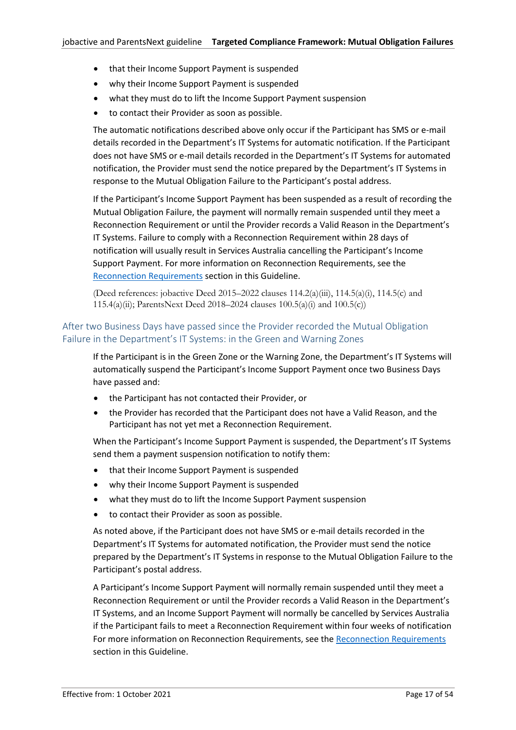- that their Income Support Payment is suspended
- why their Income Support Payment is suspended
- what they must do to lift the Income Support Payment suspension
- to contact their Provider as soon as possible.

The automatic notifications described above only occur if the Participant has SMS or e-mail details recorded in the Department's IT Systems for automatic notification. If the Participant does not have SMS or e-mail details recorded in the Department's IT Systems for automated notification, the Provider must send the notice prepared by the Department's IT Systems in response to the Mutual Obligation Failure to the Participant's postal address.

If the Participant's Income Support Payment has been suspended as a result of recording the Mutual Obligation Failure, the payment will normally remain suspended until they meet a Reconnection Requirement or until the Provider records a Valid Reason in the Department's IT Systems. Failure to comply with a Reconnection Requirement within 28 days of notification will usually result in Services Australia cancelling the Participant's Income Support Payment. For more information on Reconnection Requirements, see the [Reconnection Requirements] section in this Guideline.

(Deed references: jobactive Deed 2015–2022 clauses 114.2(a)(iii), 114.5(a)(i), 114.5(c) and 115.4(a)(ii); ParentsNext Deed 2018–2024 clauses 100.5(a)(i) and 100.5(c))

### After two Business Days have passed since the Provider recorded the Mutual Obligation Failure in the Department's IT Systems: in the Green and Warning Zones

If the Participant is in the Green Zone or the Warning Zone, the Department's IT Systems will automatically suspend the Participant's Income Support Payment once two Business Days have passed and:

- the Participant has not contacted their Provider, or
- the Provider has recorded that the Participant does not have a Valid Reason, and the Participant has not yet met a Reconnection Requirement.

When the Participant's Income Support Payment is suspended, the Department's IT Systems send them a payment suspension notification to notify them:

- that their Income Support Payment is suspended
- why their Income Support Payment is suspended
- what they must do to lift the Income Support Payment suspension
- to contact their Provider as soon as possible.

As noted above, if the Participant does not have SMS or e-mail details recorded in the Department's IT Systems for automated notification, the Provider must send the notice prepared by the Department's IT Systems in response to the Mutual Obligation Failure to the Participant's postal address.

A Participant's Income Support Payment will normally remain suspended until they meet a Reconnection Requirement or until the Provider records a Valid Reason in the Department's IT Systems, and an Income Support Payment will normally be cancelled by Services Australia if the Participant fails to meet a Reconnection Requirement within four weeks of notification For more information on Reconnection Requirements, see the [Reconnection Requirements] section in this Guideline.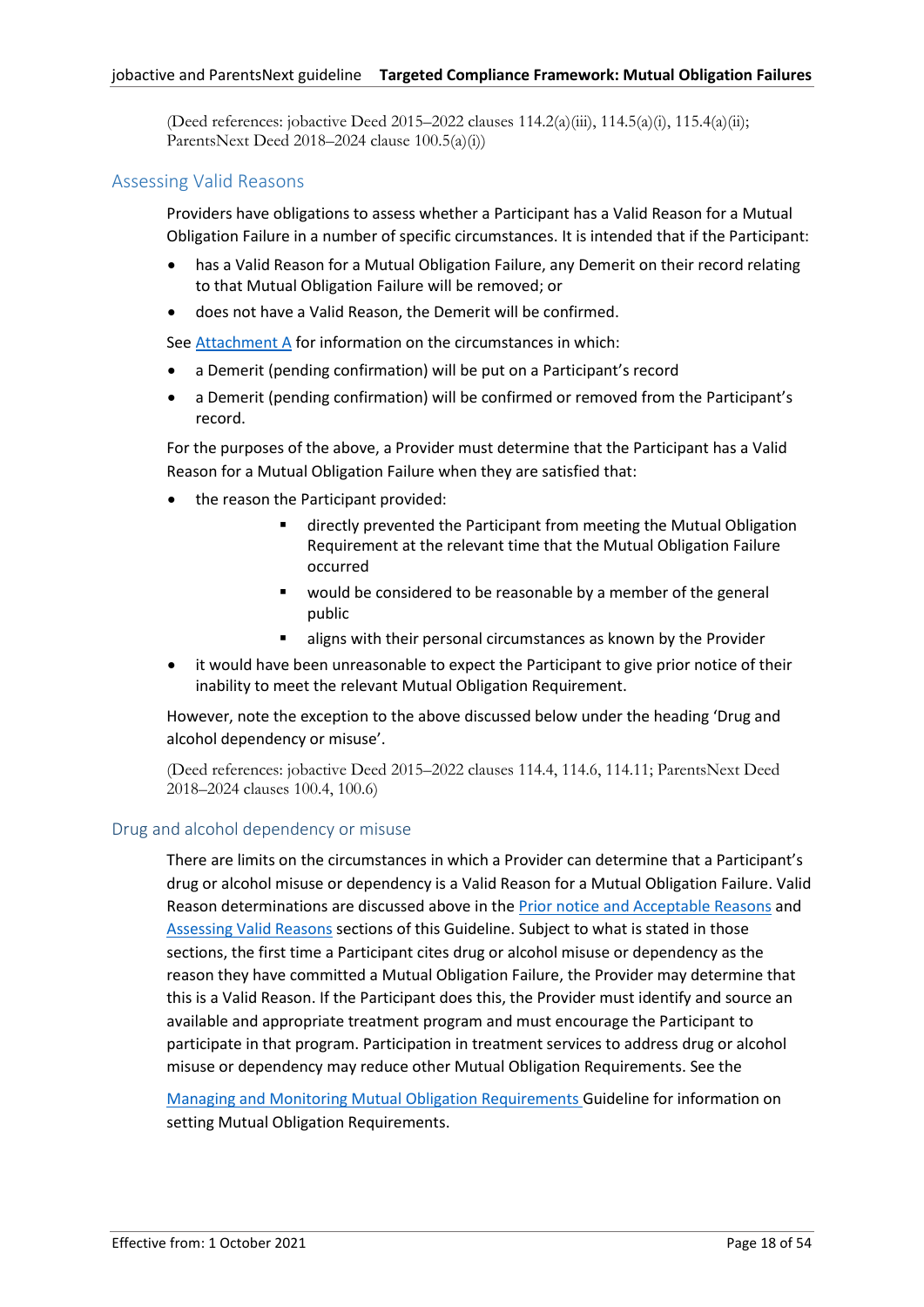(Deed references: jobactive Deed 2015–2022 clauses 114.2(a)(iii), 114.5(a)(i), 115.4(a)(ii); ParentsNext Deed 2018–2024 clause 100.5(a)(i))

## Assessing Valid Reasons

Providers have obligations to assess whether a Participant has a Valid Reason for a Mutual Obligation Failure in a number of specific circumstances. It is intended that if the Participant:

- has a Valid Reason for a Mutual Obligation Failure, any Demerit on their record relating to that Mutual Obligation Failure will be removed; or
- does not have a Valid Reason, the Demerit will be confirmed.

See Attachment A for information on the circumstances in which:

- a Demerit (pending confirmation) will be put on a Participant's record
- a Demerit (pending confirmation) will be confirmed or removed from the Participant's record.

For the purposes of the above, a Provider must determine that the Participant has a Valid Reason for a Mutual Obligation Failure when they are satisfied that:

- the reason the Participant provided:
    - directly prevented the Participant from meeting the Mutual Obligation Requirement at the relevant time that the Mutual Obligation Failure occurred
    - would be considered to be reasonable by a member of the general public
    - aligns with their personal circumstances as known by the Provider
- it would have been unreasonable to expect the Participant to give prior notice of their inability to meet the relevant Mutual Obligation Requirement.

However, note the exception to the above discussed below under the heading 'Drug and alcohol dependency or misuse'.

(Deed references: jobactive Deed 2015–2022 clauses 114.4, 114.6, 114.11; ParentsNext Deed 2018–2024 clauses 100.4, 100.6)

## Drug and alcohol dependency or misuse

There are limits on the circumstances in which a Provider can determine that a Participant's drug or alcohol misuse or dependency is a Valid Reason for a Mutual Obligation Failure. Valid Reason determinations are discussed above in the Prior notice and Acceptable Reasons and Assessing Valid Reasons sections of this Guideline. Subject to what is stated in those sections, the first time a Participant cites drug or alcohol misuse or dependency as the reason they have committed a Mutual Obligation Failure, the Provider may determine that this is a Valid Reason. If the Participant does this, the Provider must identify and source an available and appropriate treatment program and must encourage the Participant to participate in that program. Participation in treatment services to address drug or alcohol misuse or dependency may reduce other Mutual Obligation Requirements. See the Managing and Monitoring Mutual Obligation Requirements Guideline for information on setting Mutual Obligation Requirements.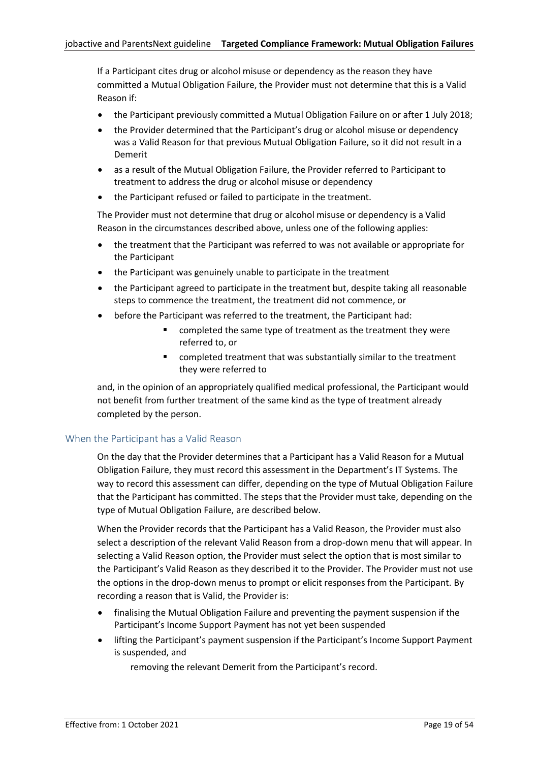If a Participant cites drug or alcohol misuse or dependency as the reason they have committed a Mutual Obligation Failure, the Provider must not determine that this is a Valid Reason if:

- the Participant previously committed a Mutual Obligation Failure on or after 1 July 2018;
- the Provider determined that the Participant's drug or alcohol misuse or dependency was a Valid Reason for that previous Mutual Obligation Failure, so it did not result in a Demerit
- as a result of the Mutual Obligation Failure, the Provider referred to Participant to treatment to address the drug or alcohol misuse or dependency
- the Participant refused or failed to participate in the treatment.

The Provider must not determine that drug or alcohol misuse or dependency is a Valid Reason in the circumstances described above, unless one of the following applies:

- the treatment that the Participant was referred to was not available or appropriate for the Participant
- the Participant was genuinely unable to participate in the treatment
- the Participant agreed to participate in the treatment but, despite taking all reasonable steps to commence the treatment, the treatment did not commence, or
- before the Participant was referred to the treatment, the Participant had:
  - completed the same type of treatment as the treatment they were referred to, or
  - completed treatment that was substantially similar to the treatment they were referred to

and, in the opinion of an appropriately qualified medical professional, the Participant would not benefit from further treatment of the same kind as the type of treatment already completed by the person.

## When the Participant has a Valid Reason

On the day that the Provider determines that a Participant has a Valid Reason for a Mutual Obligation Failure, they must record this assessment in the Department's IT Systems. The way to record this assessment can differ, depending on the type of Mutual Obligation Failure that the Participant has committed. The steps that the Provider must take, depending on the type of Mutual Obligation Failure, are described below.

When the Provider records that the Participant has a Valid Reason, the Provider must also select a description of the relevant Valid Reason from a drop-down menu that will appear. In selecting a Valid Reason option, the Provider must select the option that is most similar to the Participant's Valid Reason as they described it to the Provider. The Provider must not use the options in the drop-down menus to prompt or elicit responses from the Participant. By recording a reason that is Valid, the Provider is:

- finalising the Mutual Obligation Failure and preventing the payment suspension if the Participant's Income Support Payment has not yet been suspended
- lifting the Participant's payment suspension if the Participant's Income Support Payment is suspended, and

  removing the relevant Demerit from the Participant's record.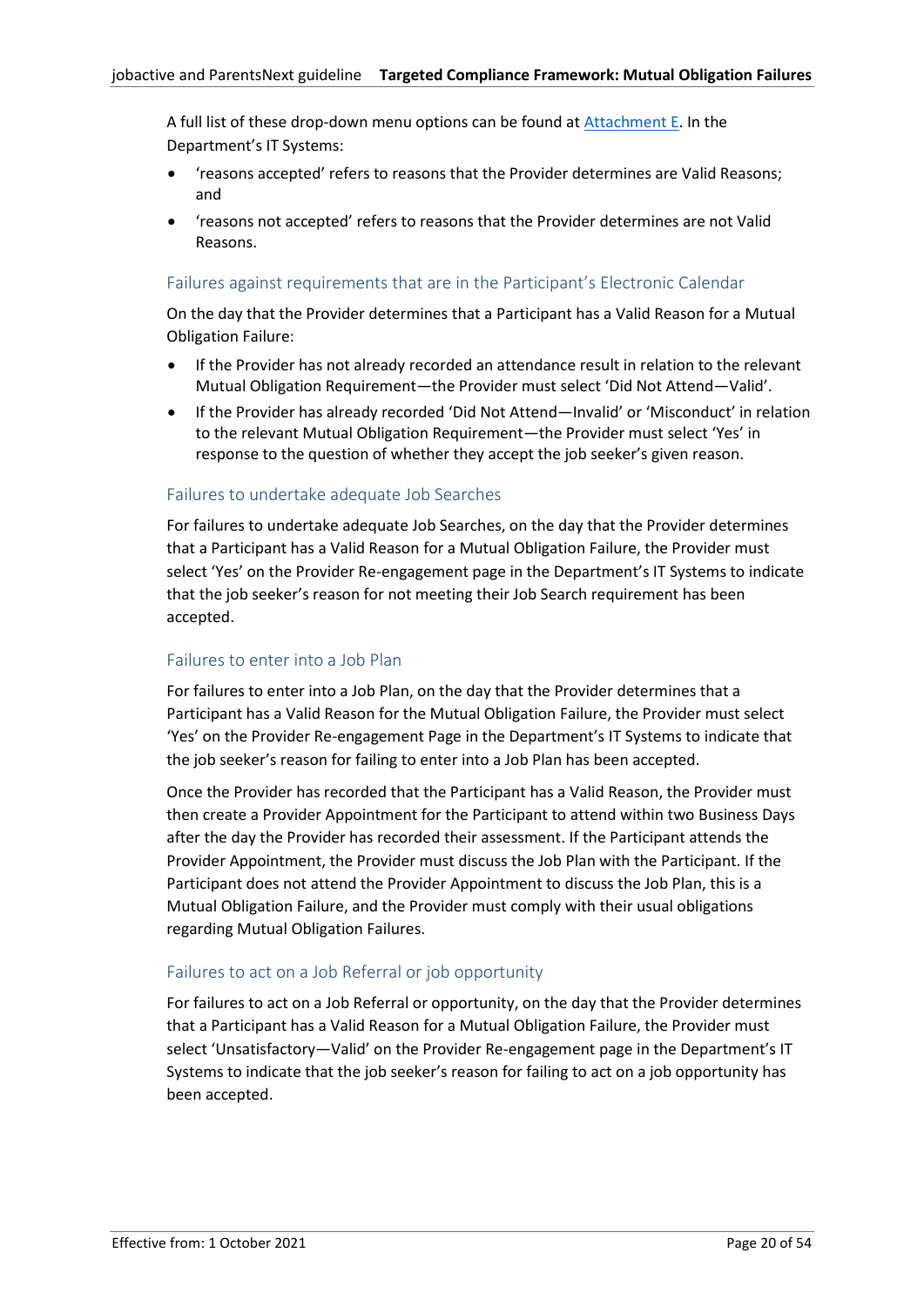A full list of these drop-down menu options can be found at Attachment E. In the Department's IT Systems:

- 'reasons accepted' refers to reasons that the Provider determines are Valid Reasons; and
- 'reasons not accepted' refers to reasons that the Provider determines are not Valid Reasons.

### Failures against requirements that are in the Participant's Electronic Calendar

On the day that the Provider determines that a Participant has a Valid Reason for a Mutual Obligation Failure:

- If the Provider has not already recorded an attendance result in relation to the relevant Mutual Obligation Requirement—the Provider must select 'Did Not Attend—Valid'.
- If the Provider has already recorded 'Did Not Attend—Invalid' or 'Misconduct' in relation to the relevant Mutual Obligation Requirement—the Provider must select 'Yes' in response to the question of whether they accept the job seeker's given reason.

### Failures to undertake adequate Job Searches

For failures to undertake adequate Job Searches, on the day that the Provider determines that a Participant has a Valid Reason for a Mutual Obligation Failure, the Provider must select 'Yes' on the Provider Re-engagement page in the Department's IT Systems to indicate that the job seeker's reason for not meeting their Job Search requirement has been accepted.

### Failures to enter into a Job Plan

For failures to enter into a Job Plan, on the day that the Provider determines that a Participant has a Valid Reason for the Mutual Obligation Failure, the Provider must select 'Yes' on the Provider Re-engagement Page in the Department's IT Systems to indicate that the job seeker's reason for failing to enter into a Job Plan has been accepted.

Once the Provider has recorded that the Participant has a Valid Reason, the Provider must then create a Provider Appointment for the Participant to attend within two Business Days after the day the Provider has recorded their assessment. If the Participant attends the Provider Appointment, the Provider must discuss the Job Plan with the Participant. If the Participant does not attend the Provider Appointment to discuss the Job Plan, this is a Mutual Obligation Failure, and the Provider must comply with their usual obligations regarding Mutual Obligation Failures.

### Failures to act on a Job Referral or job opportunity

For failures to act on a Job Referral or opportunity, on the day that the Provider determines that a Participant has a Valid Reason for a Mutual Obligation Failure, the Provider must select 'Unsatisfactory—Valid' on the Provider Re-engagement page in the Department's IT Systems to indicate that the job seeker's reason for failing to act on a job opportunity has been accepted.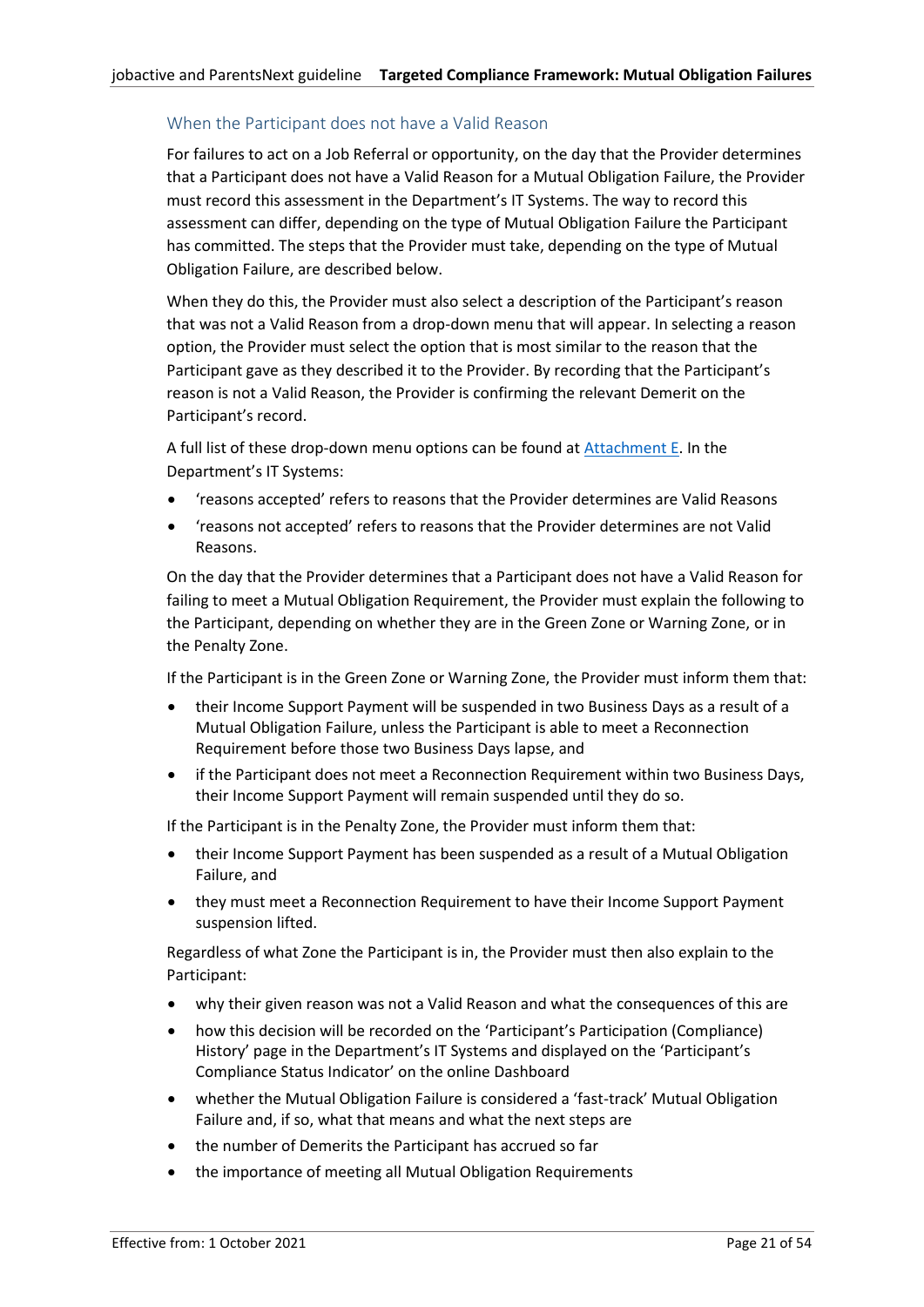### When the Participant does not have a Valid Reason

For failures to act on a Job Referral or opportunity, on the day that the Provider determines that a Participant does not have a Valid Reason for a Mutual Obligation Failure, the Provider must record this assessment in the Department's IT Systems. The way to record this assessment can differ, depending on the type of Mutual Obligation Failure the Participant has committed. The steps that the Provider must take, depending on the type of Mutual Obligation Failure, are described below.

When they do this, the Provider must also select a description of the Participant's reason that was not a Valid Reason from a drop-down menu that will appear. In selecting a reason option, the Provider must select the option that is most similar to the reason that the Participant gave as they described it to the Provider. By recording that the Participant's reason is not a Valid Reason, the Provider is confirming the relevant Demerit on the Participant's record.

A full list of these drop-down menu options can be found at Attachment E. In the Department's IT Systems:

- 'reasons accepted' refers to reasons that the Provider determines are Valid Reasons
- 'reasons not accepted' refers to reasons that the Provider determines are not Valid Reasons.

On the day that the Provider determines that a Participant does not have a Valid Reason for failing to meet a Mutual Obligation Requirement, the Provider must explain the following to the Participant, depending on whether they are in the Green Zone or Warning Zone, or in the Penalty Zone.

If the Participant is in the Green Zone or Warning Zone, the Provider must inform them that:

- their Income Support Payment will be suspended in two Business Days as a result of a Mutual Obligation Failure, unless the Participant is able to meet a Reconnection Requirement before those two Business Days lapse, and
- if the Participant does not meet a Reconnection Requirement within two Business Days, their Income Support Payment will remain suspended until they do so.

If the Participant is in the Penalty Zone, the Provider must inform them that:

- their Income Support Payment has been suspended as a result of a Mutual Obligation Failure, and
- they must meet a Reconnection Requirement to have their Income Support Payment suspension lifted.

Regardless of what Zone the Participant is in, the Provider must then also explain to the Participant:

- why their given reason was not a Valid Reason and what the consequences of this are
- how this decision will be recorded on the 'Participant's Participation (Compliance) History' page in the Department's IT Systems and displayed on the 'Participant's Compliance Status Indicator' on the online Dashboard
- whether the Mutual Obligation Failure is considered a 'fast-track' Mutual Obligation Failure and, if so, what that means and what the next steps are
- the number of Demerits the Participant has accrued so far
- the importance of meeting all Mutual Obligation Requirements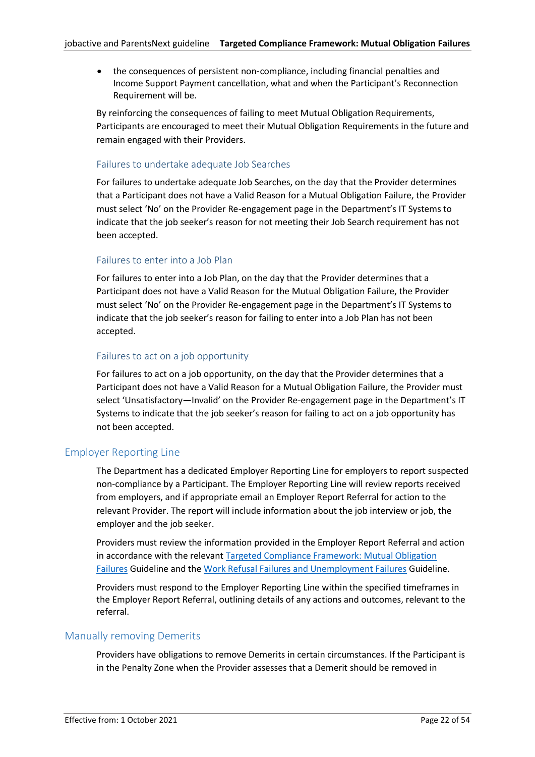- the consequences of persistent non-compliance, including financial penalties and Income Support Payment cancellation, what and when the Participant's Reconnection Requirement will be.

By reinforcing the consequences of failing to meet Mutual Obligation Requirements, Participants are encouraged to meet their Mutual Obligation Requirements in the future and remain engaged with their Providers.

### Failures to undertake adequate Job Searches

For failures to undertake adequate Job Searches, on the day that the Provider determines that a Participant does not have a Valid Reason for a Mutual Obligation Failure, the Provider must select 'No' on the Provider Re-engagement page in the Department's IT Systems to indicate that the job seeker's reason for not meeting their Job Search requirement has not been accepted.

### Failures to enter into a Job Plan

For failures to enter into a Job Plan, on the day that the Provider determines that a Participant does not have a Valid Reason for the Mutual Obligation Failure, the Provider must select 'No' on the Provider Re-engagement page in the Department's IT Systems to indicate that the job seeker's reason for failing to enter into a Job Plan has not been accepted.

### Failures to act on a job opportunity

For failures to act on a job opportunity, on the day that the Provider determines that a Participant does not have a Valid Reason for a Mutual Obligation Failure, the Provider must select 'Unsatisfactory—Invalid' on the Provider Re-engagement page in the Department's IT Systems to indicate that the job seeker's reason for failing to act on a job opportunity has not been accepted.

## Employer Reporting Line

The Department has a dedicated Employer Reporting Line for employers to report suspected non-compliance by a Participant. The Employer Reporting Line will review reports received from employers, and if appropriate email an Employer Report Referral for action to the relevant Provider. The report will include information about the job interview or job, the employer and the job seeker.

Providers must review the information provided in the Employer Report Referral and action in accordance with the relevant Targeted Compliance Framework: Mutual Obligation Failures Guideline and the Work Refusal Failures and Unemployment Failures Guideline.

Providers must respond to the Employer Reporting Line within the specified timeframes in the Employer Report Referral, outlining details of any actions and outcomes, relevant to the referral.

## Manually removing Demerits

Providers have obligations to remove Demerits in certain circumstances. If the Participant is in the Penalty Zone when the Provider assesses that a Demerit should be removed in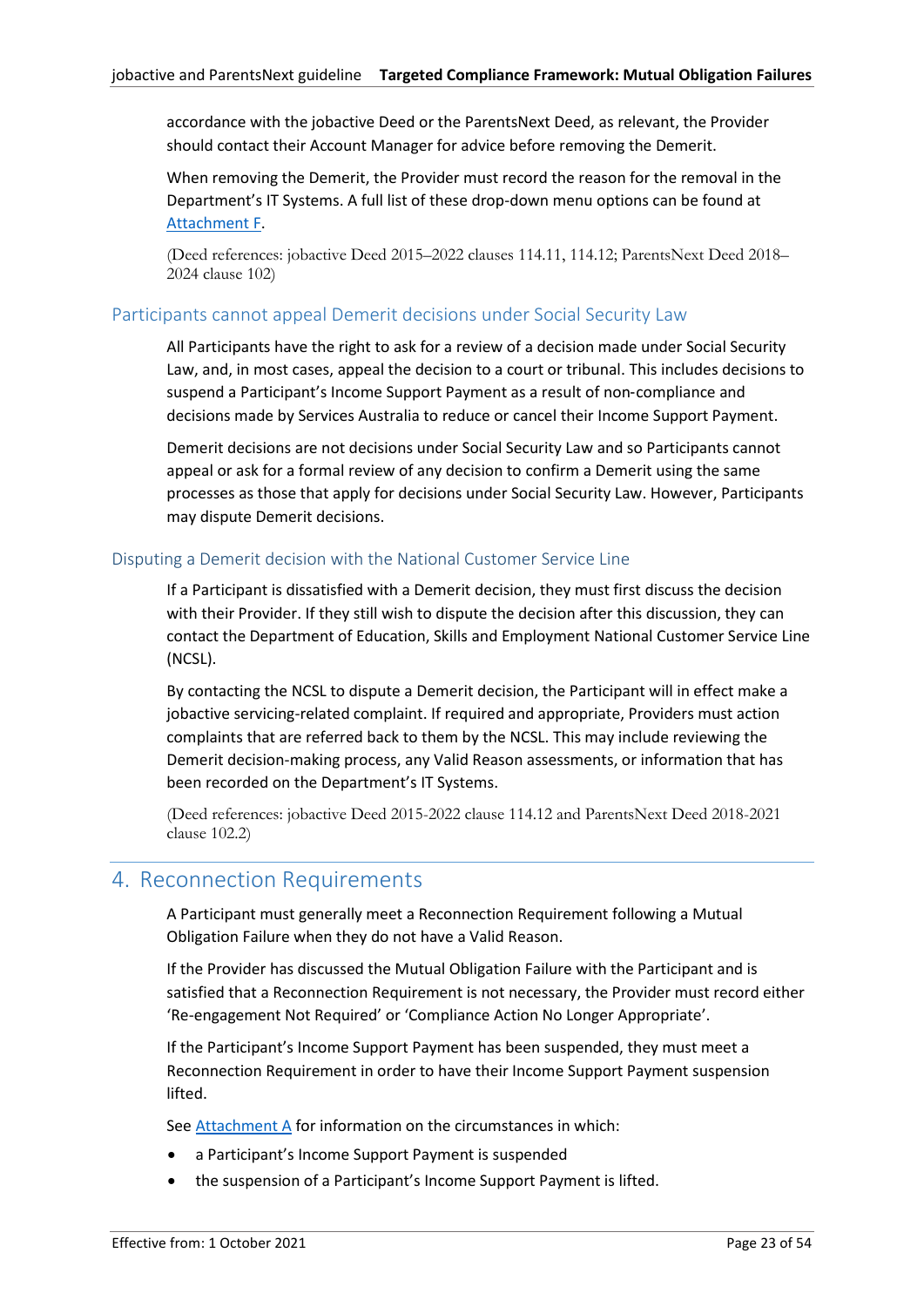accordance with the jobactive Deed or the ParentsNext Deed, as relevant, the Provider should contact their Account Manager for advice before removing the Demerit.

When removing the Demerit, the Provider must record the reason for the removal in the Department's IT Systems. A full list of these drop-down menu options can be found at Attachment F.

(Deed references: jobactive Deed 2015–2022 clauses 114.11, 114.12; ParentsNext Deed 2018–2024 clause 102)

### Participants cannot appeal Demerit decisions under Social Security Law

All Participants have the right to ask for a review of a decision made under Social Security Law, and, in most cases, appeal the decision to a court or tribunal. This includes decisions to suspend a Participant's Income Support Payment as a result of non-compliance and decisions made by Services Australia to reduce or cancel their Income Support Payment.

Demerit decisions are not decisions under Social Security Law and so Participants cannot appeal or ask for a formal review of any decision to confirm a Demerit using the same processes as those that apply for decisions under Social Security Law. However, Participants may dispute Demerit decisions.

### Disputing a Demerit decision with the National Customer Service Line

If a Participant is dissatisfied with a Demerit decision, they must first discuss the decision with their Provider. If they still wish to dispute the decision after this discussion, they can contact the Department of Education, Skills and Employment National Customer Service Line (NCSL).

By contacting the NCSL to dispute a Demerit decision, the Participant will in effect make a jobactive servicing-related complaint. If required and appropriate, Providers must action complaints that are referred back to them by the NCSL. This may include reviewing the Demerit decision-making process, any Valid Reason assessments, or information that has been recorded on the Department's IT Systems.

(Deed references: jobactive Deed 2015-2022 clause 114.12 and ParentsNext Deed 2018-2021 clause 102.2)

## 4. Reconnection Requirements

A Participant must generally meet a Reconnection Requirement following a Mutual Obligation Failure when they do not have a Valid Reason.

If the Provider has discussed the Mutual Obligation Failure with the Participant and is satisfied that a Reconnection Requirement is not necessary, the Provider must record either 'Re-engagement Not Required' or 'Compliance Action No Longer Appropriate'.

If the Participant's Income Support Payment has been suspended, they must meet a Reconnection Requirement in order to have their Income Support Payment suspension lifted.

See Attachment A for information on the circumstances in which:

- a Participant's Income Support Payment is suspended
- the suspension of a Participant's Income Support Payment is lifted.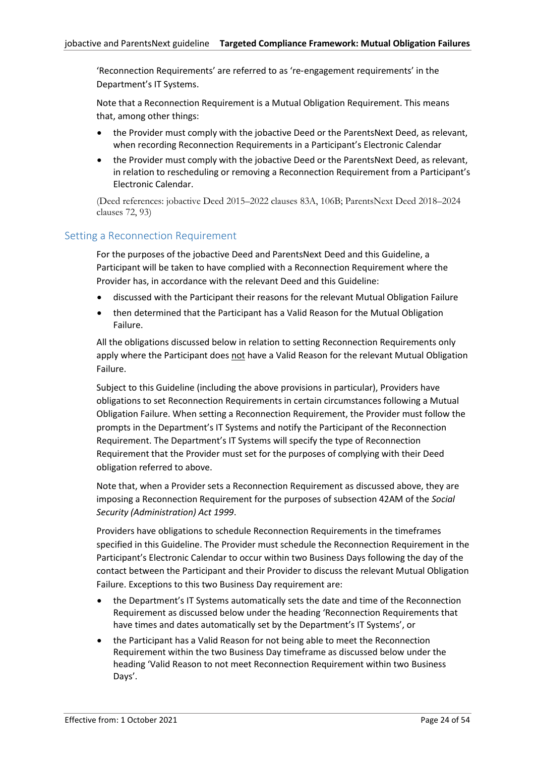'Reconnection Requirements' are referred to as 're-engagement requirements' in the Department's IT Systems.

Note that a Reconnection Requirement is a Mutual Obligation Requirement. This means that, among other things:

- the Provider must comply with the jobactive Deed or the ParentsNext Deed, as relevant, when recording Reconnection Requirements in a Participant's Electronic Calendar
- the Provider must comply with the jobactive Deed or the ParentsNext Deed, as relevant, in relation to rescheduling or removing a Reconnection Requirement from a Participant's Electronic Calendar.

(Deed references: jobactive Deed 2015–2022 clauses 83A, 106B; ParentsNext Deed 2018–2024 clauses 72, 93)

## Setting a Reconnection Requirement

For the purposes of the jobactive Deed and ParentsNext Deed and this Guideline, a Participant will be taken to have complied with a Reconnection Requirement where the Provider has, in accordance with the relevant Deed and this Guideline:

- discussed with the Participant their reasons for the relevant Mutual Obligation Failure
- then determined that the Participant has a Valid Reason for the Mutual Obligation Failure.

All the obligations discussed below in relation to setting Reconnection Requirements only apply where the Participant does not have a Valid Reason for the relevant Mutual Obligation Failure.

Subject to this Guideline (including the above provisions in particular), Providers have obligations to set Reconnection Requirements in certain circumstances following a Mutual Obligation Failure. When setting a Reconnection Requirement, the Provider must follow the prompts in the Department's IT Systems and notify the Participant of the Reconnection Requirement. The Department's IT Systems will specify the type of Reconnection Requirement that the Provider must set for the purposes of complying with their Deed obligation referred to above.

Note that, when a Provider sets a Reconnection Requirement as discussed above, they are imposing a Reconnection Requirement for the purposes of subsection 42AM of the *Social Security (Administration) Act 1999*.

Providers have obligations to schedule Reconnection Requirements in the timeframes specified in this Guideline. The Provider must schedule the Reconnection Requirement in the Participant's Electronic Calendar to occur within two Business Days following the day of the contact between the Participant and their Provider to discuss the relevant Mutual Obligation Failure. Exceptions to this two Business Day requirement are:

- the Department's IT Systems automatically sets the date and time of the Reconnection Requirement as discussed below under the heading 'Reconnection Requirements that have times and dates automatically set by the Department's IT Systems', or
- the Participant has a Valid Reason for not being able to meet the Reconnection Requirement within the two Business Day timeframe as discussed below under the heading 'Valid Reason to not meet Reconnection Requirement within two Business Days'.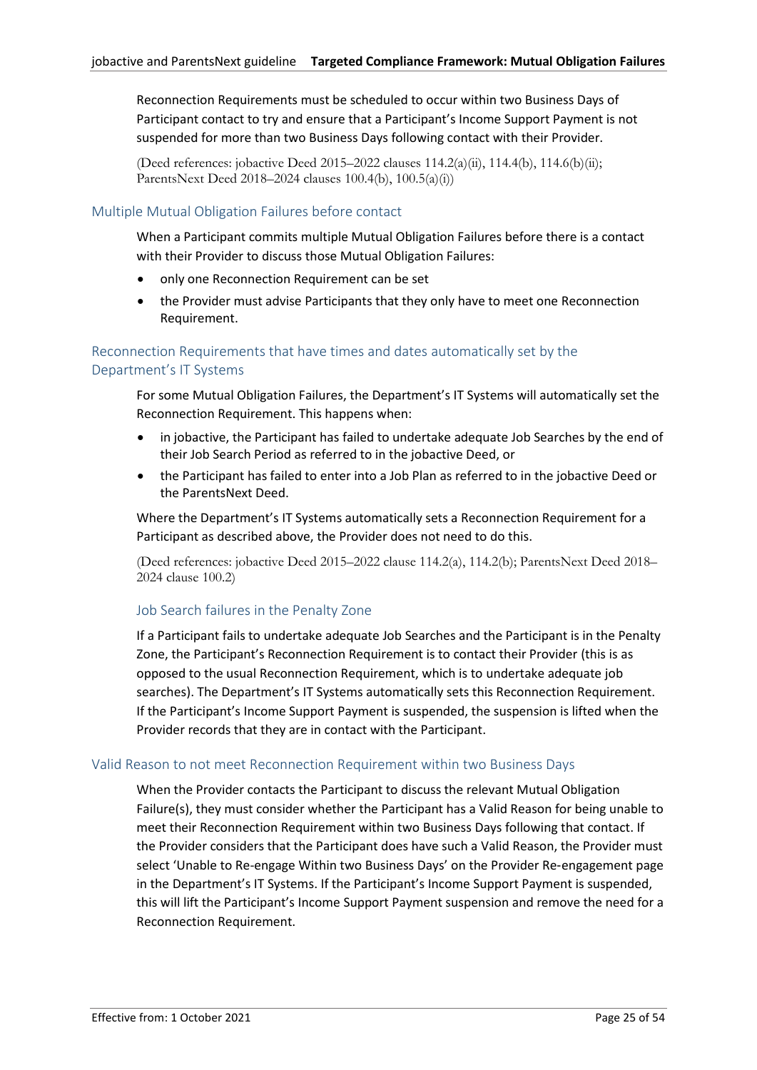Reconnection Requirements must be scheduled to occur within two Business Days of Participant contact to try and ensure that a Participant's Income Support Payment is not suspended for more than two Business Days following contact with their Provider.

(Deed references: jobactive Deed 2015–2022 clauses 114.2(a)(ii), 114.4(b), 114.6(b)(ii); ParentsNext Deed 2018–2024 clauses 100.4(b), 100.5(a)(i))

## Multiple Mutual Obligation Failures before contact

When a Participant commits multiple Mutual Obligation Failures before there is a contact with their Provider to discuss those Mutual Obligation Failures:

- only one Reconnection Requirement can be set
- the Provider must advise Participants that they only have to meet one Reconnection Requirement.

## Reconnection Requirements that have times and dates automatically set by the Department's IT Systems

For some Mutual Obligation Failures, the Department's IT Systems will automatically set the Reconnection Requirement. This happens when:

- in jobactive, the Participant has failed to undertake adequate Job Searches by the end of their Job Search Period as referred to in the jobactive Deed, or
- the Participant has failed to enter into a Job Plan as referred to in the jobactive Deed or the ParentsNext Deed.

Where the Department's IT Systems automatically sets a Reconnection Requirement for a Participant as described above, the Provider does not need to do this.

(Deed references: jobactive Deed 2015–2022 clause 114.2(a), 114.2(b); ParentsNext Deed 2018–2024 clause 100.2)

### Job Search failures in the Penalty Zone

If a Participant fails to undertake adequate Job Searches and the Participant is in the Penalty Zone, the Participant's Reconnection Requirement is to contact their Provider (this is as opposed to the usual Reconnection Requirement, which is to undertake adequate job searches). The Department's IT Systems automatically sets this Reconnection Requirement. If the Participant's Income Support Payment is suspended, the suspension is lifted when the Provider records that they are in contact with the Participant.

## Valid Reason to not meet Reconnection Requirement within two Business Days

When the Provider contacts the Participant to discuss the relevant Mutual Obligation Failure(s), they must consider whether the Participant has a Valid Reason for being unable to meet their Reconnection Requirement within two Business Days following that contact. If the Provider considers that the Participant does have such a Valid Reason, the Provider must select 'Unable to Re-engage Within two Business Days' on the Provider Re-engagement page in the Department's IT Systems. If the Participant's Income Support Payment is suspended, this will lift the Participant's Income Support Payment suspension and remove the need for a Reconnection Requirement.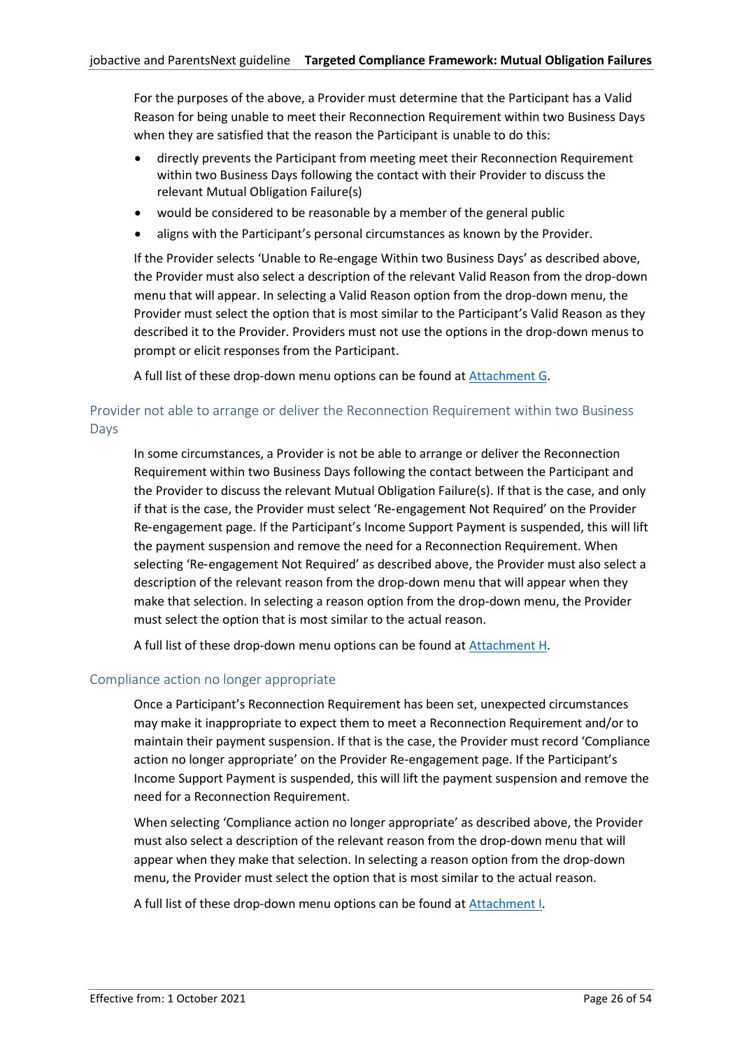For the purposes of the above, a Provider must determine that the Participant has a Valid Reason for being unable to meet their Reconnection Requirement within two Business Days when they are satisfied that the reason the Participant is unable to do this:

- directly prevents the Participant from meeting meet their Reconnection Requirement within two Business Days following the contact with their Provider to discuss the relevant Mutual Obligation Failure(s)
- would be considered to be reasonable by a member of the general public
- aligns with the Participant's personal circumstances as known by the Provider.

If the Provider selects 'Unable to Re-engage Within two Business Days' as described above, the Provider must also select a description of the relevant Valid Reason from the drop-down menu that will appear. In selecting a Valid Reason option from the drop-down menu, the Provider must select the option that is most similar to the Participant's Valid Reason as they described it to the Provider. Providers must not use the options in the drop-down menus to prompt or elicit responses from the Participant.

A full list of these drop-down menu options can be found at Attachment G.

### Provider not able to arrange or deliver the Reconnection Requirement within two Business Days

In some circumstances, a Provider is not be able to arrange or deliver the Reconnection Requirement within two Business Days following the contact between the Participant and the Provider to discuss the relevant Mutual Obligation Failure(s). If that is the case, and only if that is the case, the Provider must select 'Re-engagement Not Required' on the Provider Re-engagement page. If the Participant's Income Support Payment is suspended, this will lift the payment suspension and remove the need for a Reconnection Requirement. When selecting 'Re-engagement Not Required' as described above, the Provider must also select a description of the relevant reason from the drop-down menu that will appear when they make that selection. In selecting a reason option from the drop-down menu, the Provider must select the option that is most similar to the actual reason.

A full list of these drop-down menu options can be found at Attachment H.

### Compliance action no longer appropriate

Once a Participant's Reconnection Requirement has been set, unexpected circumstances may make it inappropriate to expect them to meet a Reconnection Requirement and/or to maintain their payment suspension. If that is the case, the Provider must record 'Compliance action no longer appropriate' on the Provider Re-engagement page. If the Participant's Income Support Payment is suspended, this will lift the payment suspension and remove the need for a Reconnection Requirement.

When selecting 'Compliance action no longer appropriate' as described above, the Provider must also select a description of the relevant reason from the drop-down menu that will appear when they make that selection. In selecting a reason option from the drop-down menu, the Provider must select the option that is most similar to the actual reason.

A full list of these drop-down menu options can be found at Attachment I.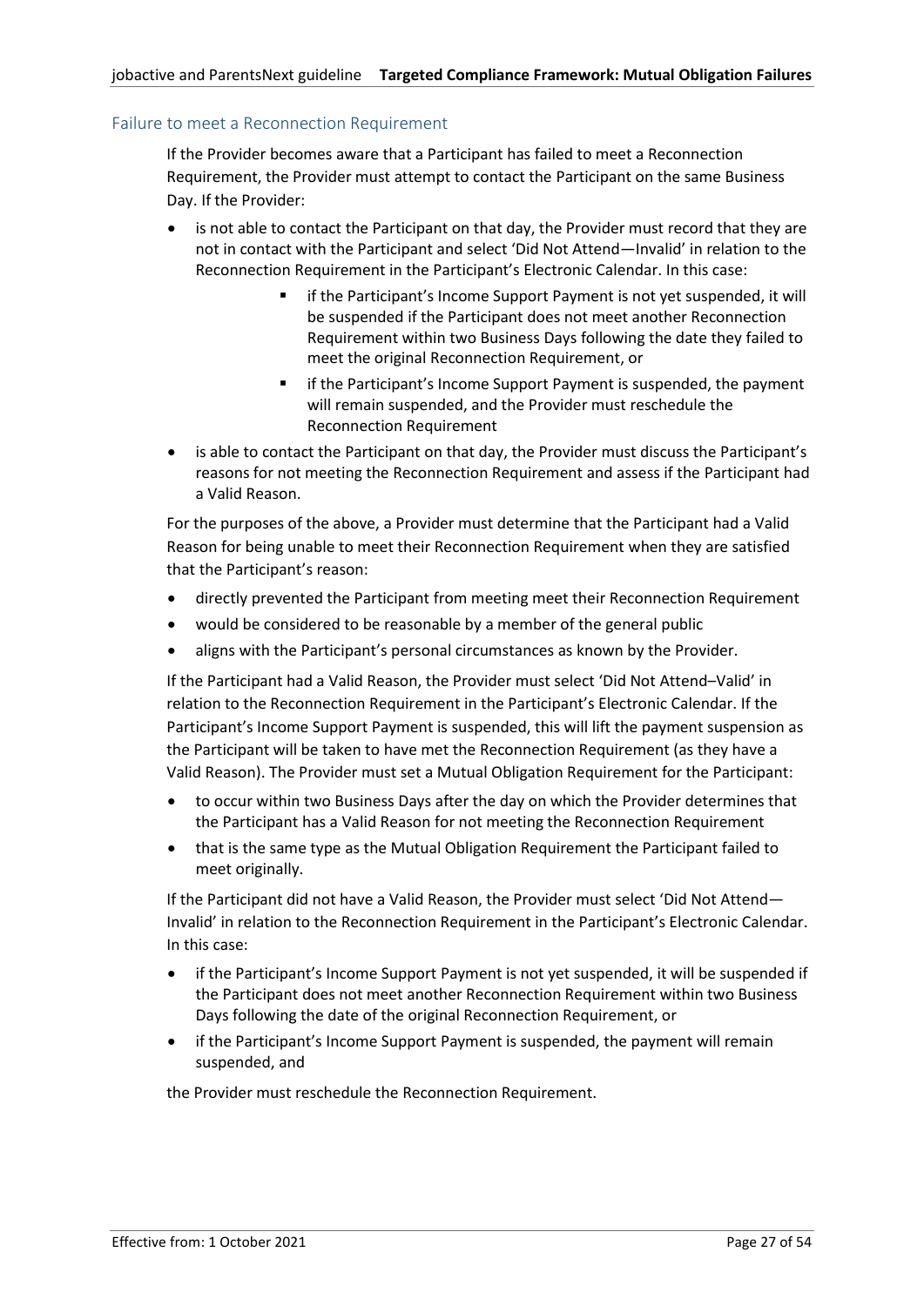### Failure to meet a Reconnection Requirement

If the Provider becomes aware that a Participant has failed to meet a Reconnection Requirement, the Provider must attempt to contact the Participant on the same Business Day. If the Provider:

- is not able to contact the Participant on that day, the Provider must record that they are not in contact with the Participant and select 'Did Not Attend—Invalid' in relation to the Reconnection Requirement in the Participant's Electronic Calendar. In this case:
  - if the Participant's Income Support Payment is not yet suspended, it will be suspended if the Participant does not meet another Reconnection Requirement within two Business Days following the date they failed to meet the original Reconnection Requirement, or
  - if the Participant's Income Support Payment is suspended, the payment will remain suspended, and the Provider must reschedule the Reconnection Requirement
- is able to contact the Participant on that day, the Provider must discuss the Participant's reasons for not meeting the Reconnection Requirement and assess if the Participant had a Valid Reason.

For the purposes of the above, a Provider must determine that the Participant had a Valid Reason for being unable to meet their Reconnection Requirement when they are satisfied that the Participant's reason:

- directly prevented the Participant from meeting meet their Reconnection Requirement
- would be considered to be reasonable by a member of the general public
- aligns with the Participant's personal circumstances as known by the Provider.

If the Participant had a Valid Reason, the Provider must select 'Did Not Attend–Valid' in relation to the Reconnection Requirement in the Participant's Electronic Calendar. If the Participant's Income Support Payment is suspended, this will lift the payment suspension as the Participant will be taken to have met the Reconnection Requirement (as they have a Valid Reason). The Provider must set a Mutual Obligation Requirement for the Participant:

- to occur within two Business Days after the day on which the Provider determines that the Participant has a Valid Reason for not meeting the Reconnection Requirement
- that is the same type as the Mutual Obligation Requirement the Participant failed to meet originally.

If the Participant did not have a Valid Reason, the Provider must select 'Did Not Attend—Invalid' in relation to the Reconnection Requirement in the Participant's Electronic Calendar. In this case:

- if the Participant's Income Support Payment is not yet suspended, it will be suspended if the Participant does not meet another Reconnection Requirement within two Business Days following the date of the original Reconnection Requirement, or
- if the Participant's Income Support Payment is suspended, the payment will remain suspended, and

the Provider must reschedule the Reconnection Requirement.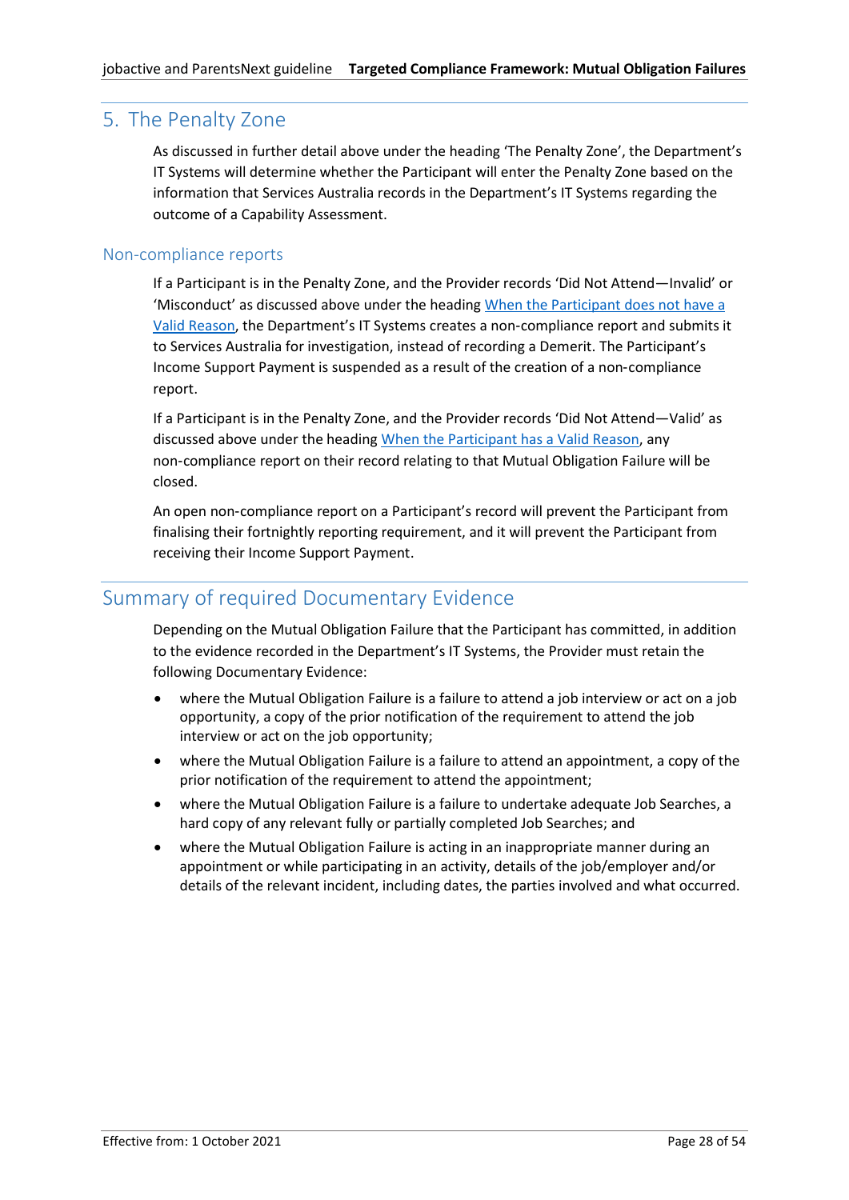## 5. The Penalty Zone

As discussed in further detail above under the heading 'The Penalty Zone', the Department's IT Systems will determine whether the Participant will enter the Penalty Zone based on the information that Services Australia records in the Department's IT Systems regarding the outcome of a Capability Assessment.

### Non-compliance reports

If a Participant is in the Penalty Zone, and the Provider records 'Did Not Attend—Invalid' or 'Misconduct' as discussed above under the heading When the Participant does not have a Valid Reason, the Department's IT Systems creates a non-compliance report and submits it to Services Australia for investigation, instead of recording a Demerit. The Participant's Income Support Payment is suspended as a result of the creation of a non-compliance report.

If a Participant is in the Penalty Zone, and the Provider records 'Did Not Attend—Valid' as discussed above under the heading When the Participant has a Valid Reason, any non-compliance report on their record relating to that Mutual Obligation Failure will be closed.

An open non-compliance report on a Participant's record will prevent the Participant from finalising their fortnightly reporting requirement, and it will prevent the Participant from receiving their Income Support Payment.

## Summary of required Documentary Evidence

Depending on the Mutual Obligation Failure that the Participant has committed, in addition to the evidence recorded in the Department's IT Systems, the Provider must retain the following Documentary Evidence:

- where the Mutual Obligation Failure is a failure to attend a job interview or act on a job opportunity, a copy of the prior notification of the requirement to attend the job interview or act on the job opportunity;
- where the Mutual Obligation Failure is a failure to attend an appointment, a copy of the prior notification of the requirement to attend the appointment;
- where the Mutual Obligation Failure is a failure to undertake adequate Job Searches, a hard copy of any relevant fully or partially completed Job Searches; and
- where the Mutual Obligation Failure is acting in an inappropriate manner during an appointment or while participating in an activity, details of the job/employer and/or details of the relevant incident, including dates, the parties involved and what occurred.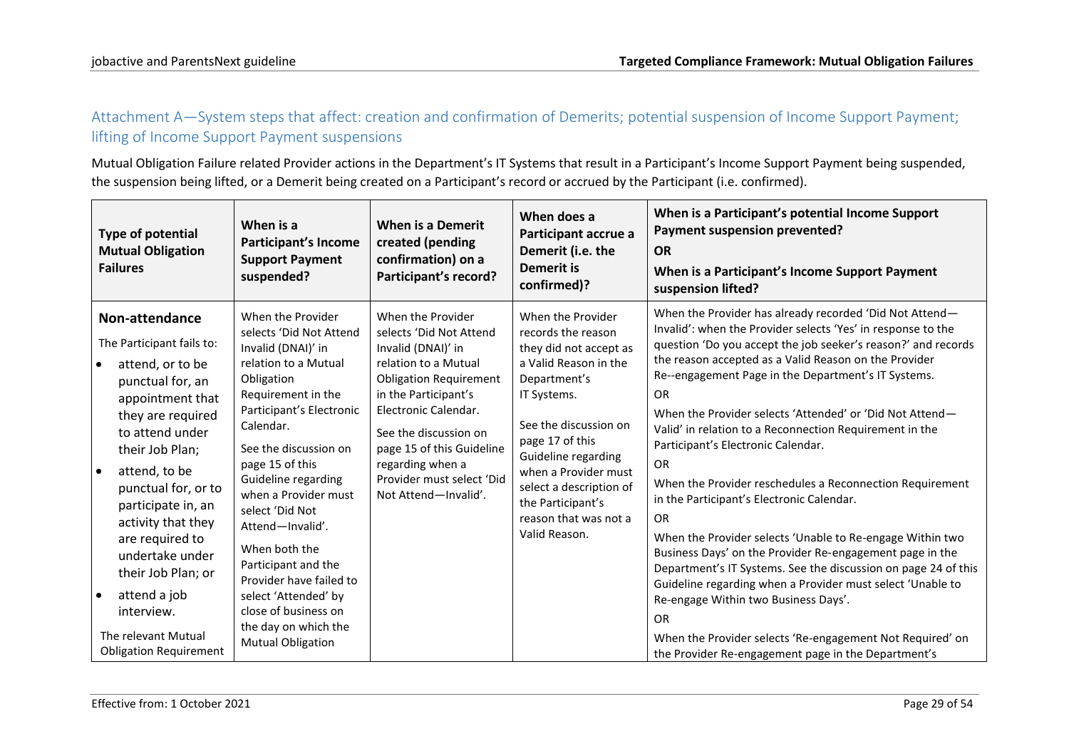## Attachment A—System steps that affect: creation and confirmation of Demerits; potential suspension of Income Support Payment; lifting of Income Support Payment suspensions

Mutual Obligation Failure related Provider actions in the Department's IT Systems that result in a Participant's Income Support Payment being suspended, the suspension being lifted, or a Demerit being created on a Participant's record or accrued by the Participant (i.e. confirmed).

| Type of potential Mutual Obligation Failures | When is a Participant's Income Support Payment suspended? | When is a Demerit created (pending confirmation) on a Participant's record? | When does a Participant accrue a Demerit (i.e. the Demerit is confirmed)? | When is a Participant's potential Income Support Payment suspension prevented? **OR** When is a Participant's Income Support Payment suspension lifted? |
|---|---|---|---|---|
| **Non-attendance**<br>The Participant fails to:<br>• attend, or to be punctual for, an appointment that they are required to attend under their Job Plan;<br>• attend, to be punctual for, or to participate in, an activity that they are required to undertake under their Job Plan; or<br>• attend a job interview.<br>The relevant Mutual Obligation Requirement | When the Provider selects 'Did Not Attend Invalid (DNAI)' in relation to a Mutual Obligation Requirement in the Participant's Electronic Calendar.<br>See the discussion on page 15 of this Guideline regarding when a Provider must select 'Did Not Attend—Invalid'.<br>When both the Participant and the Provider have failed to select 'Attended' by close of business on the day on which the Mutual Obligation | When the Provider selects 'Did Not Attend Invalid (DNAI)' in relation to a Mutual Obligation Requirement in the Participant's Electronic Calendar.<br>See the discussion on page 15 of this Guideline regarding when a Provider must select 'Did Not Attend—Invalid'. | When the Provider records the reason they did not accept as a Valid Reason in the Department's IT Systems.<br>See the discussion on page 17 of this Guideline regarding when a Provider must select a description of the Participant's reason that was not a Valid Reason. | When the Provider has already recorded 'Did Not Attend—Invalid': when the Provider selects 'Yes' in response to the question 'Do you accept the job seeker's reason?' and records the reason accepted as a Valid Reason on the Provider Re--engagement Page in the Department's IT Systems.<br>OR<br>When the Provider selects 'Attended' or 'Did Not Attend—Valid' in relation to a Reconnection Requirement in the Participant's Electronic Calendar.<br>OR<br>When the Provider reschedules a Reconnection Requirement in the Participant's Electronic Calendar.<br>OR<br>When the Provider selects 'Unable to Re-engage Within two Business Days' on the Provider Re-engagement page in the Department's IT Systems. See the discussion on page 24 of this Guideline regarding when a Provider must select 'Unable to Re-engage Within two Business Days'.<br>OR<br>When the Provider selects 'Re-engagement Not Required' on the Provider Re-engagement page in the Department's |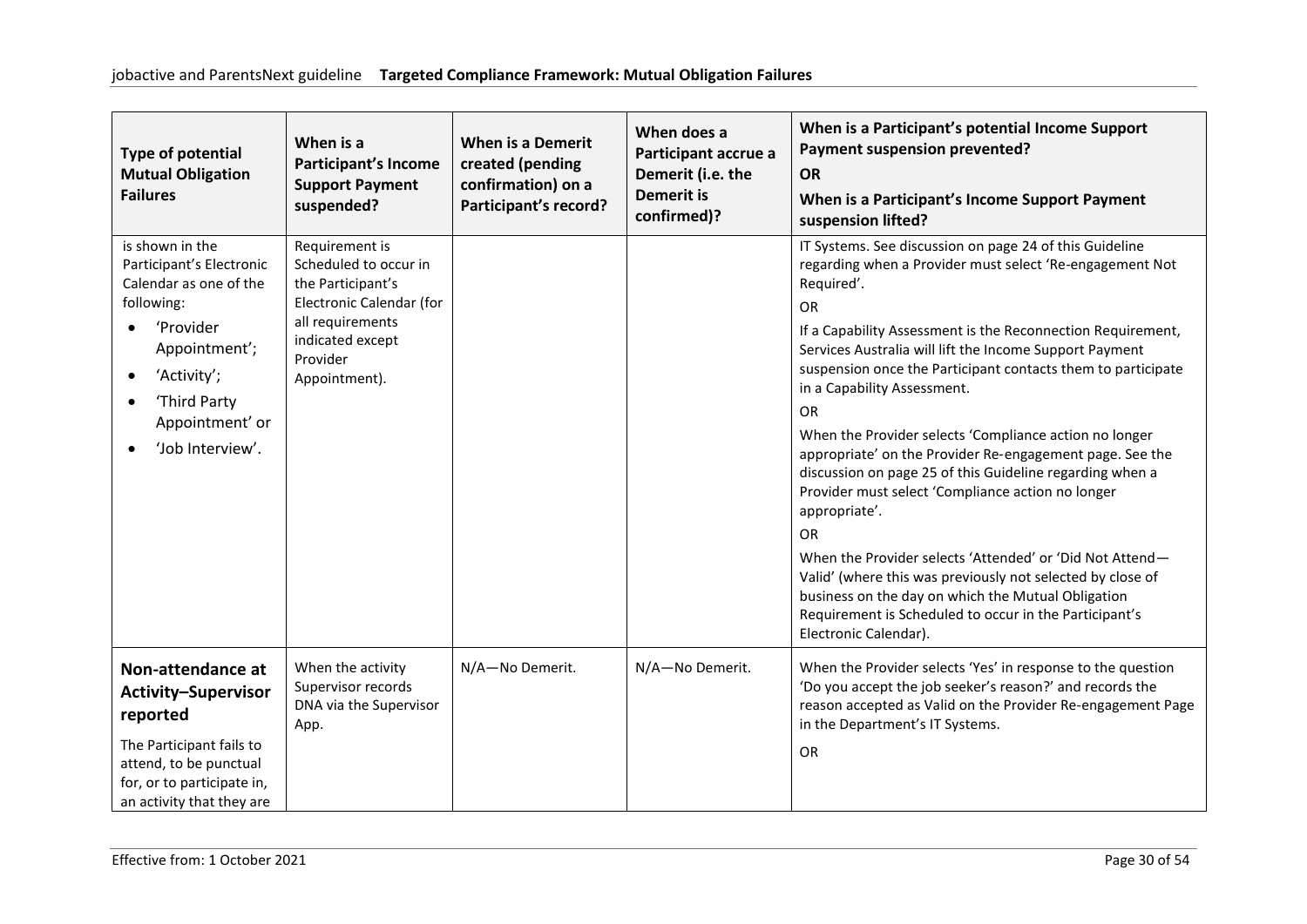| Type of potential Mutual Obligation Failures | When is a Participant's Income Support Payment suspended? | When is a Demerit created (pending confirmation) on a Participant's record? | When does a Participant accrue a Demerit (i.e. the Demerit is confirmed)? | When is a Participant's potential Income Support Payment suspension prevented? **OR** When is a Participant's Income Support Payment suspension lifted? |
|---|---|---|---|---|
| is shown in the Participant's Electronic Calendar as one of the following: <br>• 'Provider Appointment'; <br>• 'Activity'; <br>• 'Third Party Appointment' or <br>• 'Job Interview'. | Requirement is Scheduled to occur in the Participant's Electronic Calendar (for all requirements indicated except Provider Appointment). | | | IT Systems. See discussion on page 24 of this Guideline regarding when a Provider must select 'Re-engagement Not Required'. <br>OR <br>If a Capability Assessment is the Reconnection Requirement, Services Australia will lift the Income Support Payment suspension once the Participant contacts them to participate in a Capability Assessment. <br>OR <br>When the Provider selects 'Compliance action no longer appropriate' on the Provider Re-engagement page. See the discussion on page 25 of this Guideline regarding when a Provider must select 'Compliance action no longer appropriate'. <br>OR <br>When the Provider selects 'Attended' or 'Did Not Attend—Valid' (where this was previously not selected by close of business on the day on which the Mutual Obligation Requirement is Scheduled to occur in the Participant's Electronic Calendar). |
| **Non-attendance at Activity–Supervisor reported** <br>The Participant fails to attend, to be punctual for, or to participate in, an activity that they are | When the activity Supervisor records DNA via the Supervisor App. | N/A—No Demerit. | N/A—No Demerit. | When the Provider selects 'Yes' in response to the question 'Do you accept the job seeker's reason?' and records the reason accepted as Valid on the Provider Re-engagement Page in the Department's IT Systems. <br>OR |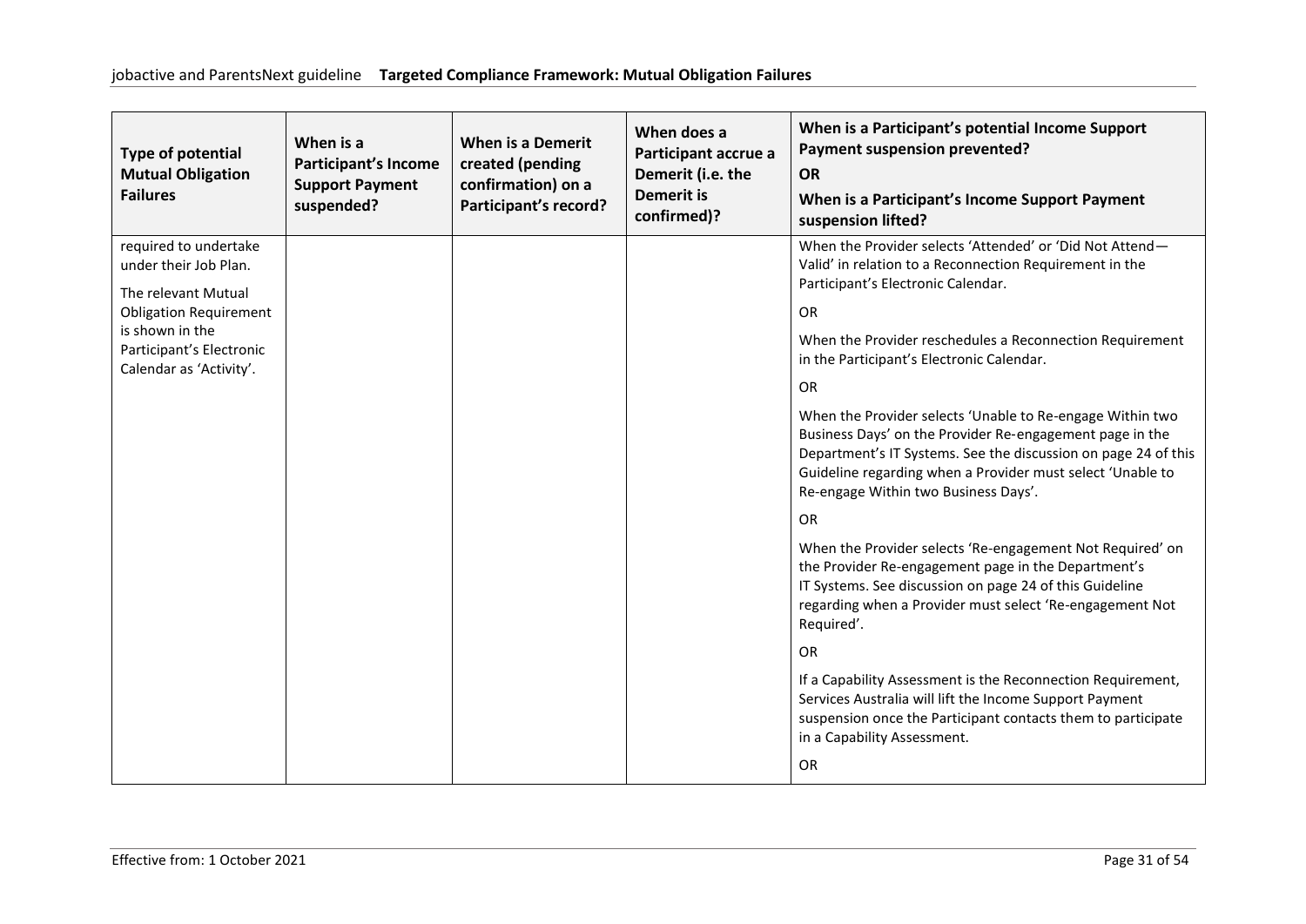| Type of potential Mutual Obligation Failures | When is a Participant's Income Support Payment suspended? | When is a Demerit created (pending confirmation) on a Participant's record? | When does a Participant accrue a Demerit (i.e. the Demerit is confirmed)? | When is a Participant's potential Income Support Payment suspension prevented? **OR** When is a Participant's Income Support Payment suspension lifted? |
|---|---|---|---|---|
| required to undertake under their Job Plan. The relevant Mutual Obligation Requirement is shown in the Participant's Electronic Calendar as 'Activity'. | | | | When the Provider selects 'Attended' or 'Did Not Attend—Valid' in relation to a Reconnection Requirement in the Participant's Electronic Calendar. OR When the Provider reschedules a Reconnection Requirement in the Participant's Electronic Calendar. OR When the Provider selects 'Unable to Re-engage Within two Business Days' on the Provider Re-engagement page in the Department's IT Systems. See the discussion on page 24 of this Guideline regarding when a Provider must select 'Unable to Re-engage Within two Business Days'. OR When the Provider selects 'Re-engagement Not Required' on the Provider Re-engagement page in the Department's IT Systems. See discussion on page 24 of this Guideline regarding when a Provider must select 'Re-engagement Not Required'. OR If a Capability Assessment is the Reconnection Requirement, Services Australia will lift the Income Support Payment suspension once the Participant contacts them to participate in a Capability Assessment. OR |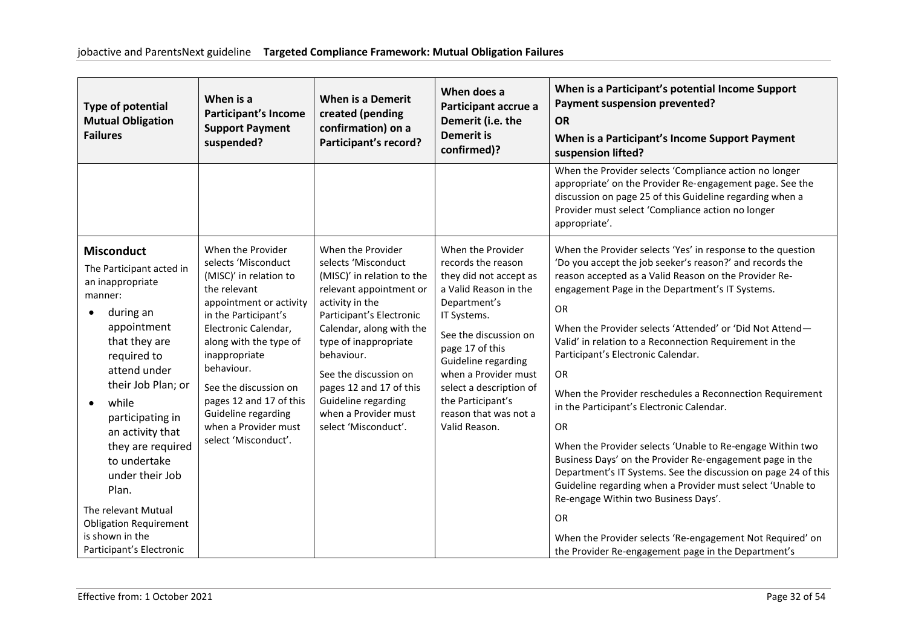| Type of potential Mutual Obligation Failures | When is a Participant's Income Support Payment suspended? | When is a Demerit created (pending confirmation) on a Participant's record? | When does a Participant accrue a Demerit (i.e. the Demerit is confirmed)? | When is a Participant's potential Income Support Payment suspension prevented? **OR** When is a Participant's Income Support Payment suspension lifted? |
|---|---|---|---|---|
| | | | | When the Provider selects 'Compliance action no longer appropriate' on the Provider Re-engagement page. See the discussion on page 25 of this Guideline regarding when a Provider must select 'Compliance action no longer appropriate'. |
| **Misconduct** The Participant acted in an inappropriate manner: <ul><li>during an appointment that they are required to attend under their Job Plan; or</li><li>while participating in an activity that they are required to undertake under their Job Plan.</li></ul> The relevant Mutual Obligation Requirement is shown in the Participant's Electronic | When the Provider selects 'Misconduct (MISC)' in relation to the relevant appointment or activity in the Participant's Electronic Calendar, along with the type of inappropriate behaviour. See the discussion on pages 12 and 17 of this Guideline regarding when a Provider must select 'Misconduct'. | When the Provider selects 'Misconduct (MISC)' in relation to the relevant appointment or activity in the Participant's Electronic Calendar, along with the type of inappropriate behaviour. See the discussion on pages 12 and 17 of this Guideline regarding when a Provider must select 'Misconduct'. | When the Provider records the reason they did not accept as a Valid Reason in the Department's IT Systems. See the discussion on page 17 of this Guideline regarding when a Provider must select a description of the Participant's reason that was not a Valid Reason. | When the Provider selects 'Yes' in response to the question 'Do you accept the job seeker's reason?' and records the reason accepted as a Valid Reason on the Provider Re-engagement Page in the Department's IT Systems. OR When the Provider selects 'Attended' or 'Did Not Attend—Valid' in relation to a Reconnection Requirement in the Participant's Electronic Calendar. OR When the Provider reschedules a Reconnection Requirement in the Participant's Electronic Calendar. OR When the Provider selects 'Unable to Re-engage Within two Business Days' on the Provider Re-engagement page in the Department's IT Systems. See the discussion on page 24 of this Guideline regarding when a Provider must select 'Unable to Re-engage Within two Business Days'. OR When the Provider selects 'Re-engagement Not Required' on the Provider Re-engagement page in the Department's |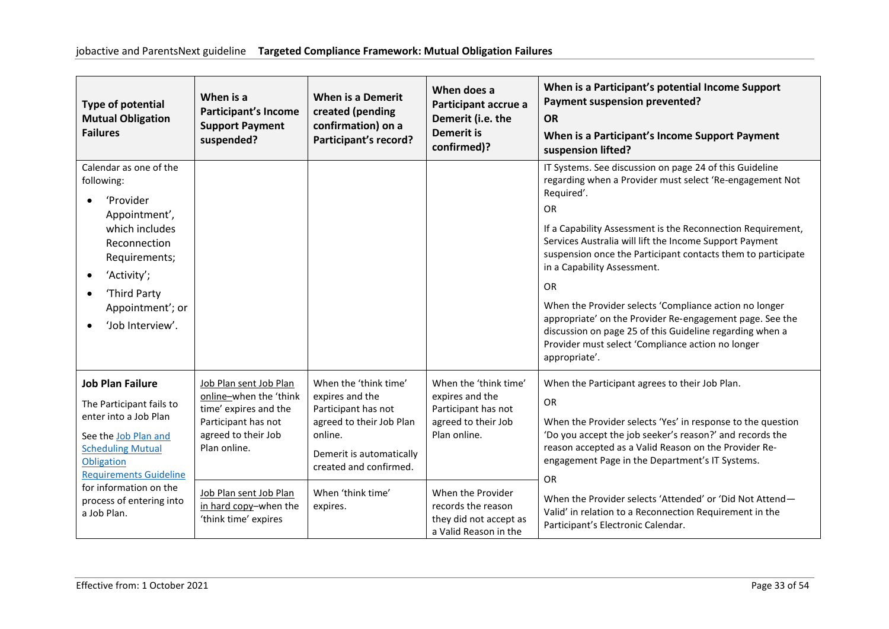| Type of potential Mutual Obligation Failures | When is a Participant's Income Support Payment suspended? | When is a Demerit created (pending confirmation) on a Participant's record? | When does a Participant accrue a Demerit (i.e. the Demerit is confirmed)? | When is a Participant's potential Income Support Payment suspension prevented? **OR** When is a Participant's Income Support Payment suspension lifted? |
|---|---|---|---|---|
| Calendar as one of the following: <br>• 'Provider Appointment', which includes Reconnection Requirements; <br>• 'Activity'; <br>• 'Third Party Appointment'; or <br>• 'Job Interview'. | | | | IT Systems. See discussion on page 24 of this Guideline regarding when a Provider must select 'Re-engagement Not Required'. <br>OR <br>If a Capability Assessment is the Reconnection Requirement, Services Australia will lift the Income Support Payment suspension once the Participant contacts them to participate in a Capability Assessment. <br>OR <br>When the Provider selects 'Compliance action no longer appropriate' on the Provider Re-engagement page. See the discussion on page 25 of this Guideline regarding when a Provider must select 'Compliance action no longer appropriate'. |
| **Job Plan Failure** <br>The Participant fails to enter into a Job Plan <br>See the [Job Plan and Scheduling Mutual Obligation Requirements Guideline](#) for information on the process of entering into a Job Plan. | Job Plan sent Job Plan online–when the 'think time' expires and the Participant has not agreed to their Job Plan online. | When the 'think time' expires and the Participant has not agreed to their Job Plan online. <br>Demerit is automatically created and confirmed. | When the 'think time' expires and the Participant has not agreed to their Job Plan online. | When the Participant agrees to their Job Plan. <br>OR <br>When the Provider selects 'Yes' in response to the question 'Do you accept the job seeker's reason?' and records the reason accepted as a Valid Reason on the Provider Re-engagement Page in the Department's IT Systems. <br>OR <br>When the Provider selects 'Attended' or 'Did Not Attend—Valid' in relation to a Reconnection Requirement in the Participant's Electronic Calendar. |
| | Job Plan sent Job Plan in hard copy–when the 'think time' expires | When 'think time' expires. | When the Provider records the reason they did not accept as a Valid Reason in the | |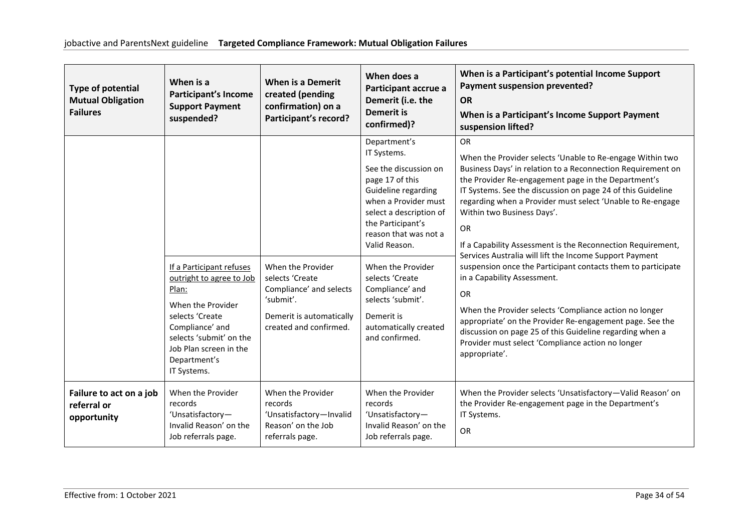| Type of potential Mutual Obligation Failures | When is a Participant's Income Support Payment suspended? | When is a Demerit created (pending confirmation) on a Participant's record? | When does a Participant accrue a Demerit (i.e. the Demerit is confirmed)? | When is a Participant's potential Income Support Payment suspension prevented? **OR** When is a Participant's Income Support Payment suspension lifted? |
|---|---|---|---|---|
| | | | Department's IT Systems. See the discussion on page 17 of this Guideline regarding when a Provider must select a description of the Participant's reason that was not a Valid Reason. | OR When the Provider selects 'Unable to Re-engage Within two Business Days' in relation to a Reconnection Requirement on the Provider Re-engagement page in the Department's IT Systems. See the discussion on page 24 of this Guideline regarding when a Provider must select 'Unable to Re-engage Within two Business Days'. OR If a Capability Assessment is the Reconnection Requirement, Services Australia will lift the Income Support Payment suspension once the Participant contacts them to participate in a Capability Assessment. OR When the Provider selects 'Compliance action no longer appropriate' on the Provider Re-engagement page. See the discussion on page 25 of this Guideline regarding when a Provider must select 'Compliance action no longer appropriate'. |
| | If a Participant refuses outright to agree to Job Plan: When the Provider selects 'Create Compliance' and selects 'submit' on the Job Plan screen in the Department's IT Systems. | When the Provider selects 'Create Compliance' and selects 'submit'. Demerit is automatically created and confirmed. | When the Provider selects 'Create Compliance' and selects 'submit'. Demerit is automatically created and confirmed. | |
| **Failure to act on a job referral or opportunity** | When the Provider records 'Unsatisfactory—Invalid Reason' on the Job referrals page. | When the Provider records 'Unsatisfactory—Invalid Reason' on the Job referrals page. | When the Provider records 'Unsatisfactory—Invalid Reason' on the Job referrals page. | When the Provider selects 'Unsatisfactory—Valid Reason' on the Provider Re-engagement page in the Department's IT Systems. OR |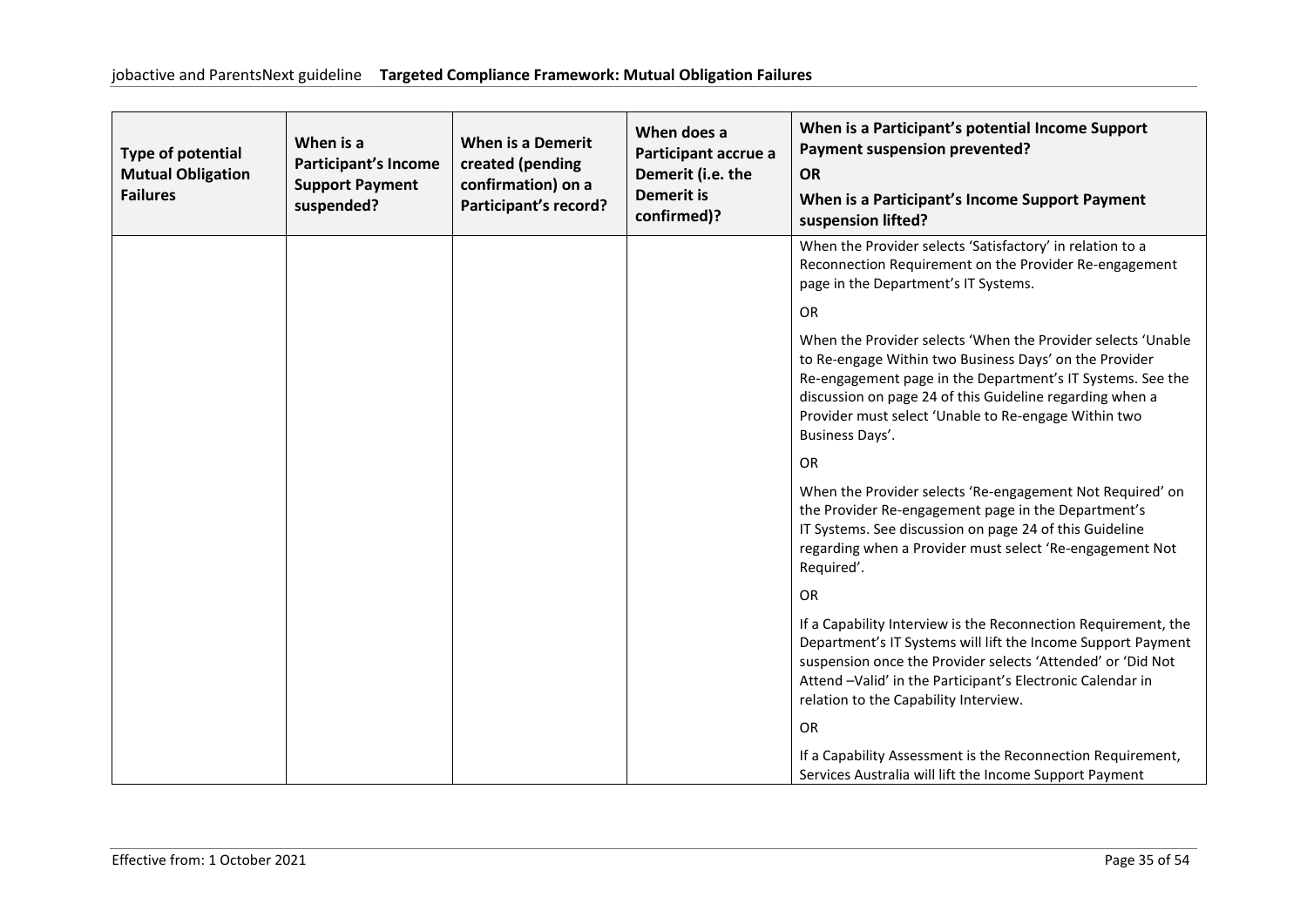| Type of potential Mutual Obligation Failures | When is a Participant's Income Support Payment suspended? | When is a Demerit created (pending confirmation) on a Participant's record? | When does a Participant accrue a Demerit (i.e. the Demerit is confirmed)? | When is a Participant's potential Income Support Payment suspension prevented? **OR** When is a Participant's Income Support Payment suspension lifted? |
|---|---|---|---|---|
| | | | | When the Provider selects 'Satisfactory' in relation to a Reconnection Requirement on the Provider Re-engagement page in the Department's IT Systems.<br><br>OR<br><br>When the Provider selects 'When the Provider selects 'Unable to Re-engage Within two Business Days' on the Provider Re-engagement page in the Department's IT Systems. See the discussion on page 24 of this Guideline regarding when a Provider must select 'Unable to Re-engage Within two Business Days'.<br><br>OR<br><br>When the Provider selects 'Re-engagement Not Required' on the Provider Re-engagement page in the Department's IT Systems. See discussion on page 24 of this Guideline regarding when a Provider must select 'Re-engagement Not Required'.<br><br>OR<br><br>If a Capability Interview is the Reconnection Requirement, the Department's IT Systems will lift the Income Support Payment suspension once the Provider selects 'Attended' or 'Did Not Attend –Valid' in the Participant's Electronic Calendar in relation to the Capability Interview.<br><br>OR<br><br>If a Capability Assessment is the Reconnection Requirement, Services Australia will lift the Income Support Payment |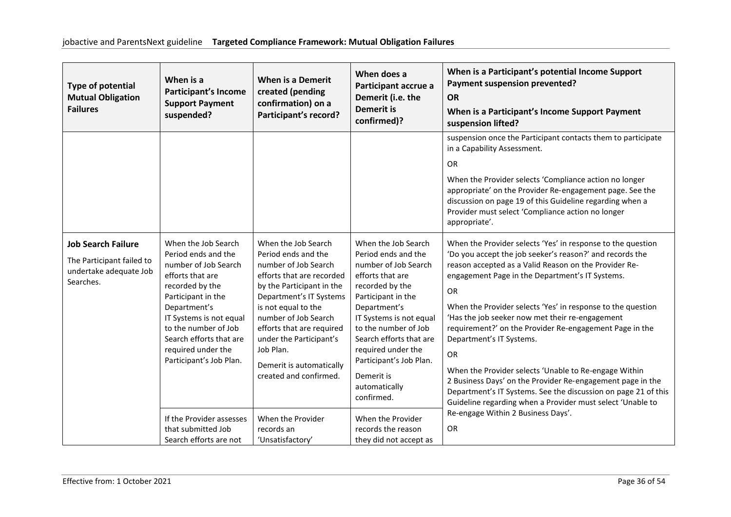| Type of potential Mutual Obligation Failures | When is a Participant's Income Support Payment suspended? | When is a Demerit created (pending confirmation) on a Participant's record? | When does a Participant accrue a Demerit (i.e. the Demerit is confirmed)? | When is a Participant's potential Income Support Payment suspension prevented?<br>**OR**<br>When is a Participant's Income Support Payment suspension lifted? |
|---|---|---|---|---|
| | | | | suspension once the Participant contacts them to participate in a Capability Assessment.<br><br>OR<br><br>When the Provider selects 'Compliance action no longer appropriate' on the Provider Re-engagement page. See the discussion on page 19 of this Guideline regarding when a Provider must select 'Compliance action no longer appropriate'. |
| **Job Search Failure**<br><br>The Participant failed to undertake adequate Job Searches. | When the Job Search Period ends and the number of Job Search efforts that are recorded by the Participant in the Department's IT Systems is not equal to the number of Job Search efforts that are required under the Participant's Job Plan. | When the Job Search Period ends and the number of Job Search efforts that are recorded by the Participant in the Department's IT Systems is not equal to the number of Job Search efforts that are required under the Participant's Job Plan.<br><br>Demerit is automatically created and confirmed. | When the Job Search Period ends and the number of Job Search efforts that are recorded by the Participant in the Department's IT Systems is not equal to the number of Job Search efforts that are required under the Participant's Job Plan.<br><br>Demerit is automatically confirmed. | When the Provider selects 'Yes' in response to the question 'Do you accept the job seeker's reason?' and records the reason accepted as a Valid Reason on the Provider Re-engagement Page in the Department's IT Systems.<br><br>OR<br><br>When the Provider selects 'Yes' in response to the question 'Has the job seeker now met their re-engagement requirement?' on the Provider Re-engagement Page in the Department's IT Systems.<br><br>OR<br><br>When the Provider selects 'Unable to Re-engage Within 2 Business Days' on the Provider Re-engagement page in the Department's IT Systems. See the discussion on page 21 of this Guideline regarding when a Provider must select 'Unable to Re-engage Within 2 Business Days'.<br><br>OR |
| | If the Provider assesses that submitted Job Search efforts are not | When the Provider records an 'Unsatisfactory' | When the Provider records the reason they did not accept as | |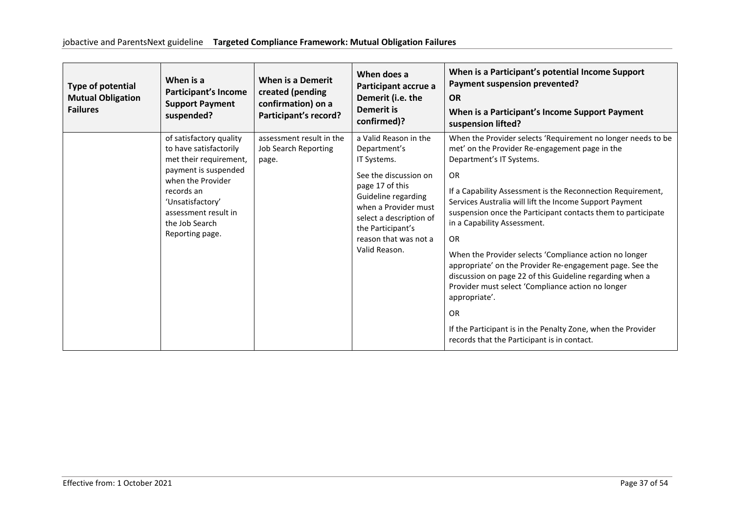| Type of potential Mutual Obligation Failures | When is a Participant's Income Support Payment suspended? | When is a Demerit created (pending confirmation) on a Participant's record? | When does a Participant accrue a Demerit (i.e. the Demerit is confirmed)? | When is a Participant's potential Income Support Payment suspension prevented? **OR** When is a Participant's Income Support Payment suspension lifted? |
|---|---|---|---|---|
| | of satisfactory quality to have satisfactorily met their requirement, payment is suspended when the Provider records an 'Unsatisfactory' assessment result in the Job Search Reporting page. | assessment result in the Job Search Reporting page. | a Valid Reason in the Department's IT Systems.<br><br>See the discussion on page 17 of this Guideline regarding when a Provider must select a description of the Participant's reason that was not a Valid Reason. | When the Provider selects 'Requirement no longer needs to be met' on the Provider Re-engagement page in the Department's IT Systems.<br><br>OR<br><br>If a Capability Assessment is the Reconnection Requirement, Services Australia will lift the Income Support Payment suspension once the Participant contacts them to participate in a Capability Assessment.<br><br>OR<br><br>When the Provider selects 'Compliance action no longer appropriate' on the Provider Re-engagement page. See the discussion on page 22 of this Guideline regarding when a Provider must select 'Compliance action no longer appropriate'.<br><br>OR<br><br>If the Participant is in the Penalty Zone, when the Provider records that the Participant is in contact. |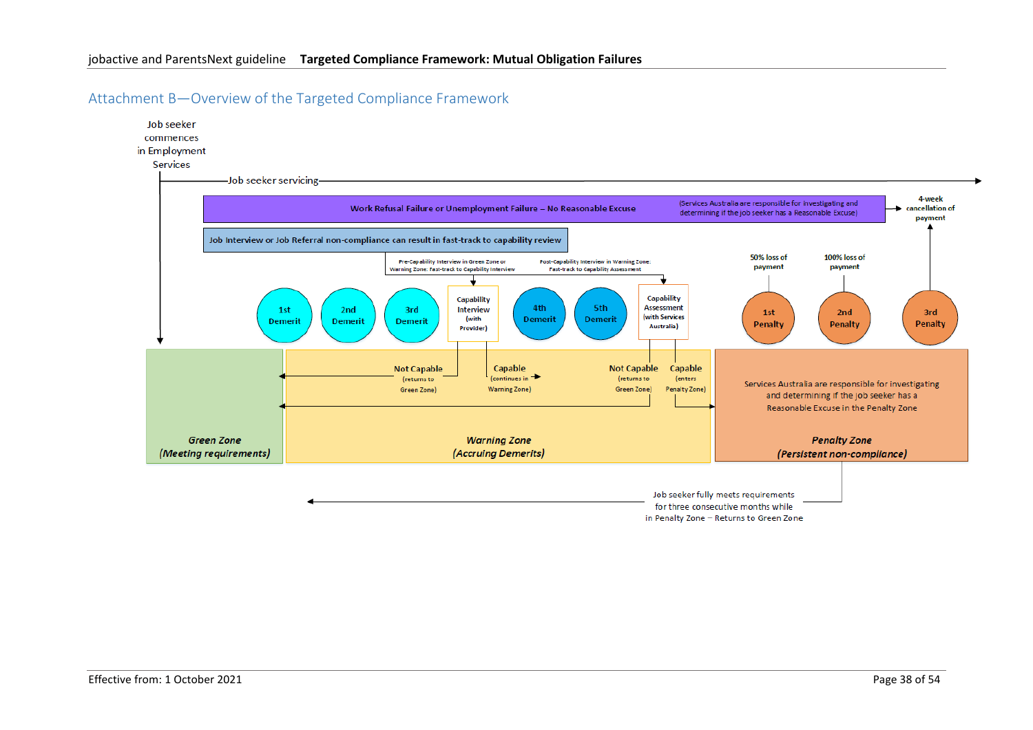## Attachment B—Overview of the Targeted Compliance Framework

Job seeker commences in Employment Services

Job seeker servicing

Work Refusal Failure or Unemployment Failure – No Reasonable Excuse

(Services Australia are responsible for investigating and determining if the job seeker has a Reasonable Excuse)

4-week cancellation of payment

Job Interview or Job Referral non-compliance can result in fast-track to capability review

Pre-Capability Interview in Green Zone or Warning Zone: Fast-track to Capability Interview

Post-Capability Interview in Warning Zone: Fast-track to Capability Assessment

1st Demerit

2nd Demerit

3rd Demerit

Capability Interview (with Provider)

4th Demerit

5th Demerit

Capability Assessment (with Services Australia)

50% loss of payment

100% loss of payment

1st Penalty

2nd Penalty

3rd Penalty

Not Capable (returns to Green Zone)

Capable (continues in Warning Zone)

Not Capable (returns to Green Zone)

Capable (enters Penalty Zone)

Services Australia are responsible for investigating and determining if the job seeker has a Reasonable Excuse in the Penalty Zone

***Green Zone (Meeting requirements)***

***Warning Zone (Accruing Demerits)***

***Penalty Zone (Persistent non-compliance)***

Job seeker fully meets requirements for three consecutive months while in Penalty Zone – Returns to Green Zone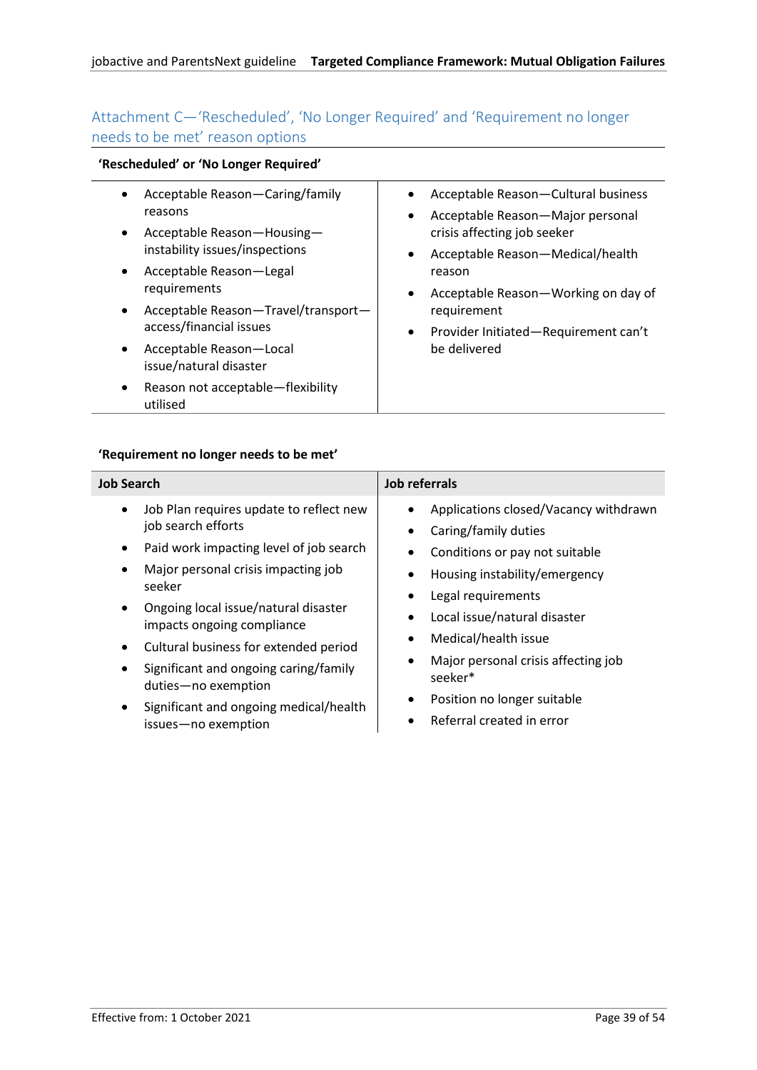## Attachment C—'Rescheduled', 'No Longer Required' and 'Requirement no longer needs to be met' reason options

**'Rescheduled' or 'No Longer Required'**

- Acceptable Reason—Caring/family reasons
- Acceptable Reason—Housing—instability issues/inspections
- Acceptable Reason—Legal requirements
- Acceptable Reason—Travel/transport—access/financial issues
- Acceptable Reason—Local issue/natural disaster
- Reason not acceptable—flexibility utilised
- Acceptable Reason—Cultural business
- Acceptable Reason—Major personal crisis affecting job seeker
- Acceptable Reason—Medical/health reason
- Acceptable Reason—Working on day of requirement
- Provider Initiated—Requirement can't be delivered

**'Requirement no longer needs to be met'**

| Job Search | Job referrals |
|---|---|
| • Job Plan requires update to reflect new job search efforts<br>• Paid work impacting level of job search<br>• Major personal crisis impacting job seeker<br>• Ongoing local issue/natural disaster impacts ongoing compliance<br>• Cultural business for extended period<br>• Significant and ongoing caring/family duties—no exemption<br>• Significant and ongoing medical/health issues—no exemption | • Applications closed/Vacancy withdrawn<br>• Caring/family duties<br>• Conditions or pay not suitable<br>• Housing instability/emergency<br>• Legal requirements<br>• Local issue/natural disaster<br>• Medical/health issue<br>• Major personal crisis affecting job seeker*<br>• Position no longer suitable<br>• Referral created in error |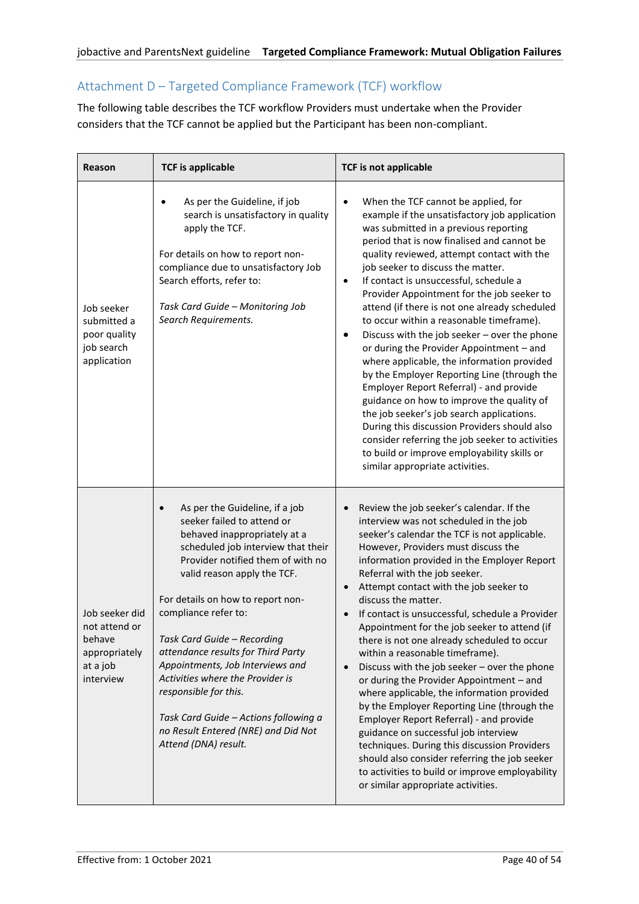## Attachment D – Targeted Compliance Framework (TCF) workflow

The following table describes the TCF workflow Providers must undertake when the Provider considers that the TCF cannot be applied but the Participant has been non-compliant.

| Reason | TCF is applicable | TCF is not applicable |
|---|---|---|
| Job seeker submitted a poor quality job search application | • As per the Guideline, if job search is unsatisfactory in quality apply the TCF.<br><br>For details on how to report non-compliance due to unsatisfactory Job Search efforts, refer to:<br><br>*Task Card Guide – Monitoring Job Search Requirements.* | • When the TCF cannot be applied, for example if the unsatisfactory job application was submitted in a previous reporting period that is now finalised and cannot be quality reviewed, attempt contact with the job seeker to discuss the matter.<br>• If contact is unsuccessful, schedule a Provider Appointment for the job seeker to attend (if there is not one already scheduled to occur within a reasonable timeframe).<br>• Discuss with the job seeker – over the phone or during the Provider Appointment – and where applicable, the information provided by the Employer Reporting Line (through the Employer Report Referral) - and provide guidance on how to improve the quality of the job seeker's job search applications. During this discussion Providers should also consider referring the job seeker to activities to build or improve employability skills or similar appropriate activities. |
| Job seeker did not attend or behave appropriately at a job interview | • As per the Guideline, if a job seeker failed to attend or behaved inappropriately at a scheduled job interview that their Provider notified them of with no valid reason apply the TCF.<br><br>For details on how to report non-compliance refer to:<br><br>*Task Card Guide – Recording attendance results for Third Party Appointments, Job Interviews and Activities where the Provider is responsible for this.*<br><br>*Task Card Guide – Actions following a no Result Entered (NRE) and Did Not Attend (DNA) result.* | • Review the job seeker's calendar. If the interview was not scheduled in the job seeker's calendar the TCF is not applicable. However, Providers must discuss the information provided in the Employer Report Referral with the job seeker.<br>• Attempt contact with the job seeker to discuss the matter.<br>• If contact is unsuccessful, schedule a Provider Appointment for the job seeker to attend (if there is not one already scheduled to occur within a reasonable timeframe).<br>• Discuss with the job seeker – over the phone or during the Provider Appointment – and where applicable, the information provided by the Employer Reporting Line (through the Employer Report Referral) - and provide guidance on successful job interview techniques. During this discussion Providers should also consider referring the job seeker to activities to build or improve employability or similar appropriate activities. |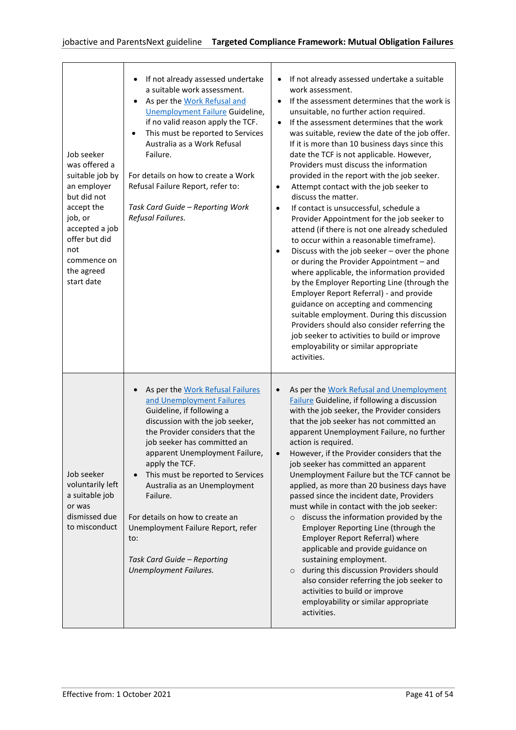| | | |
|---|---|---|
| Job seeker was offered a suitable job by an employer but did not accept the job, or accepted a job offer but did not commence on the agreed start date | <ul><li>If not already assessed undertake a suitable work assessment.</li><li>As per the Work Refusal and Unemployment Failure Guideline, if no valid reason apply the TCF.</li><li>This must be reported to Services Australia as a Work Refusal Failure.</li></ul>For details on how to create a Work Refusal Failure Report, refer to:<br><br>*Task Card Guide – Reporting Work Refusal Failures.* | <ul><li>If not already assessed undertake a suitable work assessment.</li><li>If the assessment determines that the work is unsuitable, no further action required.</li><li>If the assessment determines that the work was suitable, review the date of the job offer. If it is more than 10 business days since this date the TCF is not applicable. However, Providers must discuss the information provided in the report with the job seeker.</li><li>Attempt contact with the job seeker to discuss the matter.</li><li>If contact is unsuccessful, schedule a Provider Appointment for the job seeker to attend (if there is not one already scheduled to occur within a reasonable timeframe).</li><li>Discuss with the job seeker – over the phone or during the Provider Appointment – and where applicable, the information provided by the Employer Reporting Line (through the Employer Report Referral) - and provide guidance on accepting and commencing suitable employment. During this discussion Providers should also consider referring the job seeker to activities to build or improve employability or similar appropriate activities.</li></ul> |
| Job seeker voluntarily left a suitable job or was dismissed due to misconduct | <ul><li>As per the Work Refusal Failures and Unemployment Failures Guideline, if following a discussion with the job seeker, the Provider considers that the job seeker has committed an apparent Unemployment Failure, apply the TCF.</li><li>This must be reported to Services Australia as an Unemployment Failure.</li></ul>For details on how to create an Unemployment Failure Report, refer to:<br><br>*Task Card Guide – Reporting Unemployment Failures.* | <ul><li>As per the Work Refusal and Unemployment Failure Guideline, if following a discussion with the job seeker, the Provider considers that the job seeker has not committed an apparent Unemployment Failure, no further action is required.</li><li>However, if the Provider considers that the job seeker has committed an apparent Unemployment Failure but the TCF cannot be applied, as more than 20 business days have passed since the incident date, Providers must while in contact with the job seeker:<ul><li>discuss the information provided by the Employer Reporting Line (through the Employer Report Referral) where applicable and provide guidance on sustaining employment.</li><li>during this discussion Providers should also consider referring the job seeker to activities to build or improve employability or similar appropriate activities.</li></ul></li></ul> |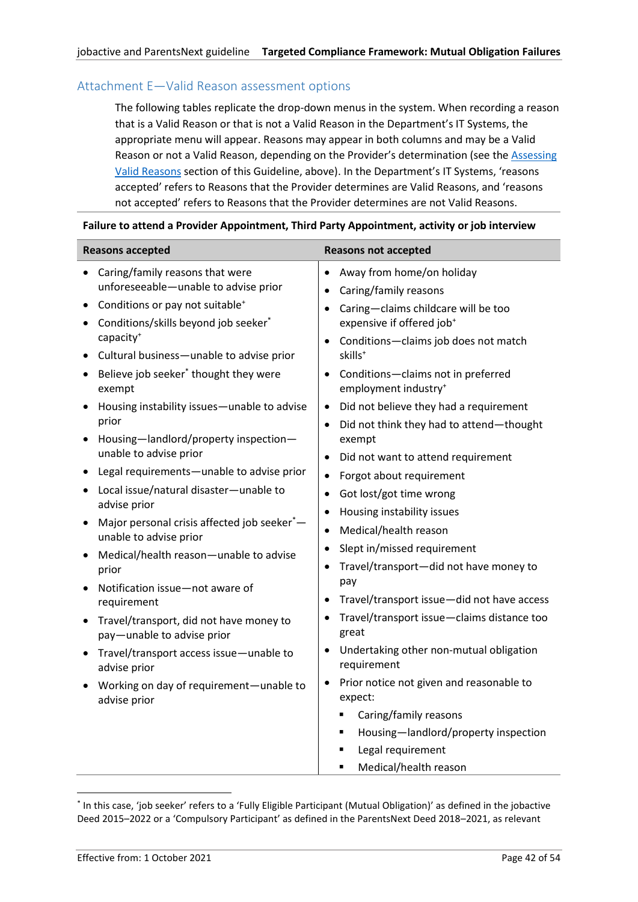## Attachment E—Valid Reason assessment options

The following tables replicate the drop-down menus in the system. When recording a reason that is a Valid Reason or that is not a Valid Reason in the Department's IT Systems, the appropriate menu will appear. Reasons may appear in both columns and may be a Valid Reason or not a Valid Reason, depending on the Provider's determination (see the Assessing Valid Reasons section of this Guideline, above). In the Department's IT Systems, 'reasons accepted' refers to Reasons that the Provider determines are Valid Reasons, and 'reasons not accepted' refers to Reasons that the Provider determines are not Valid Reasons.

**Failure to attend a Provider Appointment, Third Party Appointment, activity or job interview**

| Reasons accepted | Reasons not accepted |
|---|---|
| • Caring/family reasons that were unforeseeable—unable to advise prior<br>• Conditions or pay not suitable+<br>• Conditions/skills beyond job seeker* capacity+<br>• Cultural business—unable to advise prior<br>• Believe job seeker* thought they were exempt<br>• Housing instability issues—unable to advise prior<br>• Housing—landlord/property inspection—unable to advise prior<br>• Legal requirements—unable to advise prior<br>• Local issue/natural disaster—unable to advise prior<br>• Major personal crisis affected job seeker*—unable to advise prior<br>• Medical/health reason—unable to advise prior<br>• Notification issue—not aware of requirement<br>• Travel/transport, did not have money to pay—unable to advise prior<br>• Travel/transport access issue—unable to advise prior<br>• Working on day of requirement—unable to advise prior | • Away from home/on holiday<br>• Caring/family reasons<br>• Caring—claims childcare will be too expensive if offered job+<br>• Conditions—claims job does not match skills+<br>• Conditions—claims not in preferred employment industry+<br>• Did not believe they had a requirement<br>• Did not think they had to attend—thought exempt<br>• Did not want to attend requirement<br>• Forgot about requirement<br>• Got lost/got time wrong<br>• Housing instability issues<br>• Medical/health reason<br>• Slept in/missed requirement<br>• Travel/transport—did not have money to pay<br>• Travel/transport issue—did not have access<br>• Travel/transport issue—claims distance too great<br>• Undertaking other non-mutual obligation requirement<br>• Prior notice not given and reasonable to expect:<br>&nbsp;&nbsp;▪ Caring/family reasons<br>&nbsp;&nbsp;▪ Housing—landlord/property inspection<br>&nbsp;&nbsp;▪ Legal requirement<br>&nbsp;&nbsp;▪ Medical/health reason |

* In this case, 'job seeker' refers to a 'Fully Eligible Participant (Mutual Obligation)' as defined in the jobactive Deed 2015–2022 or a 'Compulsory Participant' as defined in the ParentsNext Deed 2018–2021, as relevant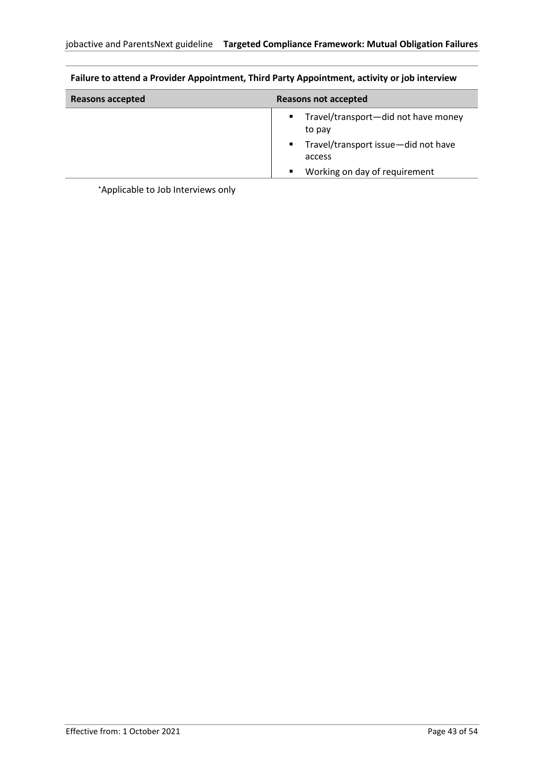**Failure to attend a Provider Appointment, Third Party Appointment, activity or job interview**

| Reasons accepted | Reasons not accepted |
|---|---|
| | ▪ Travel/transport—did not have money to pay<br>▪ Travel/transport issue—did not have access<br>▪ Working on day of requirement |

⁺Applicable to Job Interviews only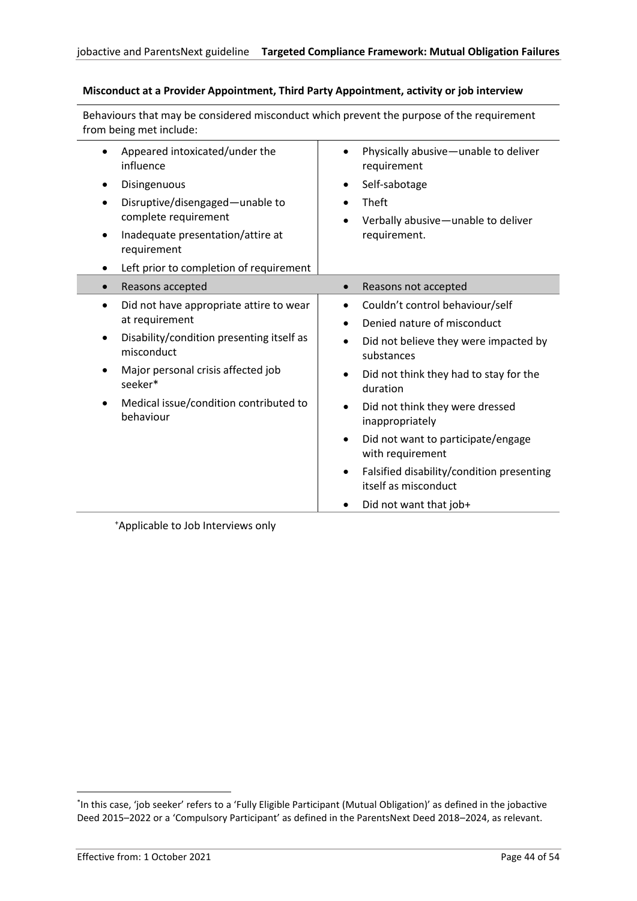**Misconduct at a Provider Appointment, Third Party Appointment, activity or job interview**

| Behaviours that may be considered misconduct which prevent the purpose of the requirement from being met include: | |
|---|---|
| • Appeared intoxicated/under the influence<br>• Disingenuous<br>• Disruptive/disengaged—unable to complete requirement<br>• Inadequate presentation/attire at requirement<br>• Left prior to completion of requirement | • Physically abusive—unable to deliver requirement<br>• Self-sabotage<br>• Theft<br>• Verbally abusive—unable to deliver requirement. |
| • Reasons accepted | • Reasons not accepted |
| • Did not have appropriate attire to wear at requirement<br>• Disability/condition presenting itself as misconduct<br>• Major personal crisis affected job seeker*<br>• Medical issue/condition contributed to behaviour | • Couldn't control behaviour/self<br>• Denied nature of misconduct<br>• Did not believe they were impacted by substances<br>• Did not think they had to stay for the duration<br>• Did not think they were dressed inappropriately<br>• Did not want to participate/engage with requirement<br>• Falsified disability/condition presenting itself as misconduct<br>• Did not want that job+ |

+Applicable to Job Interviews only

*In this case, 'job seeker' refers to a 'Fully Eligible Participant (Mutual Obligation)' as defined in the jobactive Deed 2015–2022 or a 'Compulsory Participant' as defined in the ParentsNext Deed 2018–2024, as relevant.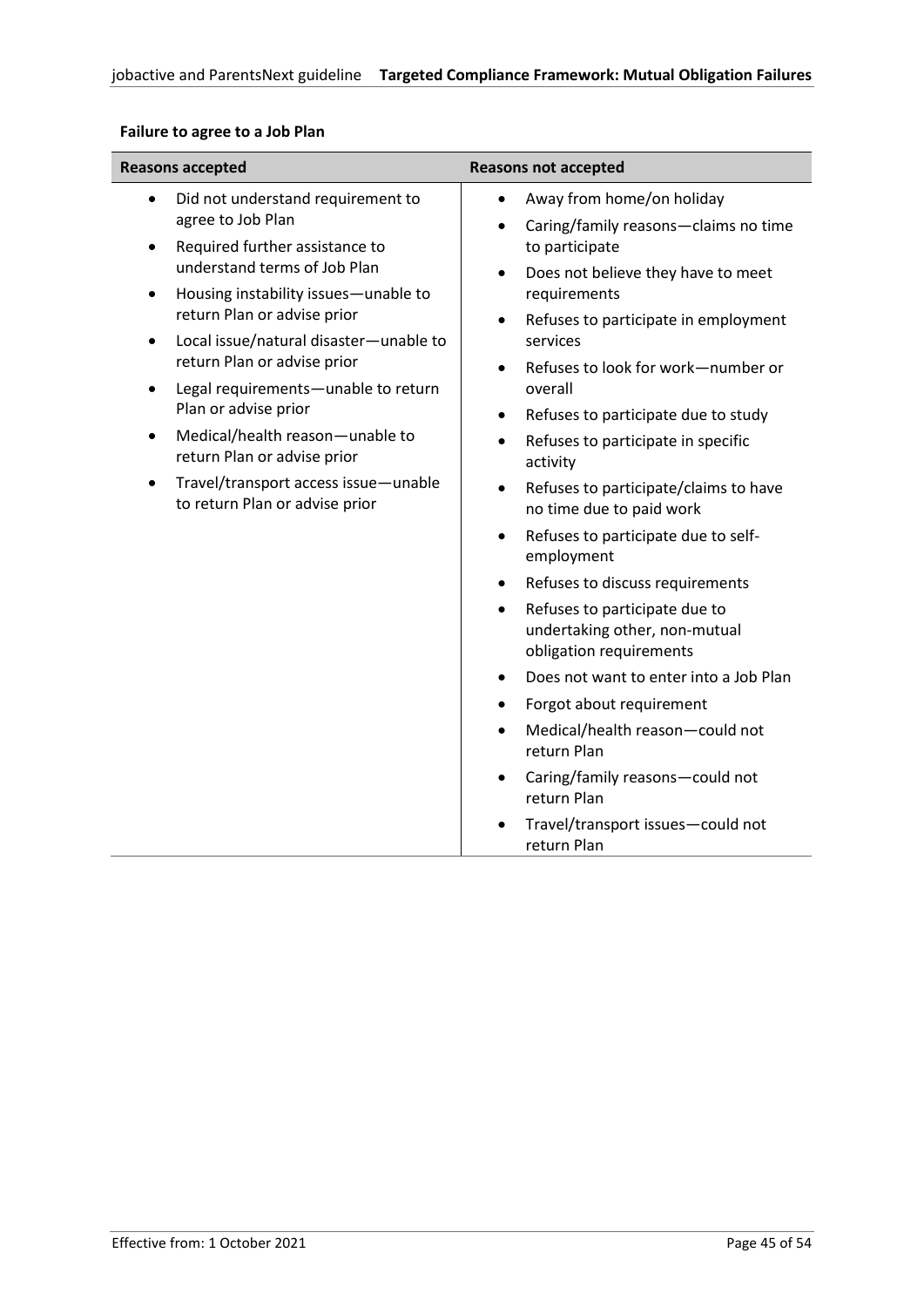**Failure to agree to a Job Plan**

| Reasons accepted | Reasons not accepted |
| --- | --- |
| • Did not understand requirement to agree to Job Plan<br>• Required further assistance to understand terms of Job Plan<br>• Housing instability issues—unable to return Plan or advise prior<br>• Local issue/natural disaster—unable to return Plan or advise prior<br>• Legal requirements—unable to return Plan or advise prior<br>• Medical/health reason—unable to return Plan or advise prior<br>• Travel/transport access issue—unable to return Plan or advise prior | • Away from home/on holiday<br>• Caring/family reasons—claims no time to participate<br>• Does not believe they have to meet requirements<br>• Refuses to participate in employment services<br>• Refuses to look for work—number or overall<br>• Refuses to participate due to study<br>• Refuses to participate in specific activity<br>• Refuses to participate/claims to have no time due to paid work<br>• Refuses to participate due to self-employment<br>• Refuses to discuss requirements<br>• Refuses to participate due to undertaking other, non-mutual obligation requirements<br>• Does not want to enter into a Job Plan<br>• Forgot about requirement<br>• Medical/health reason—could not return Plan<br>• Caring/family reasons—could not return Plan<br>• Travel/transport issues—could not return Plan |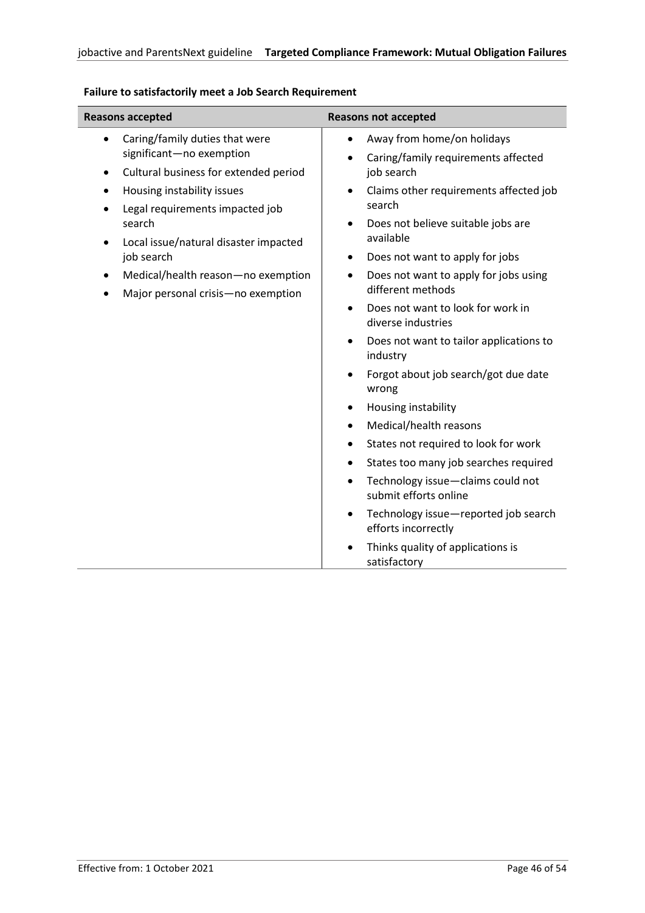**Failure to satisfactorily meet a Job Search Requirement**

| Reasons accepted | Reasons not accepted |
| --- | --- |
| • Caring/family duties that were significant—no exemption<br>• Cultural business for extended period<br>• Housing instability issues<br>• Legal requirements impacted job search<br>• Local issue/natural disaster impacted job search<br>• Medical/health reason—no exemption<br>• Major personal crisis—no exemption | • Away from home/on holidays<br>• Caring/family requirements affected job search<br>• Claims other requirements affected job search<br>• Does not believe suitable jobs are available<br>• Does not want to apply for jobs<br>• Does not want to apply for jobs using different methods<br>• Does not want to look for work in diverse industries<br>• Does not want to tailor applications to industry<br>• Forgot about job search/got due date wrong<br>• Housing instability<br>• Medical/health reasons<br>• States not required to look for work<br>• States too many job searches required<br>• Technology issue—claims could not submit efforts online<br>• Technology issue—reported job search efforts incorrectly<br>• Thinks quality of applications is satisfactory |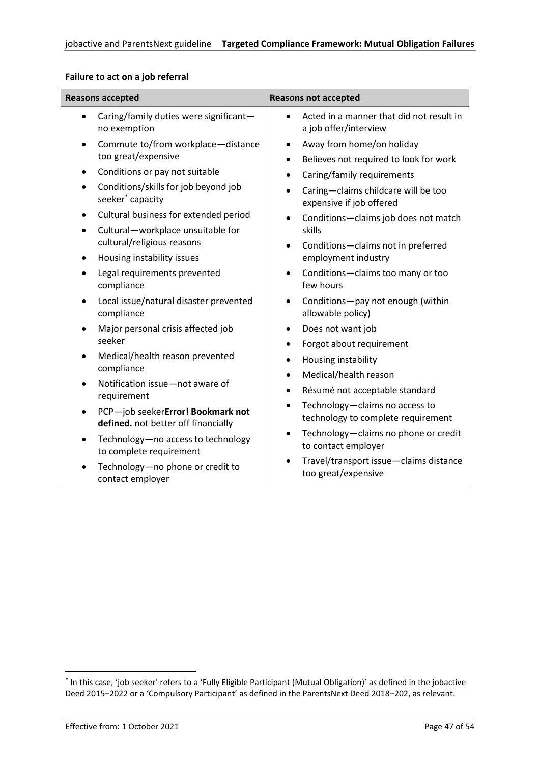**Failure to act on a job referral**

| Reasons accepted | Reasons not accepted |
| --- | --- |
| • Caring/family duties were significant—no exemption<br>• Commute to/from workplace—distance too great/expensive<br>• Conditions or pay not suitable<br>• Conditions/skills for job beyond job seeker[*] capacity<br>• Cultural business for extended period<br>• Cultural—workplace unsuitable for cultural/religious reasons<br>• Housing instability issues<br>• Legal requirements prevented compliance<br>• Local issue/natural disaster prevented compliance<br>• Major personal crisis affected job seeker<br>• Medical/health reason prevented compliance<br>• Notification issue—not aware of requirement<br>• PCP—job seeker**Error! Bookmark not defined.** not better off financially<br>• Technology—no access to technology to complete requirement<br>• Technology—no phone or credit to contact employer | • Acted in a manner that did not result in a job offer/interview<br>• Away from home/on holiday<br>• Believes not required to look for work<br>• Caring/family requirements<br>• Caring—claims childcare will be too expensive if job offered<br>• Conditions—claims job does not match skills<br>• Conditions—claims not in preferred employment industry<br>• Conditions—claims too many or too few hours<br>• Conditions—pay not enough (within allowable policy)<br>• Does not want job<br>• Forgot about requirement<br>• Housing instability<br>• Medical/health reason<br>• Résumé not acceptable standard<br>• Technology—claims no access to technology to complete requirement<br>• Technology—claims no phone or credit to contact employer<br>• Travel/transport issue—claims distance too great/expensive |

[*] In this case, 'job seeker' refers to a 'Fully Eligible Participant (Mutual Obligation)' as defined in the jobactive Deed 2015–2022 or a 'Compulsory Participant' as defined in the ParentsNext Deed 2018–202, as relevant.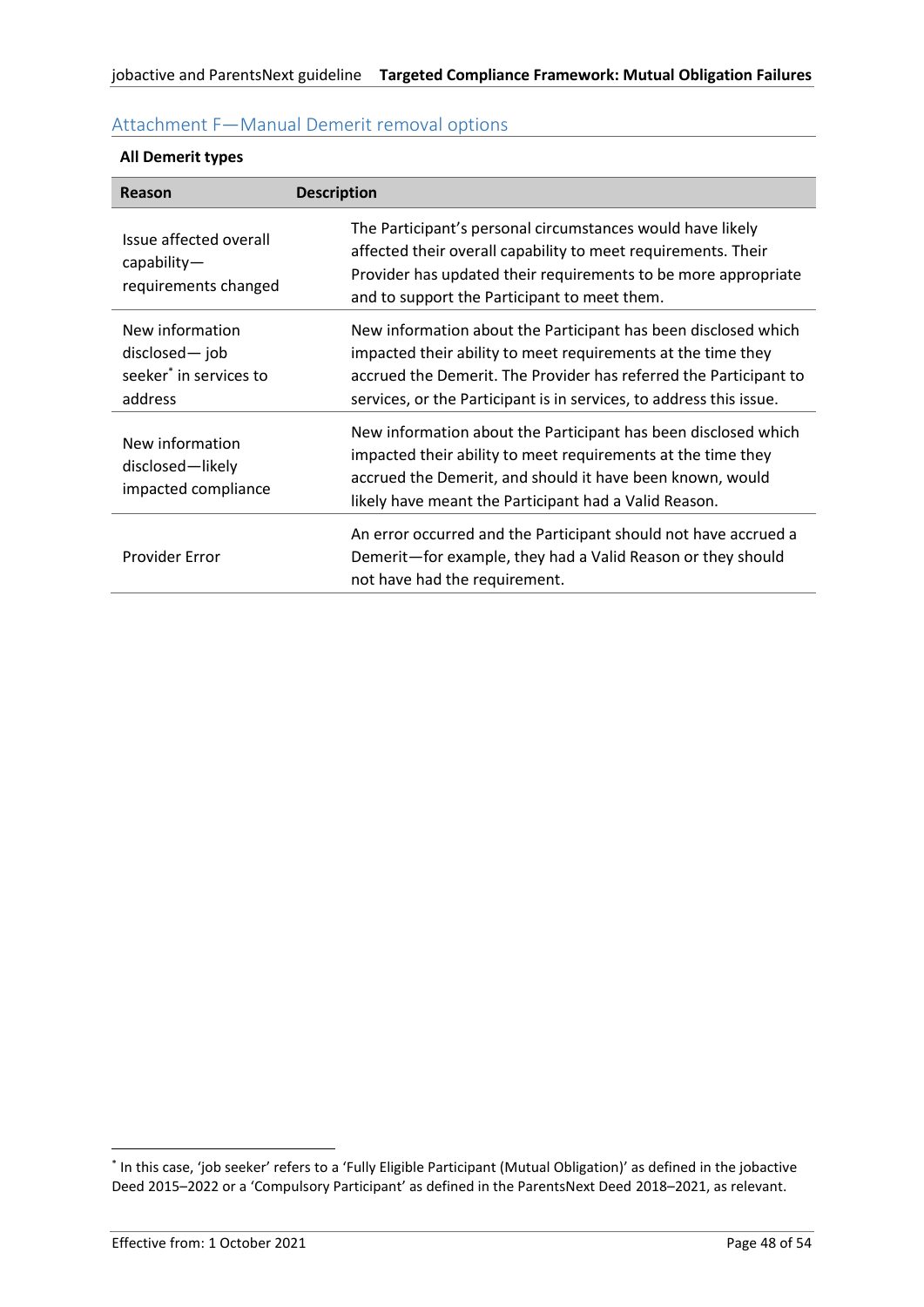## Attachment F—Manual Demerit removal options

**All Demerit types**

| Reason | Description |
|---|---|
| Issue affected overall capability—requirements changed | The Participant's personal circumstances would have likely affected their overall capability to meet requirements. Their Provider has updated their requirements to be more appropriate and to support the Participant to meet them. |
| New information disclosed— job seeker[*] in services to address | New information about the Participant has been disclosed which impacted their ability to meet requirements at the time they accrued the Demerit. The Provider has referred the Participant to services, or the Participant is in services, to address this issue. |
| New information disclosed—likely impacted compliance | New information about the Participant has been disclosed which impacted their ability to meet requirements at the time they accrued the Demerit, and should it have been known, would likely have meant the Participant had a Valid Reason. |
| Provider Error | An error occurred and the Participant should not have accrued a Demerit—for example, they had a Valid Reason or they should not have had the requirement. |

[*] In this case, 'job seeker' refers to a 'Fully Eligible Participant (Mutual Obligation)' as defined in the jobactive Deed 2015–2022 or a 'Compulsory Participant' as defined in the ParentsNext Deed 2018–2021, as relevant.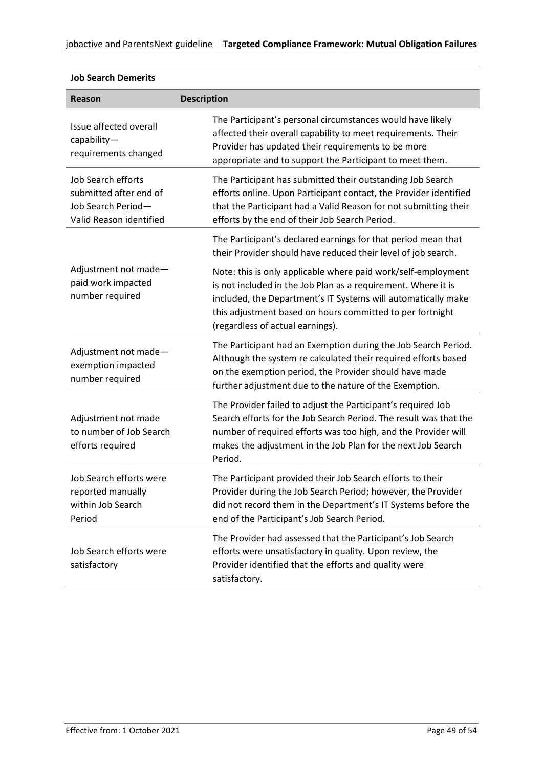**Job Search Demerits**

| Reason | Description |
| --- | --- |
| Issue affected overall capability—requirements changed | The Participant's personal circumstances would have likely affected their overall capability to meet requirements. Their Provider has updated their requirements to be more appropriate and to support the Participant to meet them. |
| Job Search efforts submitted after end of Job Search Period—Valid Reason identified | The Participant has submitted their outstanding Job Search efforts online. Upon Participant contact, the Provider identified that the Participant had a Valid Reason for not submitting their efforts by the end of their Job Search Period. |
| Adjustment not made—paid work impacted number required | The Participant's declared earnings for that period mean that their Provider should have reduced their level of job search.<br><br>Note: this is only applicable where paid work/self-employment is not included in the Job Plan as a requirement. Where it is included, the Department's IT Systems will automatically make this adjustment based on hours committed to per fortnight (regardless of actual earnings). |
| Adjustment not made—exemption impacted number required | The Participant had an Exemption during the Job Search Period. Although the system re calculated their required efforts based on the exemption period, the Provider should have made further adjustment due to the nature of the Exemption. |
| Adjustment not made to number of Job Search efforts required | The Provider failed to adjust the Participant's required Job Search efforts for the Job Search Period. The result was that the number of required efforts was too high, and the Provider will makes the adjustment in the Job Plan for the next Job Search Period. |
| Job Search efforts were reported manually within Job Search Period | The Participant provided their Job Search efforts to their Provider during the Job Search Period; however, the Provider did not record them in the Department's IT Systems before the end of the Participant's Job Search Period. |
| Job Search efforts were satisfactory | The Provider had assessed that the Participant's Job Search efforts were unsatisfactory in quality. Upon review, the Provider identified that the efforts and quality were satisfactory. |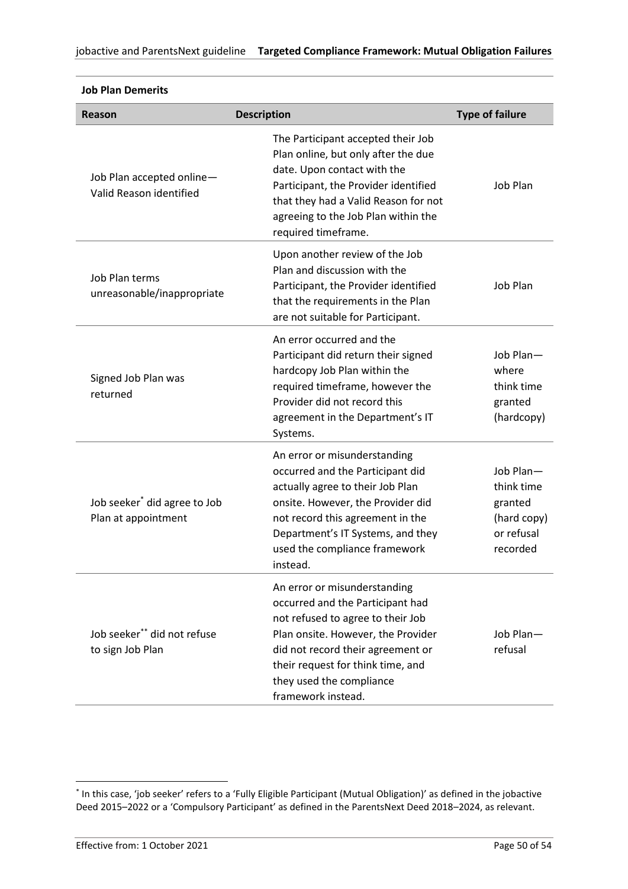**Job Plan Demerits**

| Reason | Description | Type of failure |
| --- | --- | --- |
| Job Plan accepted online—Valid Reason identified | The Participant accepted their Job Plan online, but only after the due date. Upon contact with the Participant, the Provider identified that they had a Valid Reason for not agreeing to the Job Plan within the required timeframe. | Job Plan |
| Job Plan terms unreasonable/inappropriate | Upon another review of the Job Plan and discussion with the Participant, the Provider identified that the requirements in the Plan are not suitable for Participant. | Job Plan |
| Signed Job Plan was returned | An error occurred and the Participant did return their signed hardcopy Job Plan within the required timeframe, however the Provider did not record this agreement in the Department's IT Systems. | Job Plan—where think time granted (hardcopy) |
| Job seeker[*] did agree to Job Plan at appointment | An error or misunderstanding occurred and the Participant did actually agree to their Job Plan onsite. However, the Provider did not record this agreement in the Department's IT Systems, and they used the compliance framework instead. | Job Plan—think time granted (hard copy) or refusal recorded |
| Job seeker[**] did not refuse to sign Job Plan | An error or misunderstanding occurred and the Participant had not refused to agree to their Job Plan onsite. However, the Provider did not record their agreement or their request for think time, and they used the compliance framework instead. | Job Plan—refusal |

[*] In this case, 'job seeker' refers to a 'Fully Eligible Participant (Mutual Obligation)' as defined in the jobactive Deed 2015–2022 or a 'Compulsory Participant' as defined in the ParentsNext Deed 2018–2024, as relevant.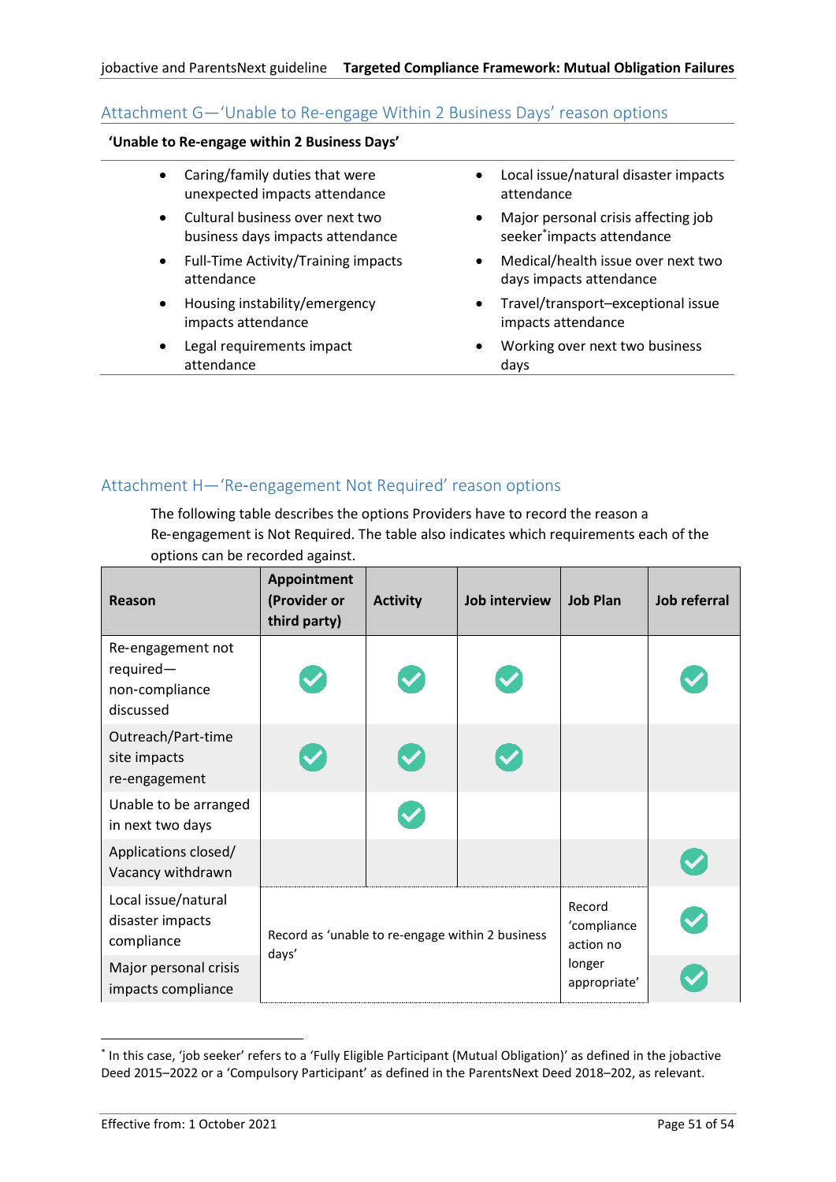## Attachment G—'Unable to Re-engage Within 2 Business Days' reason options

**'Unable to Re-engage within 2 Business Days'**

- Caring/family duties that were unexpected impacts attendance
- Cultural business over next two business days impacts attendance
- Full-Time Activity/Training impacts attendance
- Housing instability/emergency impacts attendance
- Legal requirements impact attendance
- Local issue/natural disaster impacts attendance
- Major personal crisis affecting job seeker* impacts attendance
- Medical/health issue over next two days impacts attendance
- Travel/transport–exceptional issue impacts attendance
- Working over next two business days

## Attachment H—'Re-engagement Not Required' reason options

The following table describes the options Providers have to record the reason a Re-engagement is Not Required. The table also indicates which requirements each of the options can be recorded against.

| Reason | Appointment (Provider or third party) | Activity | Job interview | Job Plan | Job referral |
|---|---|---|---|---|---|
| Re-engagement not required—non-compliance discussed | ✓ | ✓ | ✓ | | ✓ |
| Outreach/Part-time site impacts re-engagement | ✓ | ✓ | ✓ | | |
| Unable to be arranged in next two days | | ✓ | | | |
| Applications closed/ Vacancy withdrawn | | | | | ✓ |
| Local issue/natural disaster impacts compliance | Record as 'unable to re-engage within 2 business days' | | | Record 'compliance action no longer appropriate' | ✓ |
| Major personal crisis impacts compliance | Record as 'unable to re-engage within 2 business days' | | | Record 'compliance action no longer appropriate' | ✓ |

* In this case, 'job seeker' refers to a 'Fully Eligible Participant (Mutual Obligation)' as defined in the jobactive Deed 2015–2022 or a 'Compulsory Participant' as defined in the ParentsNext Deed 2018–202, as relevant.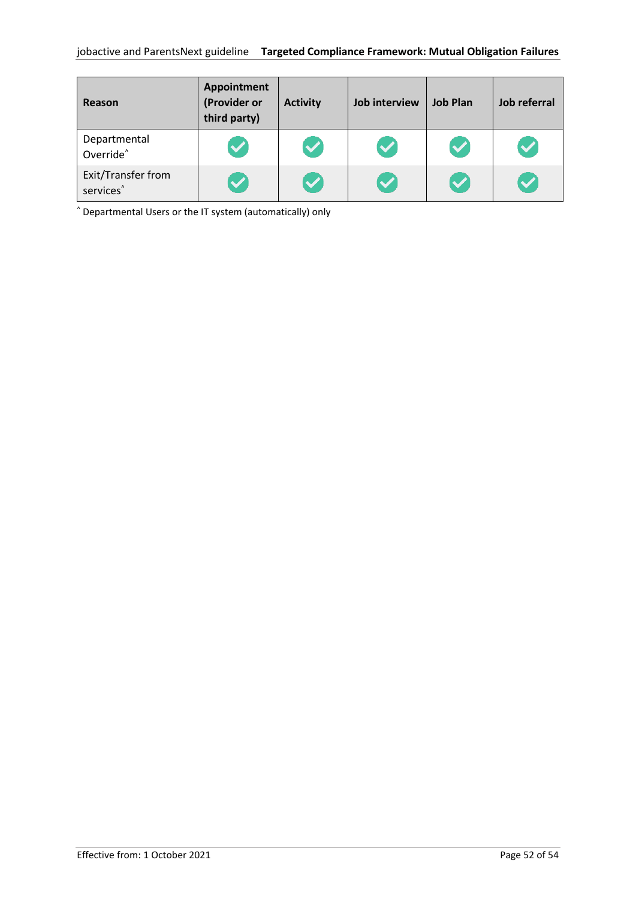| Reason | Appointment (Provider or third party) | Activity | Job interview | Job Plan | Job referral |
|---|---|---|---|---|---|
| Departmental Override^ | ✓ | ✓ | ✓ | ✓ | ✓ |
| Exit/Transfer from services^ | ✓ | ✓ | ✓ | ✓ | ✓ |

^ Departmental Users or the IT system (automatically) only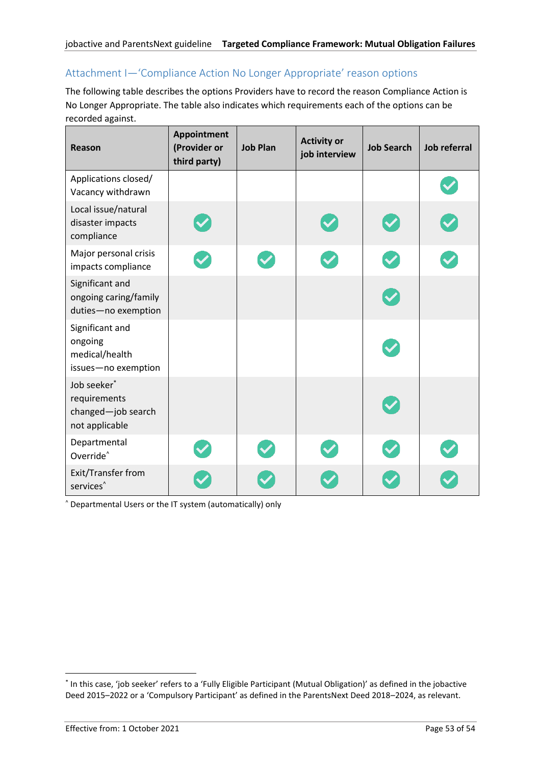## Attachment I—'Compliance Action No Longer Appropriate' reason options

The following table describes the options Providers have to record the reason Compliance Action is No Longer Appropriate. The table also indicates which requirements each of the options can be recorded against.

| Reason | Appointment (Provider or third party) | Job Plan | Activity or job interview | Job Search | Job referral |
|---|---|---|---|---|---|
| Applications closed/ Vacancy withdrawn | | | | | ✓ |
| Local issue/natural disaster impacts compliance | ✓ | | ✓ | ✓ | ✓ |
| Major personal crisis impacts compliance | ✓ | ✓ | ✓ | ✓ | ✓ |
| Significant and ongoing caring/family duties—no exemption | | | | ✓ | |
| Significant and ongoing medical/health issues—no exemption | | | | ✓ | |
| Job seeker* requirements changed—job search not applicable | | | | ✓ | |
| Departmental Override^ | ✓ | ✓ | ✓ | ✓ | ✓ |
| Exit/Transfer from services^ | ✓ | ✓ | ✓ | ✓ | ✓ |

^ Departmental Users or the IT system (automatically) only

\* In this case, 'job seeker' refers to a 'Fully Eligible Participant (Mutual Obligation)' as defined in the jobactive Deed 2015–2022 or a 'Compulsory Participant' as defined in the ParentsNext Deed 2018–2024, as relevant.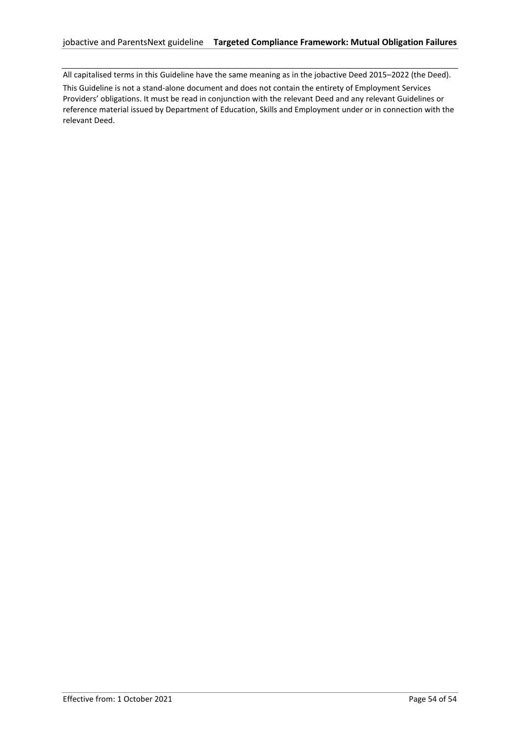All capitalised terms in this Guideline have the same meaning as in the jobactive Deed 2015–2022 (the Deed).

This Guideline is not a stand-alone document and does not contain the entirety of Employment Services Providers' obligations. It must be read in conjunction with the relevant Deed and any relevant Guidelines or reference material issued by Department of Education, Skills and Employment under or in connection with the relevant Deed.